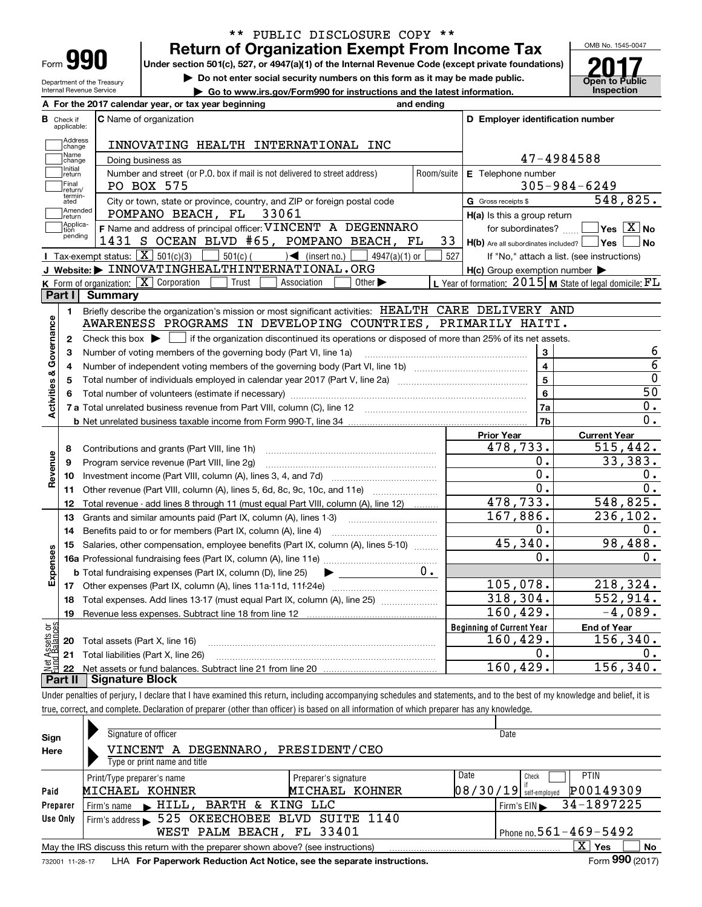\*\* PUBLIC DISCLOSURE COPY \*\*

Form **990**

# Return of Organization Exempt From Income Tax

**Under section 501(c), 527, or 4947(a)(1) of the Internal Revenue Code (except private foundations)**

▶ Do not enter social security numbers on this form as it may be made public.

▶ Go to www.irs.gov/Form990 for instructions and the latest information.

Department of the Treasury
Internal Revenue Service

OMB No. 1545-0047

**2017**

**Open to Public Inspection**

**A** For the 2017 calendar year, or tax year beginning and ending

**B** Check if applicable: Address change, Name change, Initial return, Final return/terminated, Amended return, Application pending

**C** Name of organization: INNOVATING HEALTH INTERNATIONAL INC

Doing business as

Number and street (or P.O. box if mail is not delivered to street address): PO BOX 575 | Room/suite

City or town, state or province, country, and ZIP or foreign postal code: POMPANO BEACH, FL 33061

**D** Employer identification number: 47-4984588

**E** Telephone number: 305-984-6249

**G** Gross receipts $ 548,825.

**F** Name and address of principal officer: VINCENT A DEGENNARO, 1431 S OCEAN BLVD #65, POMPANO BEACH, FL 33

**H(a)** Is this a group return for subordinates? ☐ Yes ☒ No

**H(b)** Are all subordinates included? ☐ Yes ☐ No — If "No," attach a list. (see instructions)

**H(c)** Group exemption number ▶

**I** Tax-exempt status: ☒ 501(c)(3) ☐ 501(c)( ) ◀ (insert no.) ☐ 4947(a)(1) or ☐ 527

**J** Website: ▶ INNOVATINGHEALTHINTERNATIONAL.ORG

**K** Form of organization: ☒ Corporation ☐ Trust ☐ Association ☐ Other ▶

**L** Year of formation: 2015 **M** State of legal domicile: FL

## Part I Summary

**Activities & Governance**

1. Briefly describe the organization's mission or most significant activities: HEALTH CARE DELIVERY AND AWARENESS PROGRAMS IN DEVELOPING COUNTRIES, PRIMARILY HAITI.
2. Check this box ▶ ☐ if the organization discontinued its operations or disposed of more than 25% of its net assets.

| | | | |
|---|---|---|---|
| 3 | Number of voting members of the governing body (Part VI, line 1a) | 3 | 6 |
| 4 | Number of independent voting members of the governing body (Part VI, line 1b) | 4 | 6 |
| 5 | Total number of individuals employed in calendar year 2017 (Part V, line 2a) | 5 | 0 |
| 6 | Total number of volunteers (estimate if necessary) | 6 | 50 |
| 7a | Total unrelated business revenue from Part VIII, column (C), line 12 | 7a | 0. |
| b | Net unrelated business taxable income from Form 990-T, line 34 | 7b | 0. |

| | | | Prior Year | Current Year |
|---|---|---|---|---|
| **Revenue** | 8 | Contributions and grants (Part VIII, line 1h) | 478,733. | 515,442. |
| | 9 | Program service revenue (Part VIII, line 2g) | 0. | 33,383. |
| | 10 | Investment income (Part VIII, column (A), lines 3, 4, and 7d) | 0. | 0. |
| | 11 | Other revenue (Part VIII, column (A), lines 5, 6d, 8c, 9c, 10c, and 11e) | 0. | 0. |
| | 12 | Total revenue - add lines 8 through 11 (must equal Part VIII, column (A), line 12) | 478,733. | 548,825. |
| **Expenses** | 13 | Grants and similar amounts paid (Part IX, column (A), lines 1-3) | 167,886. | 236,102. |
| | 14 | Benefits paid to or for members (Part IX, column (A), line 4) | 0. | 0. |
| | 15 | Salaries, other compensation, employee benefits (Part IX, column (A), lines 5-10) | 45,340. | 98,488. |
| | 16a | Professional fundraising fees (Part IX, column (A), line 11e) | 0. | 0. |
| | b | Total fundraising expenses (Part IX, column (D), line 25) ▶ 0. | | |
| | 17 | Other expenses (Part IX, column (A), lines 11a-11d, 11f-24e) | 105,078. | 218,324. |
| | 18 | Total expenses. Add lines 13-17 (must equal Part IX, column (A), line 25) | 318,304. | 552,914. |
| | 19 | Revenue less expenses. Subtract line 18 from line 12 | 160,429. | -4,089. |

| | | | Beginning of Current Year | End of Year |
|---|---|---|---|---|
| **Net Assets or Fund Balances** | 20 | Total assets (Part X, line 16) | 160,429. | 156,340. |
| | 21 | Total liabilities (Part X, line 26) | 0. | 0. |
| | 22 | Net assets or fund balances. Subtract line 21 from line 20 | 160,429. | 156,340. |

## Part II Signature Block

Under penalties of perjury, I declare that I have examined this return, including accompanying schedules and statements, and to the best of my knowledge and belief, it is true, correct, and complete. Declaration of preparer (other than officer) is based on all information of which preparer has any knowledge.

**Sign Here**

Signature of officer | Date

VINCENT A DEGENNARO, PRESIDENT/CEO
Type or print name and title

**Paid Preparer Use Only**

| Print/Type preparer's name | Preparer's signature | Date | Check if self-employed | PTIN |
|---|---|---|---|---|
| MICHAEL KOHNER | MICHAEL KOHNER | 08/30/19 | ☐ | P00149309 |

Firm's name ▶ HILL, BARTH & KING LLC | Firm's EIN ▶ 34-1897225

Firm's address ▶ 525 OKEECHOBEE BLVD SUITE 1140, WEST PALM BEACH, FL 33401 | Phone no. 561-469-5492

May the IRS discuss this return with the preparer shown above? (see instructions) ☒ Yes ☐ No

732001 11-28-17 LHA For Paperwork Reduction Act Notice, see the separate instructions. Form **990** (2017)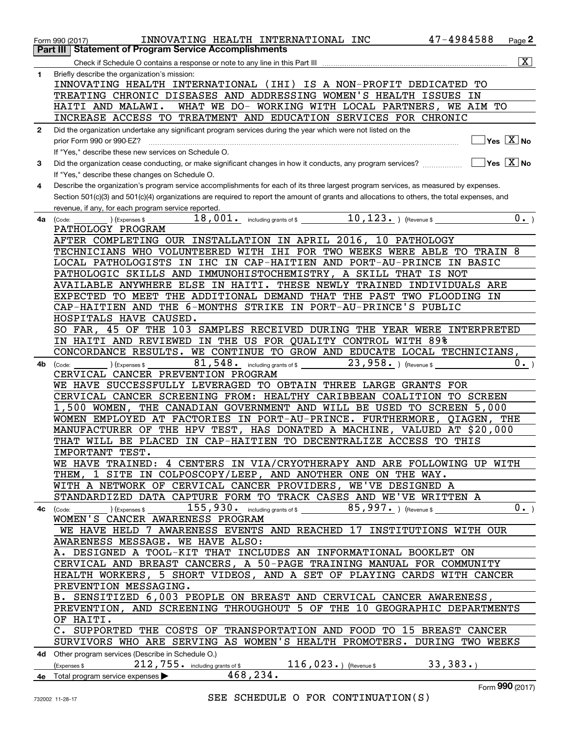Form 990 (2017) INNOVATING HEALTH INTERNATIONAL INC 47-4984588

## Part III Statement of Program Service Accomplishments

Check if Schedule O contains a response or note to any line in this Part III [X]

**1** Briefly describe the organization's mission:

INNOVATING HEALTH INTERNATIONAL (IHI) IS A NON-PROFIT DEDICATED TO TREATING CHRONIC DISEASES AND ADDRESSING WOMEN'S HEALTH ISSUES IN HAITI AND MALAWI. WHAT WE DO- WORKING WITH LOCAL PARTNERS, WE AIM TO INCREASE ACCESS TO TREATMENT AND EDUCATION SERVICES FOR CHRONIC

**2** Did the organization undertake any significant program services during the year which were not listed on the prior Form 990 or 990-EZ? Yes [ ] No [X]

If "Yes," describe these new services on Schedule O.

**3** Did the organization cease conducting, or make significant changes in how it conducts, any program services? Yes [ ] No [X]

If "Yes," describe these changes on Schedule O.

**4** Describe the organization's program service accomplishments for each of its three largest program services, as measured by expenses. Section 501(c)(3) and 501(c)(4) organizations are required to report the amount of grants and allocations to others, the total expenses, and revenue, if any, for each program service reported.

**4a** (Code: ) (Expenses $ 18,001. including grants of $ 10,123. ) (Revenue $ 0. )

PATHOLOGY PROGRAM

AFTER COMPLETING OUR INSTALLATION IN APRIL 2016, 10 PATHOLOGY TECHNICIANS WHO VOLUNTEERED WITH IHI FOR TWO WEEKS WERE ABLE TO TRAIN 8 LOCAL PATHOLOGISTS IN IHC IN CAP-HAITIEN AND PORT-AU-PRINCE IN BASIC PATHOLOGIC SKILLS AND IMMUNOHISTOCHEMISTRY, A SKILL THAT IS NOT AVAILABLE ANYWHERE ELSE IN HAITI. THESE NEWLY TRAINED INDIVIDUALS ARE EXPECTED TO MEET THE ADDITIONAL DEMAND THAT THE PAST TWO FLOODING IN CAP-HAITIEN AND THE 6-MONTHS STRIKE IN PORT-AU-PRINCE'S PUBLIC HOSPITALS HAVE CAUSED.

SO FAR, 45 OF THE 103 SAMPLES RECEIVED DURING THE YEAR WERE INTERPRETED IN HAITI AND REVIEWED IN THE US FOR QUALITY CONTROL WITH 89% CONCORDANCE RESULTS. WE CONTINUE TO GROW AND EDUCATE LOCAL TECHNICIANS,

**4b** (Code: ) (Expenses $ 81,548. including grants of $ 23,958. ) (Revenue $ 0. )

CERVICAL CANCER PREVENTION PROGRAM

WE HAVE SUCCESSFULLY LEVERAGED TO OBTAIN THREE LARGE GRANTS FOR CERVICAL CANCER SCREENING FROM: HEALTHY CARIBBEAN COALITION TO SCREEN 1,500 WOMEN, THE CANADIAN GOVERNMENT AND WILL BE USED TO SCREEN 5,000 WOMEN EMPLOYED AT FACTORIES IN PORT-AU-PRINCE. FURTHERMORE, QIAGEN, THE MANUFACTURER OF THE HPV TEST, HAS DONATED A MACHINE, VALUED AT $20,000 THAT WILL BE PLACED IN CAP-HAITIEN TO DECENTRALIZE ACCESS TO THIS IMPORTANT TEST.

WE HAVE TRAINED: 4 CENTERS IN VIA/CRYOTHERAPY AND ARE FOLLOWING UP WITH THEM, 1 SITE IN COLPOSCOPY/LEEP, AND ANOTHER ONE ON THE WAY.

WITH A NETWORK OF CERVICAL CANCER PROVIDERS, WE'VE DESIGNED A STANDARDIZED DATA CAPTURE FORM TO TRACK CASES AND WE'VE WRITTEN A

**4c** (Code: ) (Expenses $ 155,930. including grants of $ 85,997. ) (Revenue $ 0. )

WOMEN'S CANCER AWARENESS PROGRAM

WE HAVE HELD 7 AWARENESS EVENTS AND REACHED 17 INSTITUTIONS WITH OUR AWARENESS MESSAGE. WE HAVE ALSO:

A. DESIGNED A TOOL-KIT THAT INCLUDES AN INFORMATIONAL BOOKLET ON CERVICAL AND BREAST CANCERS, A 50-PAGE TRAINING MANUAL FOR COMMUNITY HEALTH WORKERS, 5 SHORT VIDEOS, AND A SET OF PLAYING CARDS WITH CANCER PREVENTION MESSAGING.

B. SENSITIZED 6,003 PEOPLE ON BREAST AND CERVICAL CANCER AWARENESS, PREVENTION, AND SCREENING THROUGHOUT 5 OF THE 10 GEOGRAPHIC DEPARTMENTS OF HAITI.

C. SUPPORTED THE COSTS OF TRANSPORTATION AND FOOD TO 15 BREAST CANCER SURVIVORS WHO ARE SERVING AS WOMEN'S HEALTH PROMOTERS. DURING TWO WEEKS

**4d** Other program services (Describe in Schedule O.)

(Expenses $ 212,755. including grants of $ 116,023. ) (Revenue $ 33,383. )

**4e** Total program service expenses ▶ 468,234.

SEE SCHEDULE O FOR CONTINUATION(S)

Form **990** (2017)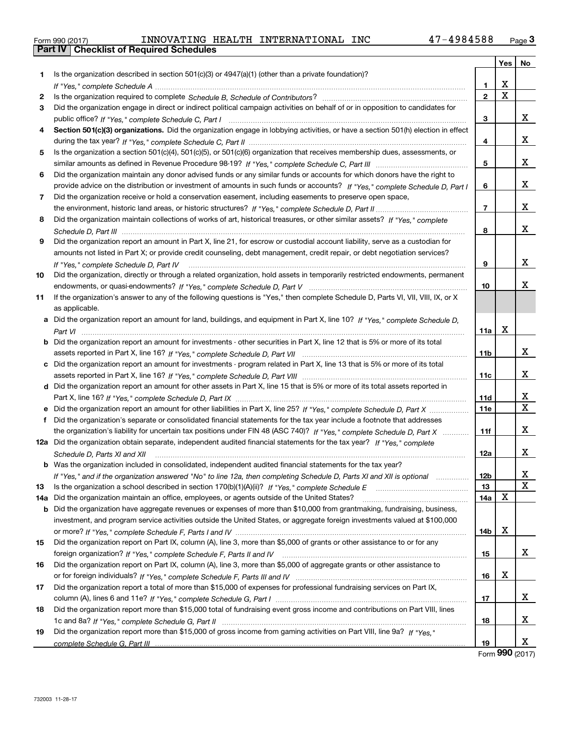Form 990 (2017) INNOVATING HEALTH INTERNATIONAL INC 47-4984588 Page 3

## Part IV Checklist of Required Schedules

| | | | Yes | No |
|---|---|---|---|---|
| 1 | Is the organization described in section 501(c)(3) or 4947(a)(1) (other than a private foundation)? *If "Yes," complete Schedule A* | 1 | X | |
| 2 | Is the organization required to complete *Schedule B, Schedule of Contributors*? | 2 | X | |
| 3 | Did the organization engage in direct or indirect political campaign activities on behalf of or in opposition to candidates for public office? *If "Yes," complete Schedule C, Part I* | 3 | | X |
| 4 | **Section 501(c)(3) organizations.** Did the organization engage in lobbying activities, or have a section 501(h) election in effect during the tax year? *If "Yes," complete Schedule C, Part II* | 4 | | X |
| 5 | Is the organization a section 501(c)(4), 501(c)(5), or 501(c)(6) organization that receives membership dues, assessments, or similar amounts as defined in Revenue Procedure 98-19? *If "Yes," complete Schedule C, Part III* | 5 | | X |
| 6 | Did the organization maintain any donor advised funds or any similar funds or accounts for which donors have the right to provide advice on the distribution or investment of amounts in such funds or accounts? *If "Yes," complete Schedule D, Part I* | 6 | | X |
| 7 | Did the organization receive or hold a conservation easement, including easements to preserve open space, the environment, historic land areas, or historic structures? *If "Yes," complete Schedule D, Part II* | 7 | | X |
| 8 | Did the organization maintain collections of works of art, historical treasures, or other similar assets? *If "Yes," complete Schedule D, Part III* | 8 | | X |
| 9 | Did the organization report an amount in Part X, line 21, for escrow or custodial account liability, serve as a custodian for amounts not listed in Part X; or provide credit counseling, debt management, credit repair, or debt negotiation services? *If "Yes," complete Schedule D, Part IV* | 9 | | X |
| 10 | Did the organization, directly or through a related organization, hold assets in temporarily restricted endowments, permanent endowments, or quasi-endowments? *If "Yes," complete Schedule D, Part V* | 10 | | X |
| 11 | If the organization's answer to any of the following questions is "Yes," then complete Schedule D, Parts VI, VII, VIII, IX, or X as applicable. | | | |
| a | Did the organization report an amount for land, buildings, and equipment in Part X, line 10? *If "Yes," complete Schedule D, Part VI* | 11a | X | |
| b | Did the organization report an amount for investments - other securities in Part X, line 12 that is 5% or more of its total assets reported in Part X, line 16? *If "Yes," complete Schedule D, Part VII* | 11b | | X |
| c | Did the organization report an amount for investments - program related in Part X, line 13 that is 5% or more of its total assets reported in Part X, line 16? *If "Yes," complete Schedule D, Part VIII* | 11c | | X |
| d | Did the organization report an amount for other assets in Part X, line 15 that is 5% or more of its total assets reported in Part X, line 16? *If "Yes," complete Schedule D, Part IX* | 11d | | X |
| e | Did the organization report an amount for other liabilities in Part X, line 25? *If "Yes," complete Schedule D, Part X* | 11e | | X |
| f | Did the organization's separate or consolidated financial statements for the tax year include a footnote that addresses the organization's liability for uncertain tax positions under FIN 48 (ASC 740)? *If "Yes," complete Schedule D, Part X* | 11f | | X |
| 12a | Did the organization obtain separate, independent audited financial statements for the tax year? *If "Yes," complete Schedule D, Parts XI and XII* | 12a | | X |
| b | Was the organization included in consolidated, independent audited financial statements for the tax year? *If "Yes," and if the organization answered "No" to line 12a, then completing Schedule D, Parts XI and XII is optional* | 12b | | X |
| 13 | Is the organization a school described in section 170(b)(1)(A)(ii)? *If "Yes," complete Schedule E* | 13 | | X |
| 14a | Did the organization maintain an office, employees, or agents outside of the United States? | 14a | X | |
| b | Did the organization have aggregate revenues or expenses of more than $10,000 from grantmaking, fundraising, business, investment, and program service activities outside the United States, or aggregate foreign investments valued at $100,000 or more? *If "Yes," complete Schedule F, Parts I and IV* | 14b | X | |
| 15 | Did the organization report on Part IX, column (A), line 3, more than $5,000 of grants or other assistance to or for any foreign organization? *If "Yes," complete Schedule F, Parts II and IV* | 15 | | X |
| 16 | Did the organization report on Part IX, column (A), line 3, more than $5,000 of aggregate grants or other assistance to or for foreign individuals? *If "Yes," complete Schedule F, Parts III and IV* | 16 | X | |
| 17 | Did the organization report a total of more than $15,000 of expenses for professional fundraising services on Part IX, column (A), lines 6 and 11e? *If "Yes," complete Schedule G, Part I* | 17 | | X |
| 18 | Did the organization report more than $15,000 total of fundraising event gross income and contributions on Part VIII, lines 1c and 8a? *If "Yes," complete Schedule G, Part II* | 18 | | X |
| 19 | Did the organization report more than $15,000 of gross income from gaming activities on Part VIII, line 9a? *If "Yes," complete Schedule G, Part III* | 19 | | X |

Form 990 (2017)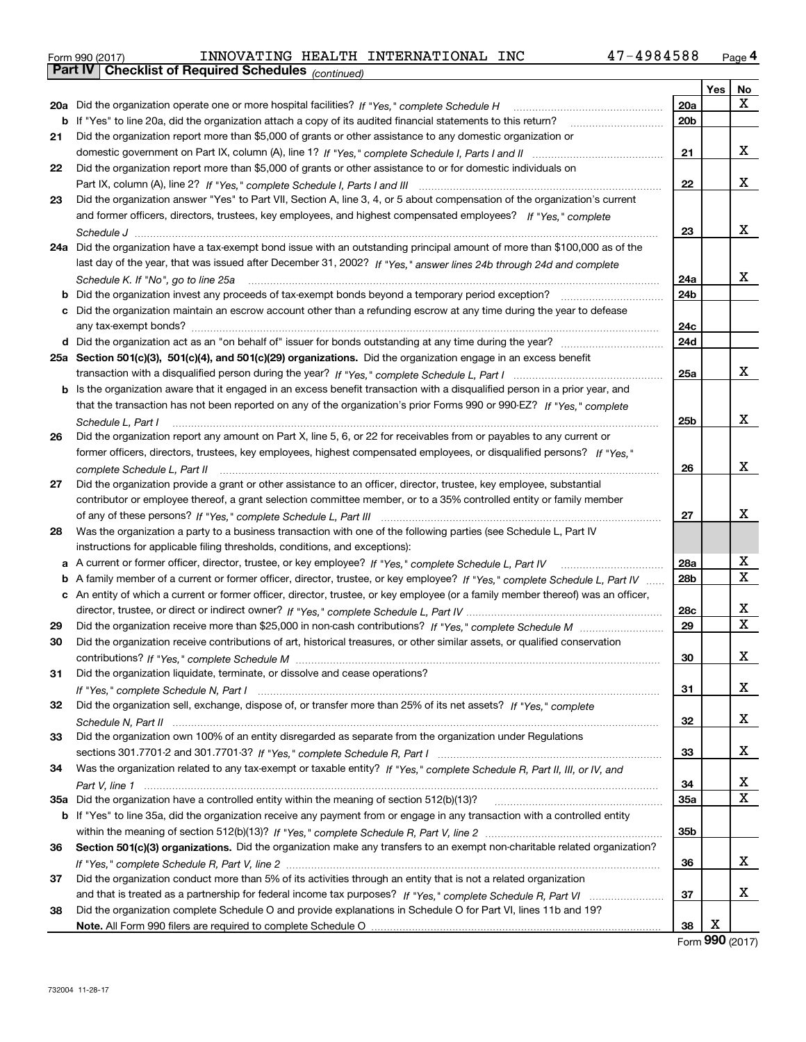Form 990 (2017) INNOVATING HEALTH INTERNATIONAL INC 47-4984588

**Part IV Checklist of Required Schedules** *(continued)*

| | | | Yes | No |
|---|---|---|---|---|
| 20a | Did the organization operate one or more hospital facilities? *If "Yes," complete Schedule H* | 20a | | X |
| b | If "Yes" to line 20a, did the organization attach a copy of its audited financial statements to this return? | 20b | | |
| 21 | Did the organization report more than $5,000 of grants or other assistance to any domestic organization or domestic government on Part IX, column (A), line 1? *If "Yes," complete Schedule I, Parts I and II* | 21 | | X |
| 22 | Did the organization report more than $5,000 of grants or other assistance to or for domestic individuals on Part IX, column (A), line 2? *If "Yes," complete Schedule I, Parts I and III* | 22 | | X |
| 23 | Did the organization answer "Yes" to Part VII, Section A, line 3, 4, or 5 about compensation of the organization's current and former officers, directors, trustees, key employees, and highest compensated employees? *If "Yes," complete Schedule J* | 23 | | X |
| 24a | Did the organization have a tax-exempt bond issue with an outstanding principal amount of more than $100,000 as of the last day of the year, that was issued after December 31, 2002? *If "Yes," answer lines 24b through 24d and complete Schedule K. If "No", go to line 25a* | 24a | | X |
| b | Did the organization invest any proceeds of tax-exempt bonds beyond a temporary period exception? | 24b | | |
| c | Did the organization maintain an escrow account other than a refunding escrow at any time during the year to defease any tax-exempt bonds? | 24c | | |
| d | Did the organization act as an "on behalf of" issuer for bonds outstanding at any time during the year? | 24d | | |
| 25a | **Section 501(c)(3), 501(c)(4), and 501(c)(29) organizations.** Did the organization engage in an excess benefit transaction with a disqualified person during the year? *If "Yes," complete Schedule L, Part I* | 25a | | X |
| b | Is the organization aware that it engaged in an excess benefit transaction with a disqualified person in a prior year, and that the transaction has not been reported on any of the organization's prior Forms 990 or 990-EZ? *If "Yes," complete Schedule L, Part I* | 25b | | X |
| 26 | Did the organization report any amount on Part X, line 5, 6, or 22 for receivables from or payables to any current or former officers, directors, trustees, key employees, highest compensated employees, or disqualified persons? *If "Yes," complete Schedule L, Part II* | 26 | | X |
| 27 | Did the organization provide a grant or other assistance to an officer, director, trustee, key employee, substantial contributor or employee thereof, a grant selection committee member, or to a 35% controlled entity or family member of any of these persons? *If "Yes," complete Schedule L, Part III* | 27 | | X |
| 28 | Was the organization a party to a business transaction with one of the following parties (see Schedule L, Part IV instructions for applicable filing thresholds, conditions, and exceptions): | | | |
| a | A current or former officer, director, trustee, or key employee? *If "Yes," complete Schedule L, Part IV* | 28a | | X |
| b | A family member of a current or former officer, director, trustee, or key employee? *If "Yes," complete Schedule L, Part IV* | 28b | | X |
| c | An entity of which a current or former officer, director, trustee, or key employee (or a family member thereof) was an officer, director, trustee, or direct or indirect owner? *If "Yes," complete Schedule L, Part IV* | 28c | | X |
| 29 | Did the organization receive more than $25,000 in non-cash contributions? *If "Yes," complete Schedule M* | 29 | | X |
| 30 | Did the organization receive contributions of art, historical treasures, or other similar assets, or qualified conservation contributions? *If "Yes," complete Schedule M* | 30 | | X |
| 31 | Did the organization liquidate, terminate, or dissolve and cease operations? *If "Yes," complete Schedule N, Part I* | 31 | | X |
| 32 | Did the organization sell, exchange, dispose of, or transfer more than 25% of its net assets? *If "Yes," complete Schedule N, Part II* | 32 | | X |
| 33 | Did the organization own 100% of an entity disregarded as separate from the organization under Regulations sections 301.7701-2 and 301.7701-3? *If "Yes," complete Schedule R, Part I* | 33 | | X |
| 34 | Was the organization related to any tax-exempt or taxable entity? *If "Yes," complete Schedule R, Part II, III, or IV, and Part V, line 1* | 34 | | X |
| 35a | Did the organization have a controlled entity within the meaning of section 512(b)(13)? | 35a | | X |
| b | If "Yes" to line 35a, did the organization receive any payment from or engage in any transaction with a controlled entity within the meaning of section 512(b)(13)? *If "Yes," complete Schedule R, Part V, line 2* | 35b | | |
| 36 | **Section 501(c)(3) organizations.** Did the organization make any transfers to an exempt non-charitable related organization? *If "Yes," complete Schedule R, Part V, line 2* | 36 | | X |
| 37 | Did the organization conduct more than 5% of its activities through an entity that is not a related organization and that is treated as a partnership for federal income tax purposes? *If "Yes," complete Schedule R, Part VI* | 37 | | X |
| 38 | Did the organization complete Schedule O and provide explanations in Schedule O for Part VI, lines 11b and 19? **Note.** All Form 990 filers are required to complete Schedule O | 38 | X | |

Form **990** (2017)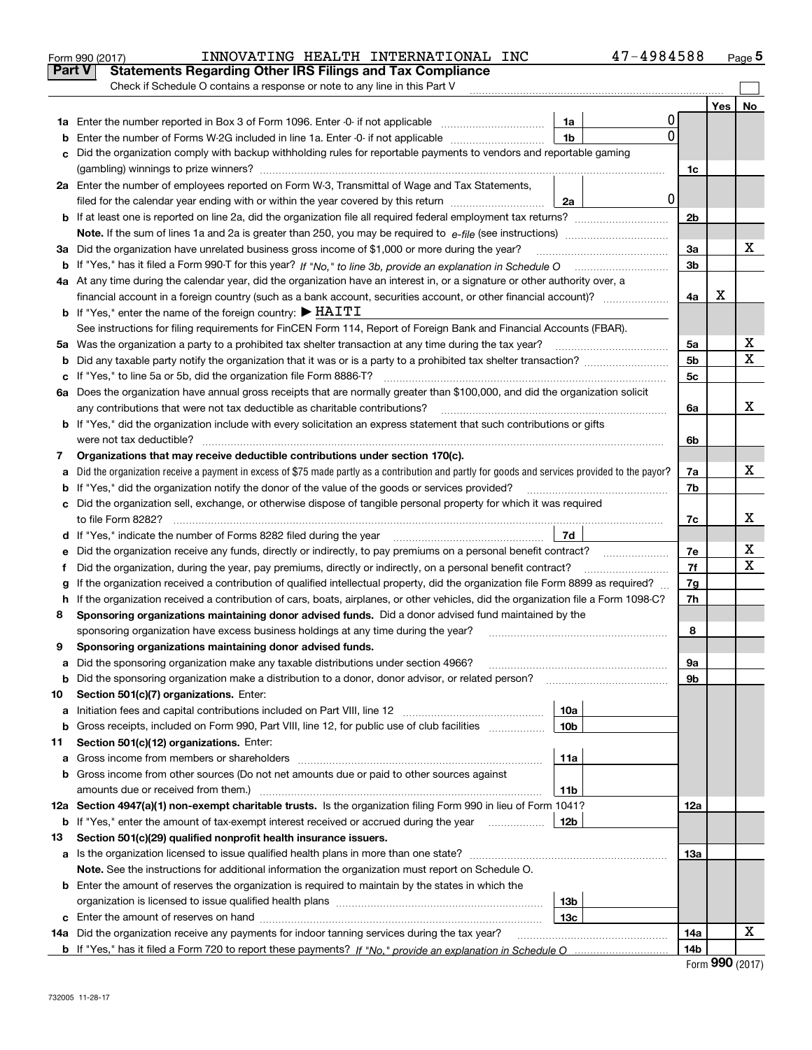Form 990 (2017) INNOVATING HEALTH INTERNATIONAL INC 47-4984588

## Part V Statements Regarding Other IRS Filings and Tax Compliance

Check if Schedule O contains a response or note to any line in this Part V

| | | | | | Yes | No |
|---|---|---|---|---|---|---|
| **1a** | Enter the number reported in Box 3 of Form 1096. Enter -0- if not applicable | 1a | 0 | | | |
| **b** | Enter the number of Forms W-2G included in line 1a. Enter -0- if not applicable | 1b | 0 | | | |
| **c** | Did the organization comply with backup withholding rules for reportable payments to vendors and reportable gaming (gambling) winnings to prize winners? | | | 1c | | |
| **2a** | Enter the number of employees reported on Form W-3, Transmittal of Wage and Tax Statements, filed for the calendar year ending with or within the year covered by this return | 2a | 0 | | | |
| **b** | If at least one is reported on line 2a, did the organization file all required federal employment tax returns? | | | 2b | | |
| | **Note.** If the sum of lines 1a and 2a is greater than 250, you may be required to *e-file* (see instructions) | | | | | |
| **3a** | Did the organization have unrelated business gross income of $1,000 or more during the year? | | | 3a | | X |
| **b** | If "Yes," has it filed a Form 990-T for this year? *If "No," to line 3b, provide an explanation in Schedule O* | | | 3b | | |
| **4a** | At any time during the calendar year, did the organization have an interest in, or a signature or other authority over, a financial account in a foreign country (such as a bank account, securities account, or other financial account)? | | | 4a | X | |
| **b** | If "Yes," enter the name of the foreign country: ▶ HAITI | | | | | |
| | See instructions for filing requirements for FinCEN Form 114, Report of Foreign Bank and Financial Accounts (FBAR). | | | | | |
| **5a** | Was the organization a party to a prohibited tax shelter transaction at any time during the tax year? | | | 5a | | X |
| **b** | Did any taxable party notify the organization that it was or is a party to a prohibited tax shelter transaction? | | | 5b | | X |
| **c** | If "Yes," to line 5a or 5b, did the organization file Form 8886-T? | | | 5c | | |
| **6a** | Does the organization have annual gross receipts that are normally greater than $100,000, and did the organization solicit any contributions that were not tax deductible as charitable contributions? | | | 6a | | X |
| **b** | If "Yes," did the organization include with every solicitation an express statement that such contributions or gifts were not tax deductible? | | | 6b | | |
| **7** | **Organizations that may receive deductible contributions under section 170(c).** | | | | | |
| **a** | Did the organization receive a payment in excess of $75 made partly as a contribution and partly for goods and services provided to the payor? | | | 7a | | X |
| **b** | If "Yes," did the organization notify the donor of the value of the goods or services provided? | | | 7b | | |
| **c** | Did the organization sell, exchange, or otherwise dispose of tangible personal property for which it was required to file Form 8282? | | | 7c | | X |
| **d** | If "Yes," indicate the number of Forms 8282 filed during the year | 7d | | | | |
| **e** | Did the organization receive any funds, directly or indirectly, to pay premiums on a personal benefit contract? | | | 7e | | X |
| **f** | Did the organization, during the year, pay premiums, directly or indirectly, on a personal benefit contract? | | | 7f | | X |
| **g** | If the organization received a contribution of qualified intellectual property, did the organization file Form 8899 as required? | | | 7g | | |
| **h** | If the organization received a contribution of cars, boats, airplanes, or other vehicles, did the organization file a Form 1098-C? | | | 7h | | |
| **8** | **Sponsoring organizations maintaining donor advised funds.** Did a donor advised fund maintained by the sponsoring organization have excess business holdings at any time during the year? | | | 8 | | |
| **9** | **Sponsoring organizations maintaining donor advised funds.** | | | | | |
| **a** | Did the sponsoring organization make any taxable distributions under section 4966? | | | 9a | | |
| **b** | Did the sponsoring organization make a distribution to a donor, donor advisor, or related person? | | | 9b | | |
| **10** | **Section 501(c)(7) organizations.** Enter: | | | | | |
| **a** | Initiation fees and capital contributions included on Part VIII, line 12 | 10a | | | | |
| **b** | Gross receipts, included on Form 990, Part VIII, line 12, for public use of club facilities | 10b | | | | |
| **11** | **Section 501(c)(12) organizations.** Enter: | | | | | |
| **a** | Gross income from members or shareholders | 11a | | | | |
| **b** | Gross income from other sources (Do not net amounts due or paid to other sources against amounts due or received from them.) | 11b | | | | |
| **12a** | **Section 4947(a)(1) non-exempt charitable trusts.** Is the organization filing Form 990 in lieu of Form 1041? | | | 12a | | |
| **b** | If "Yes," enter the amount of tax-exempt interest received or accrued during the year | 12b | | | | |
| **13** | **Section 501(c)(29) qualified nonprofit health insurance issuers.** | | | | | |
| **a** | Is the organization licensed to issue qualified health plans in more than one state? | | | 13a | | |
| | **Note.** See the instructions for additional information the organization must report on Schedule O. | | | | | |
| **b** | Enter the amount of reserves the organization is required to maintain by the states in which the organization is licensed to issue qualified health plans | 13b | | | | |
| **c** | Enter the amount of reserves on hand | 13c | | | | |
| **14a** | Did the organization receive any payments for indoor tanning services during the tax year? | | | 14a | | X |
| **b** | If "Yes," has it filed a Form 720 to report these payments? *If "No," provide an explanation in Schedule O* | | | 14b | | |

Form **990** (2017)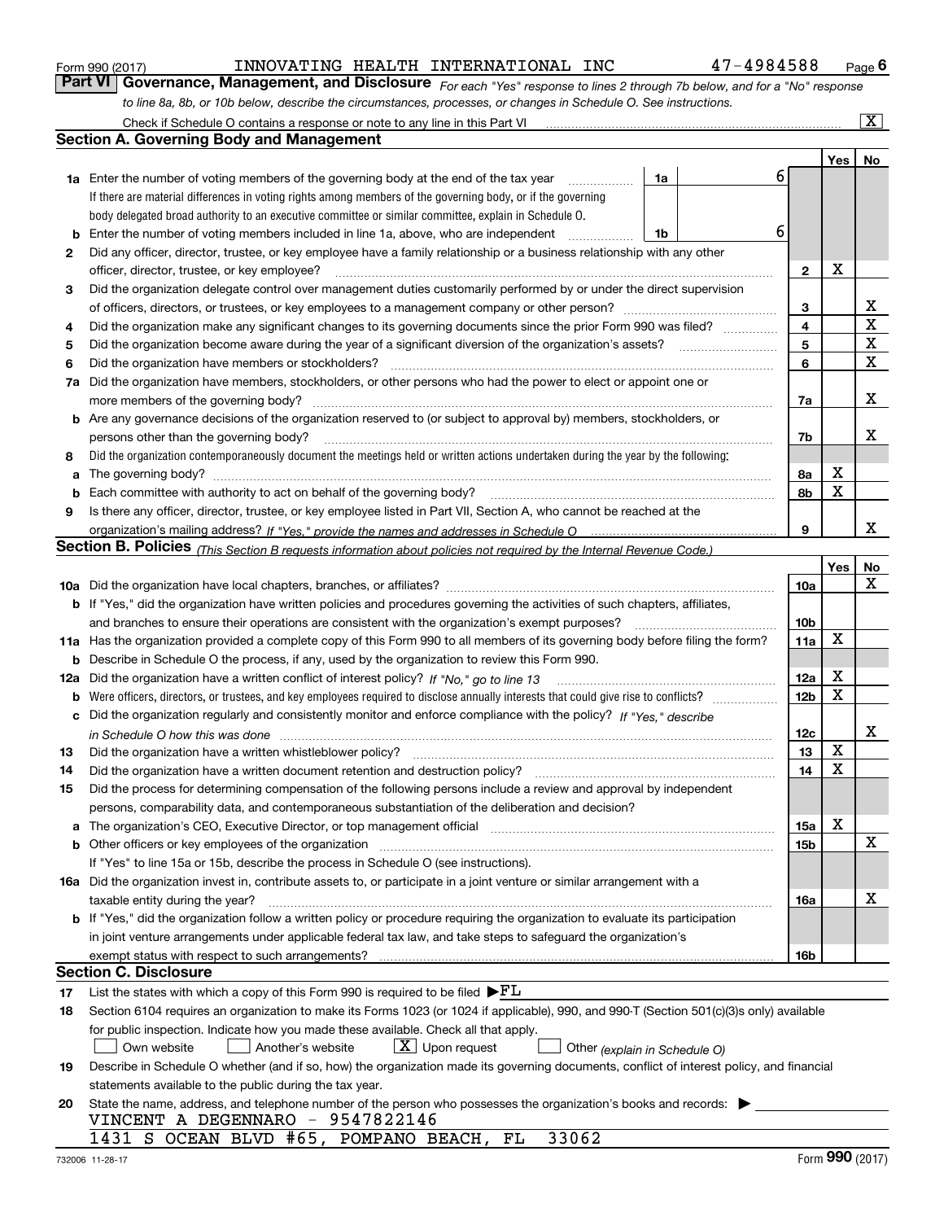Form 990 (2017) INNOVATING HEALTH INTERNATIONAL INC 47-4984588 Page 6

## Part VI Governance, Management, and Disclosure

*For each "Yes" response to lines 2 through 7b below, and for a "No" response to line 8a, 8b, or 10b below, describe the circumstances, processes, or changes in Schedule O. See instructions.*

Check if Schedule O contains a response or note to any line in this Part VI ..... [X]

### Section A. Governing Body and Management

| | | | Yes | No |
|---|---|---|---|---|
| **1a** | Enter the number of voting members of the governing body at the end of the tax year ..... **1a** 6<br>If there are material differences in voting rights among members of the governing body, or if the governing body delegated broad authority to an executive committee or similar committee, explain in Schedule O. | | | |
| **b** | Enter the number of voting members included in line 1a, above, who are independent ..... **1b** 6 | | | |
| **2** | Did any officer, director, trustee, or key employee have a family relationship or a business relationship with any other officer, director, trustee, or key employee? | **2** | X | |
| **3** | Did the organization delegate control over management duties customarily performed by or under the direct supervision of officers, directors, or trustees, or key employees to a management company or other person? | **3** | | X |
| **4** | Did the organization make any significant changes to its governing documents since the prior Form 990 was filed? | **4** | | X |
| **5** | Did the organization become aware during the year of a significant diversion of the organization's assets? | **5** | | X |
| **6** | Did the organization have members or stockholders? | **6** | | X |
| **7a** | Did the organization have members, stockholders, or other persons who had the power to elect or appoint one or more members of the governing body? | **7a** | | X |
| **b** | Are any governance decisions of the organization reserved to (or subject to approval by) members, stockholders, or persons other than the governing body? | **7b** | | X |
| **8** | Did the organization contemporaneously document the meetings held or written actions undertaken during the year by the following: | | | |
| **a** | The governing body? | **8a** | X | |
| **b** | Each committee with authority to act on behalf of the governing body? | **8b** | X | |
| **9** | Is there any officer, director, trustee, or key employee listed in Part VII, Section A, who cannot be reached at the organization's mailing address? *If "Yes," provide the names and addresses in Schedule O* | **9** | | X |

### Section B. Policies *(This Section B requests information about policies not required by the Internal Revenue Code.)*

| | | | Yes | No |
|---|---|---|---|---|
| **10a** | Did the organization have local chapters, branches, or affiliates? | **10a** | | X |
| **b** | If "Yes," did the organization have written policies and procedures governing the activities of such chapters, affiliates, and branches to ensure their operations are consistent with the organization's exempt purposes? | **10b** | | |
| **11a** | Has the organization provided a complete copy of this Form 990 to all members of its governing body before filing the form? | **11a** | X | |
| **b** | Describe in Schedule O the process, if any, used by the organization to review this Form 990. | | | |
| **12a** | Did the organization have a written conflict of interest policy? *If "No," go to line 13* | **12a** | X | |
| **b** | Were officers, directors, or trustees, and key employees required to disclose annually interests that could give rise to conflicts? | **12b** | X | |
| **c** | Did the organization regularly and consistently monitor and enforce compliance with the policy? *If "Yes," describe in Schedule O how this was done* | **12c** | | X |
| **13** | Did the organization have a written whistleblower policy? | **13** | X | |
| **14** | Did the organization have a written document retention and destruction policy? | **14** | X | |
| **15** | Did the process for determining compensation of the following persons include a review and approval by independent persons, comparability data, and contemporaneous substantiation of the deliberation and decision? | | | |
| **a** | The organization's CEO, Executive Director, or top management official | **15a** | X | |
| **b** | Other officers or key employees of the organization | **15b** | | X |
| | If "Yes" to line 15a or 15b, describe the process in Schedule O (see instructions). | | | |
| **16a** | Did the organization invest in, contribute assets to, or participate in a joint venture or similar arrangement with a taxable entity during the year? | **16a** | | X |
| **b** | If "Yes," did the organization follow a written policy or procedure requiring the organization to evaluate its participation in joint venture arrangements under applicable federal tax law, and take steps to safeguard the organization's exempt status with respect to such arrangements? | **16b** | | |

### Section C. Disclosure

**17** List the states with which a copy of this Form 990 is required to be filed ▶FL

**18** Section 6104 requires an organization to make its Forms 1023 (or 1024 if applicable), 990, and 990-T (Section 501(c)(3)s only) available for public inspection. Indicate how you made these available. Check all that apply.

[ ] Own website [ ] Another's website [X] Upon request [ ] Other *(explain in Schedule O)*

**19** Describe in Schedule O whether (and if so, how) the organization made its governing documents, conflict of interest policy, and financial statements available to the public during the tax year.

**20** State the name, address, and telephone number of the person who possesses the organization's books and records: ▶

VINCENT A DEGENNARO - 9547822146
1431 S OCEAN BLVD #65, POMPANO BEACH, FL 33062

732006 11-28-17 Form **990** (2017)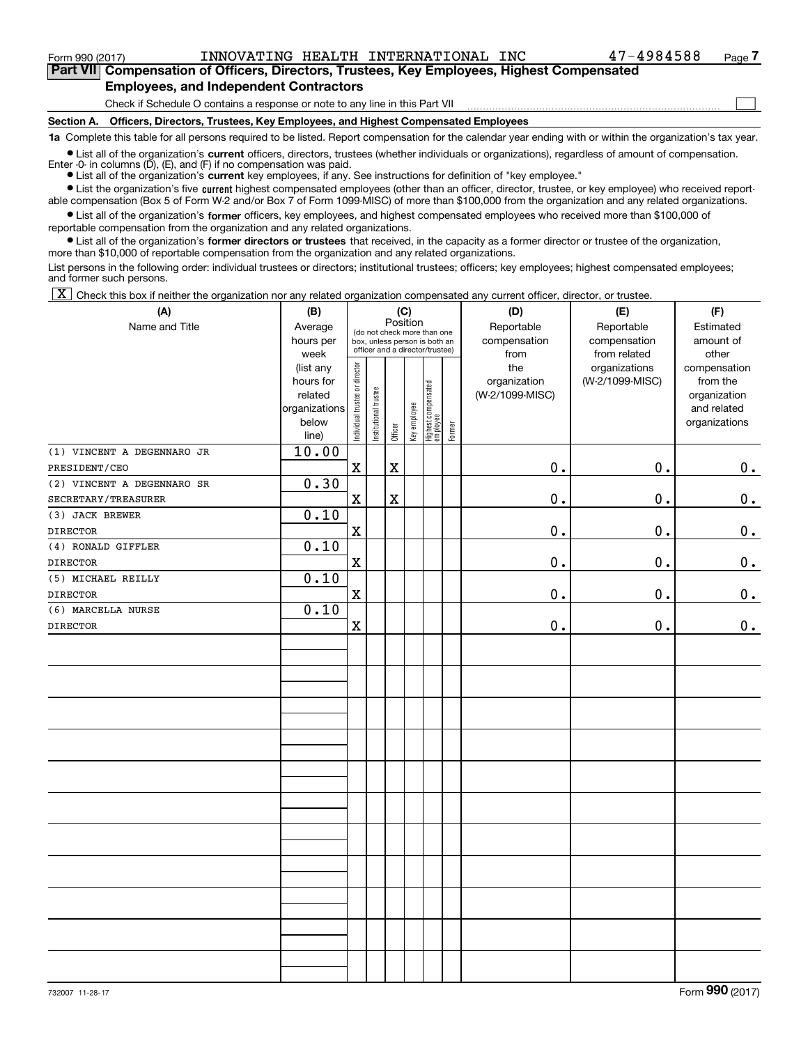Form 990 (2017) INNOVATING HEALTH INTERNATIONAL INC 47-4984588

## Part VII Compensation of Officers, Directors, Trustees, Key Employees, Highest Compensated Employees, and Independent Contractors

Check if Schedule O contains a response or note to any line in this Part VII ☐

**Section A. Officers, Directors, Trustees, Key Employees, and Highest Compensated Employees**

**1a** Complete this table for all persons required to be listed. Report compensation for the calendar year ending with or within the organization's tax year.

- List all of the organization's **current** officers, directors, trustees (whether individuals or organizations), regardless of amount of compensation. Enter -0- in columns (D), (E), and (F) if no compensation was paid.
- List all of the organization's **current** key employees, if any. See instructions for definition of "key employee."
- List the organization's five **current** highest compensated employees (other than an officer, director, trustee, or key employee) who received reportable compensation (Box 5 of Form W-2 and/or Box 7 of Form 1099-MISC) of more than $100,000 from the organization and any related organizations.
- List all of the organization's **former** officers, key employees, and highest compensated employees who received more than $100,000 of reportable compensation from the organization and any related organizations.
- List all of the organization's **former directors or trustees** that received, in the capacity as a former director or trustee of the organization, more than $10,000 of reportable compensation from the organization and any related organizations.

List persons in the following order: individual trustees or directors; institutional trustees; officers; key employees; highest compensated employees; and former such persons.

☒ Check this box if neither the organization nor any related organization compensated any current officer, director, or trustee.

| (A) Name and Title | (B) Average hours per week (list any hours for related organizations below line) | (C) Position: Individual trustee or director | Institutional trustee | Officer | Key employee | Highest compensated employee | Former | (D) Reportable compensation from the organization (W-2/1099-MISC) | (E) Reportable compensation from related organizations (W-2/1099-MISC) | (F) Estimated amount of other compensation from the organization and related organizations |
|---|---|---|---|---|---|---|---|---|---|---|
| (1) VINCENT A DEGENNARO JR<br>PRESIDENT/CEO | 10.00 | X | | X | | | | 0. | 0. | 0. |
| (2) VINCENT A DEGENNARO SR<br>SECRETARY/TREASURER | 0.30 | X | | X | | | | 0. | 0. | 0. |
| (3) JACK BREWER<br>DIRECTOR | 0.10 | X | | | | | | 0. | 0. | 0. |
| (4) RONALD GIFFLER<br>DIRECTOR | 0.10 | X | | | | | | 0. | 0. | 0. |
| (5) MICHAEL REILLY<br>DIRECTOR | 0.10 | X | | | | | | 0. | 0. | 0. |
| (6) MARCELLA NURSE<br>DIRECTOR | 0.10 | X | | | | | | 0. | 0. | 0. |

732007 11-28-17 Form **990** (2017)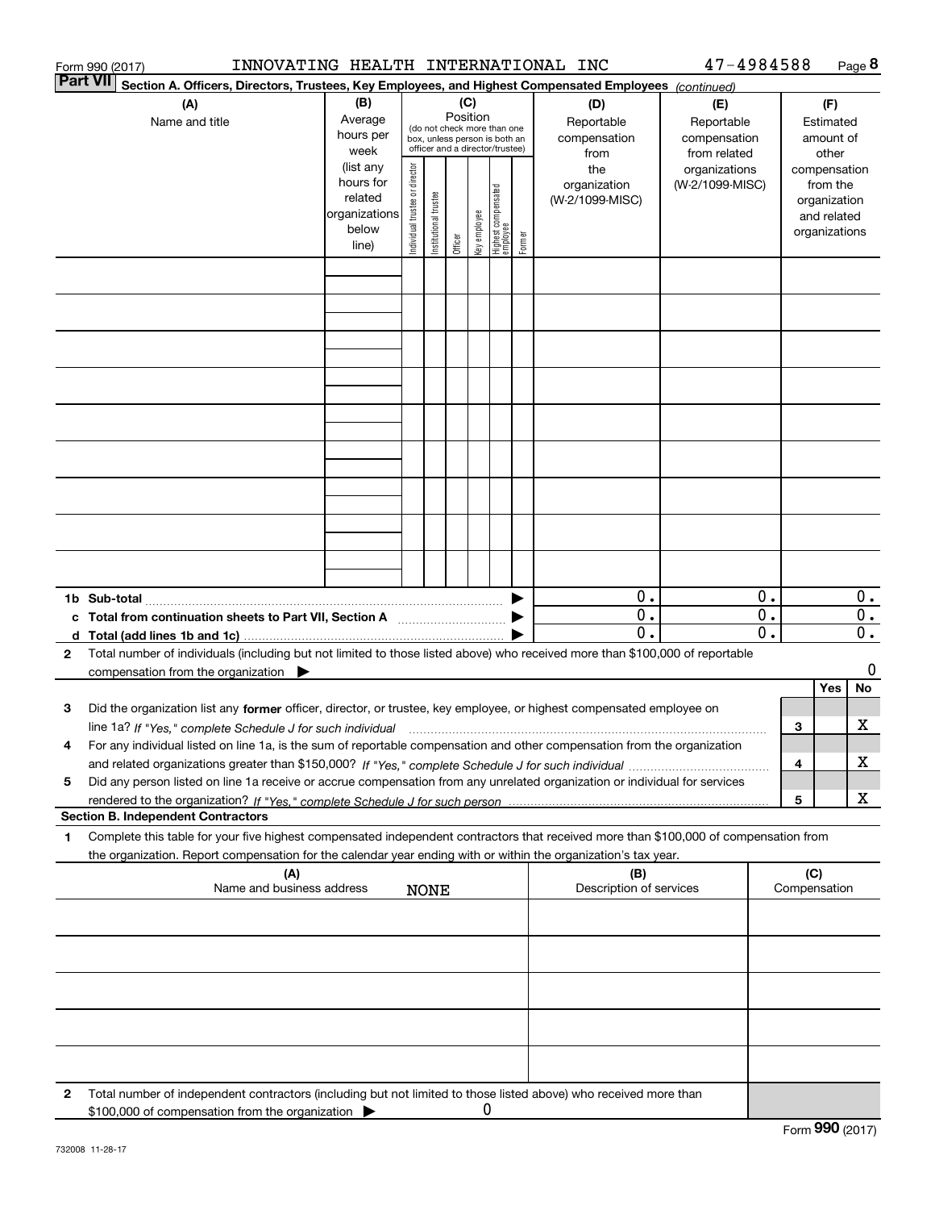Form 990 (2017) INNOVATING HEALTH INTERNATIONAL INC 47-4984588 Page 8

**Part VII Section A. Officers, Directors, Trustees, Key Employees, and Highest Compensated Employees** *(continued)*

| (A) Name and title | (B) Average hours per week (list any hours for related organizations below line) | (C) Position (do not check more than one box, unless person is both an officer and a director/trustee): Individual trustee or director | Institutional trustee | Officer | Key employee | Highest compensated employee | Former | (D) Reportable compensation from the organization (W-2/1099-MISC) | (E) Reportable compensation from related organizations (W-2/1099-MISC) | (F) Estimated amount of other compensation from the organization and related organizations |
|---|---|---|---|---|---|---|---|---|---|---|
| | | | | | | | | | | |
| | | | | | | | | | | |
| | | | | | | | | | | |
| | | | | | | | | | | |
| | | | | | | | | | | |
| | | | | | | | | | | |
| | | | | | | | | | | |
| | | | | | | | | | | |
| | | | | | | | | | | |
| **1b Sub-total** | | | | | | | ▶ | 0. | 0. | 0. |
| **c Total from continuation sheets to Part VII, Section A** | | | | | | | ▶ | 0. | 0. | 0. |
| **d Total (add lines 1b and 1c)** | | | | | | | ▶ | 0. | 0. | 0. |

**2** Total number of individuals (including but not limited to those listed above) who received more than $100,000 of reportable compensation from the organization ▶ 0

| | | | Yes | No |
|---|---|---|---|---|
| **3** | Did the organization list any **former** officer, director, or trustee, key employee, or highest compensated employee on line 1a? *If "Yes," complete Schedule J for such individual* | 3 | | X |
| **4** | For any individual listed on line 1a, is the sum of reportable compensation and other compensation from the organization and related organizations greater than $150,000? *If "Yes," complete Schedule J for such individual* | 4 | | X |
| **5** | Did any person listed on line 1a receive or accrue compensation from any unrelated organization or individual for services rendered to the organization? *If "Yes," complete Schedule J for such person* | 5 | | X |

**Section B. Independent Contractors**

**1** Complete this table for your five highest compensated independent contractors that received more than $100,000 of compensation from the organization. Report compensation for the calendar year ending with or within the organization's tax year.

| (A) Name and business address | (B) Description of services | (C) Compensation |
|---|---|---|
| NONE | | |
| | | |
| | | |
| | | |
| | | |

**2** Total number of independent contractors (including but not limited to those listed above) who received more than $100,000 of compensation from the organization ▶ 0

Form **990** (2017)

732008 11-28-17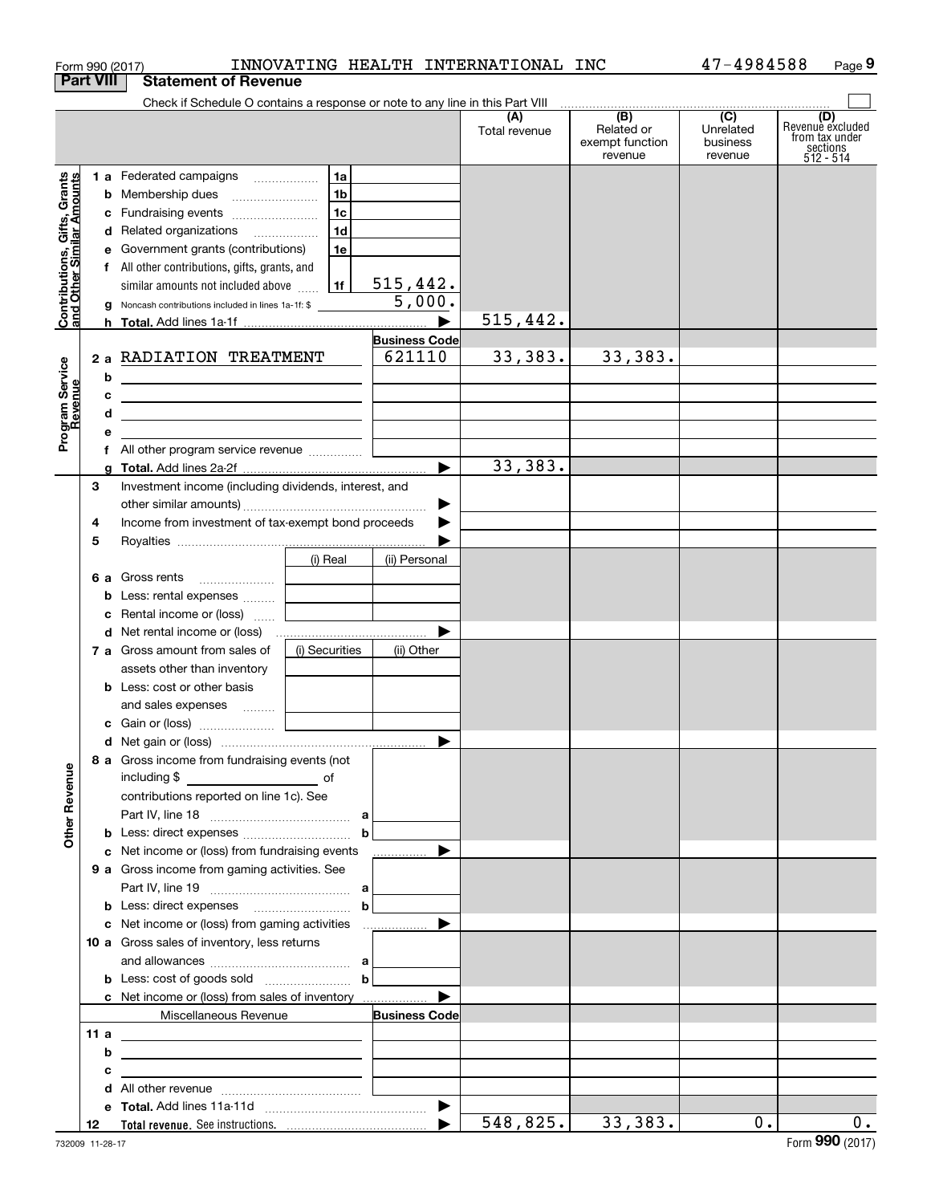Form 990 (2017) INNOVATING HEALTH INTERNATIONAL INC 47-4984588

## Part VIII Statement of Revenue

Check if Schedule O contains a response or note to any line in this Part VIII

| | | | (A) Total revenue | (B) Related or exempt function revenue | (C) Unrelated business revenue | (D) Revenue excluded from tax under sections 512 - 514 |
|---|---|---|---|---|---|---|
| **Contributions, Gifts, Grants and Other Similar Amounts** | 1a Federated campaigns | 1a | | | | |
| | b Membership dues | 1b | | | | |
| | c Fundraising events | 1c | | | | |
| | d Related organizations | 1d | | | | |
| | e Government grants (contributions) | 1e | | | | |
| | f All other contributions, gifts, grants, and similar amounts not included above | 1f 515,442. | | | | |
| | g Noncash contributions included in lines 1a-1f: $ | 5,000. | | | | |
| | h Total. Add lines 1a-1f | | 515,442. | | | |
| **Program Service Revenue** | | Business Code | | | | |
| | 2a RADIATION TREATMENT | 621110 | 33,383. | 33,383. | | |
| | b | | | | | |
| | c | | | | | |
| | d | | | | | |
| | e | | | | | |
| | f All other program service revenue | | | | | |
| | g Total. Add lines 2a-2f | | 33,383. | | | |
| **Other Revenue** | 3 Investment income (including dividends, interest, and other similar amounts) | | | | | |
| | 4 Income from investment of tax-exempt bond proceeds | | | | | |
| | 5 Royalties | | | | | |
| | | (i) Real / (ii) Personal | | | | |
| | 6a Gross rents | | | | | |
| | b Less: rental expenses | | | | | |
| | c Rental income or (loss) | | | | | |
| | d Net rental income or (loss) | | | | | |
| | | (i) Securities / (ii) Other | | | | |
| | 7a Gross amount from sales of assets other than inventory | | | | | |
| | b Less: cost or other basis and sales expenses | | | | | |
| | c Gain or (loss) | | | | | |
| | d Net gain or (loss) | | | | | |
| | 8a Gross income from fundraising events (not including $ of contributions reported on line 1c). See Part IV, line 18 | a | | | | |
| | b Less: direct expenses | b | | | | |
| | c Net income or (loss) from fundraising events | | | | | |
| | 9a Gross income from gaming activities. See Part IV, line 19 | a | | | | |
| | b Less: direct expenses | b | | | | |
| | c Net income or (loss) from gaming activities | | | | | |
| | 10a Gross sales of inventory, less returns and allowances | a | | | | |
| | b Less: cost of goods sold | b | | | | |
| | c Net income or (loss) from sales of inventory | | | | | |
| | Miscellaneous Revenue | Business Code | | | | |
| | 11a | | | | | |
| | b | | | | | |
| | c | | | | | |
| | d All other revenue | | | | | |
| | e Total. Add lines 11a-11d | | | | | |
| | 12 Total revenue. See instructions. | | 548,825. | 33,383. | 0. | 0. |

732009 11-28-17 Form 990 (2017)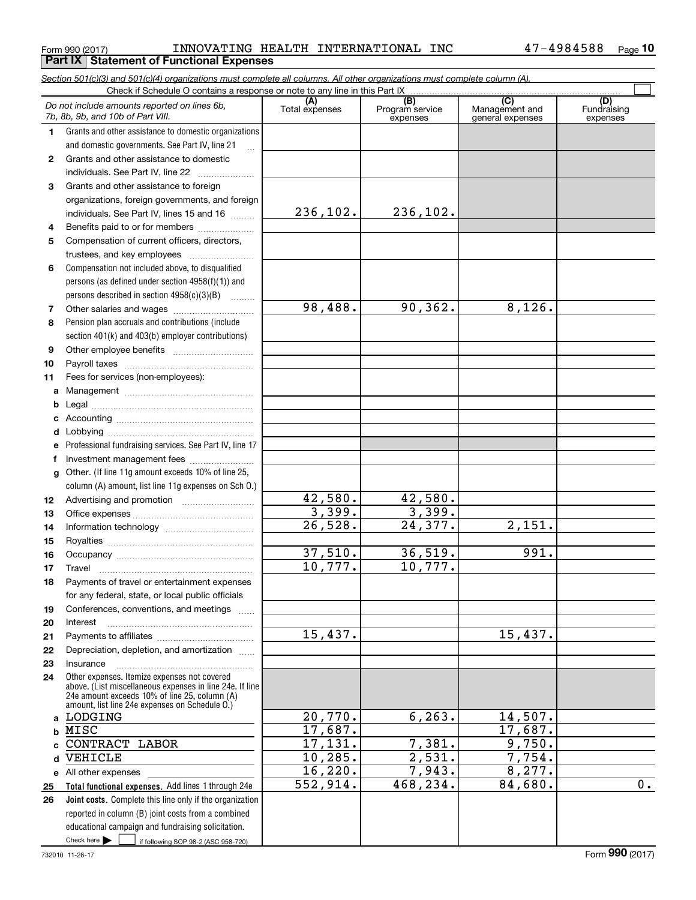Form 990 (2017) INNOVATING HEALTH INTERNATIONAL INC 47-4984588

## Part IX Statement of Functional Expenses

*Section 501(c)(3) and 501(c)(4) organizations must complete all columns. All other organizations must complete column (A).*

Check if Schedule O contains a response or note to any line in this Part IX ☐

| | *Do not include amounts reported on lines 6b, 7b, 8b, 9b, and 10b of Part VIII.* | (A) Total expenses | (B) Program service expenses | (C) Management and general expenses | (D) Fundraising expenses |
|---|---|---|---|---|---|
| 1 | Grants and other assistance to domestic organizations and domestic governments. See Part IV, line 21 | | | | |
| 2 | Grants and other assistance to domestic individuals. See Part IV, line 22 | | | | |
| 3 | Grants and other assistance to foreign organizations, foreign governments, and foreign individuals. See Part IV, lines 15 and 16 | 236,102. | 236,102. | | |
| 4 | Benefits paid to or for members | | | | |
| 5 | Compensation of current officers, directors, trustees, and key employees | | | | |
| 6 | Compensation not included above, to disqualified persons (as defined under section 4958(f)(1)) and persons described in section 4958(c)(3)(B) | | | | |
| 7 | Other salaries and wages | 98,488. | 90,362. | 8,126. | |
| 8 | Pension plan accruals and contributions (include section 401(k) and 403(b) employer contributions) | | | | |
| 9 | Other employee benefits | | | | |
| 10 | Payroll taxes | | | | |
| 11 | Fees for services (non-employees): | | | | |
| a | Management | | | | |
| b | Legal | | | | |
| c | Accounting | | | | |
| d | Lobbying | | | | |
| e | Professional fundraising services. See Part IV, line 17 | | | | |
| f | Investment management fees | | | | |
| g | Other. (If line 11g amount exceeds 10% of line 25, column (A) amount, list line 11g expenses on Sch O.) | | | | |
| 12 | Advertising and promotion | 42,580. | 42,580. | | |
| 13 | Office expenses | 3,399. | 3,399. | | |
| 14 | Information technology | 26,528. | 24,377. | 2,151. | |
| 15 | Royalties | | | | |
| 16 | Occupancy | 37,510. | 36,519. | 991. | |
| 17 | Travel | 10,777. | 10,777. | | |
| 18 | Payments of travel or entertainment expenses for any federal, state, or local public officials | | | | |
| 19 | Conferences, conventions, and meetings | | | | |
| 20 | Interest | | | | |
| 21 | Payments to affiliates | 15,437. | | 15,437. | |
| 22 | Depreciation, depletion, and amortization | | | | |
| 23 | Insurance | | | | |
| 24 | Other expenses. Itemize expenses not covered above. (List miscellaneous expenses in line 24e. If line 24e amount exceeds 10% of line 25, column (A) amount, list line 24e expenses on Schedule O.) | | | | |
| a | LODGING | 20,770. | 6,263. | 14,507. | |
| b | MISC | 17,687. | | 17,687. | |
| c | CONTRACT LABOR | 17,131. | 7,381. | 9,750. | |
| d | VEHICLE | 10,285. | 2,531. | 7,754. | |
| e | All other expenses | 16,220. | 7,943. | 8,277. | |
| 25 | **Total functional expenses.** Add lines 1 through 24e | 552,914. | 468,234. | 84,680. | 0. |
| 26 | **Joint costs.** Complete this line only if the organization reported in column (B) joint costs from a combined educational campaign and fundraising solicitation. Check here ▶ ☐ if following SOP 98-2 (ASC 958-720) | | | | |

732010 11-28-17

Form **990** (2017)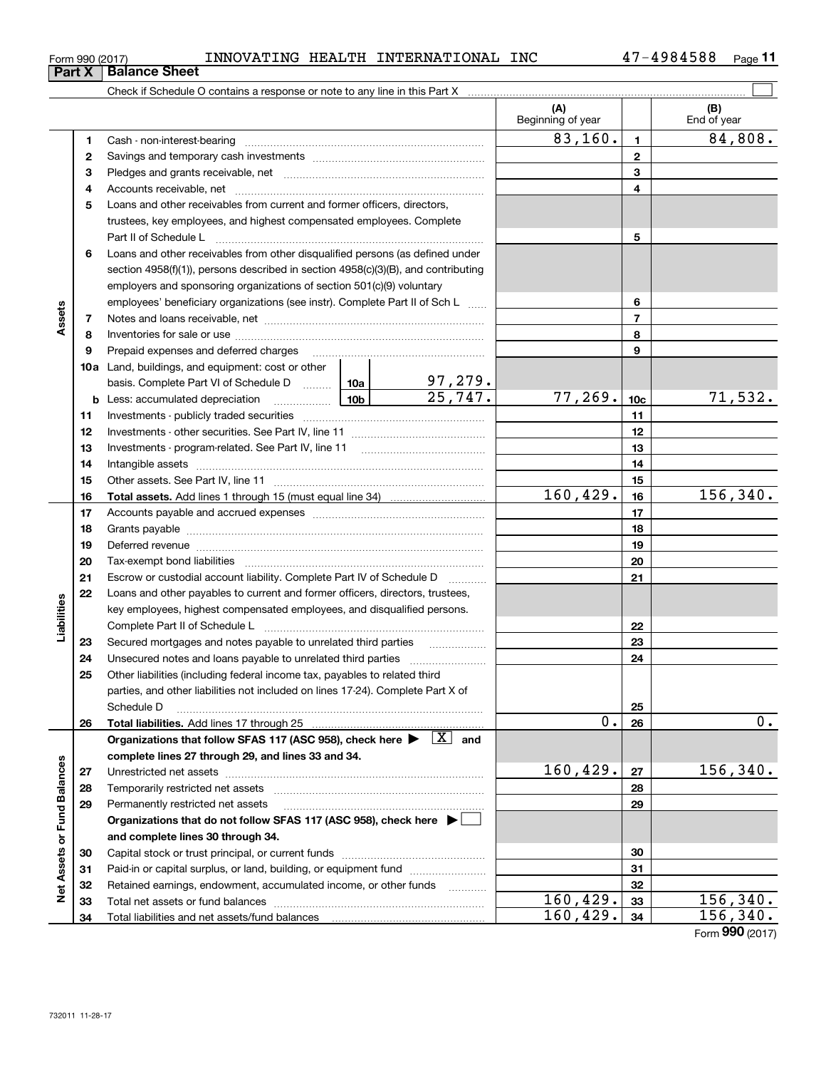Form 990 (2017) INNOVATING HEALTH INTERNATIONAL INC 47-4984588

## Part X Balance Sheet

Check if Schedule O contains a response or note to any line in this Part X ☐

| | | | | (A) Beginning of year | | (B) End of year |
|---|---|---|---|---|---|---|
| Assets | 1 | Cash - non-interest-bearing | | 83,160. | 1 | 84,808. |
| | 2 | Savings and temporary cash investments | | | 2 | |
| | 3 | Pledges and grants receivable, net | | | 3 | |
| | 4 | Accounts receivable, net | | | 4 | |
| | 5 | Loans and other receivables from current and former officers, directors, trustees, key employees, and highest compensated employees. Complete Part II of Schedule L | | | 5 | |
| | 6 | Loans and other receivables from other disqualified persons (as defined under section 4958(f)(1)), persons described in section 4958(c)(3)(B), and contributing employers and sponsoring organizations of section 501(c)(9) voluntary employees' beneficiary organizations (see instr). Complete Part II of Sch L | | | 6 | |
| | 7 | Notes and loans receivable, net | | | 7 | |
| | 8 | Inventories for sale or use | | | 8 | |
| | 9 | Prepaid expenses and deferred charges | | | 9 | |
| | 10a | Land, buildings, and equipment: cost or other basis. Complete Part VI of Schedule D | 10a 97,279. | | | |
| | b | Less: accumulated depreciation | 10b 25,747. | 77,269. | 10c | 71,532. |
| | 11 | Investments - publicly traded securities | | | 11 | |
| | 12 | Investments - other securities. See Part IV, line 11 | | | 12 | |
| | 13 | Investments - program-related. See Part IV, line 11 | | | 13 | |
| | 14 | Intangible assets | | | 14 | |
| | 15 | Other assets. See Part IV, line 11 | | | 15 | |
| | 16 | **Total assets.** Add lines 1 through 15 (must equal line 34) | | 160,429. | 16 | 156,340. |
| Liabilities | 17 | Accounts payable and accrued expenses | | | 17 | |
| | 18 | Grants payable | | | 18 | |
| | 19 | Deferred revenue | | | 19 | |
| | 20 | Tax-exempt bond liabilities | | | 20 | |
| | 21 | Escrow or custodial account liability. Complete Part IV of Schedule D | | | 21 | |
| | 22 | Loans and other payables to current and former officers, directors, trustees, key employees, highest compensated employees, and disqualified persons. Complete Part II of Schedule L | | | 22 | |
| | 23 | Secured mortgages and notes payable to unrelated third parties | | | 23 | |
| | 24 | Unsecured notes and loans payable to unrelated third parties | | | 24 | |
| | 25 | Other liabilities (including federal income tax, payables to related third parties, and other liabilities not included on lines 17-24). Complete Part X of Schedule D | | | 25 | |
| | 26 | **Total liabilities.** Add lines 17 through 25 | | 0. | 26 | 0. |
| Net Assets or Fund Balances | | **Organizations that follow SFAS 117 (ASC 958), check here ▶ [X] and complete lines 27 through 29, and lines 33 and 34.** | | | | |
| | 27 | Unrestricted net assets | | 160,429. | 27 | 156,340. |
| | 28 | Temporarily restricted net assets | | | 28 | |
| | 29 | Permanently restricted net assets | | | 29 | |
| | | **Organizations that do not follow SFAS 117 (ASC 958), check here ▶ ☐ and complete lines 30 through 34.** | | | | |
| | 30 | Capital stock or trust principal, or current funds | | | 30 | |
| | 31 | Paid-in or capital surplus, or land, building, or equipment fund | | | 31 | |
| | 32 | Retained earnings, endowment, accumulated income, or other funds | | | 32 | |
| | 33 | Total net assets or fund balances | | 160,429. | 33 | 156,340. |
| | 34 | Total liabilities and net assets/fund balances | | 160,429. | 34 | 156,340. |

Form **990** (2017)

732011 11-28-17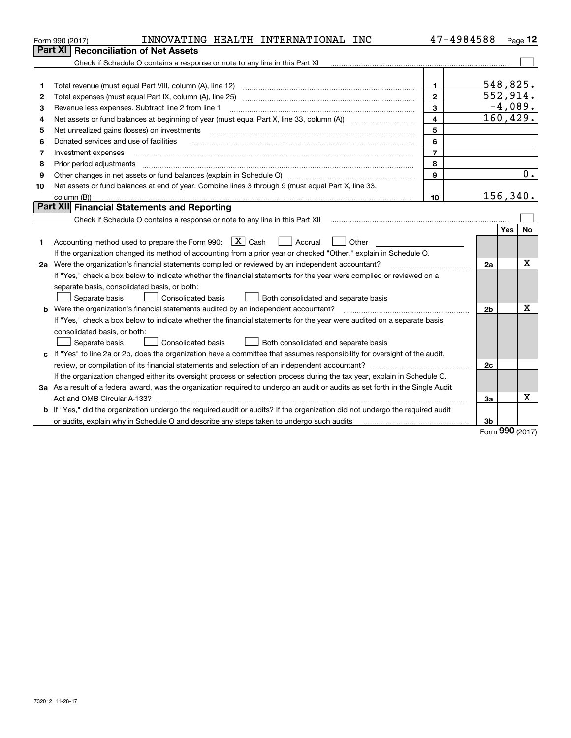Form 990 (2017) INNOVATING HEALTH INTERNATIONAL INC 47-4984588

## Part XI Reconciliation of Net Assets

Check if Schedule O contains a response or note to any line in this Part XI ☐

| | | | |
|---|---|---|---|
| 1 | Total revenue (must equal Part VIII, column (A), line 12) | 1 | 548,825. |
| 2 | Total expenses (must equal Part IX, column (A), line 25) | 2 | 552,914. |
| 3 | Revenue less expenses. Subtract line 2 from line 1 | 3 | -4,089. |
| 4 | Net assets or fund balances at beginning of year (must equal Part X, line 33, column (A)) | 4 | 160,429. |
| 5 | Net unrealized gains (losses) on investments | 5 | |
| 6 | Donated services and use of facilities | 6 | |
| 7 | Investment expenses | 7 | |
| 8 | Prior period adjustments | 8 | |
| 9 | Other changes in net assets or fund balances (explain in Schedule O) | 9 | 0. |
| 10 | Net assets or fund balances at end of year. Combine lines 3 through 9 (must equal Part X, line 33, column (B)) | 10 | 156,340. |

## Part XII Financial Statements and Reporting

Check if Schedule O contains a response or note to any line in this Part XII ☐

| | | | Yes | No |
|---|---|---|---|---|
| 1 | Accounting method used to prepare the Form 990: ☒ Cash ☐ Accrual ☐ Other | | | |
| | If the organization changed its method of accounting from a prior year or checked "Other," explain in Schedule O. | | | |
| 2a | Were the organization's financial statements compiled or reviewed by an independent accountant? | 2a | | X |
| | If "Yes," check a box below to indicate whether the financial statements for the year were compiled or reviewed on a separate basis, consolidated basis, or both: ☐ Separate basis ☐ Consolidated basis ☐ Both consolidated and separate basis | | | |
| b | Were the organization's financial statements audited by an independent accountant? | 2b | | X |
| | If "Yes," check a box below to indicate whether the financial statements for the year were audited on a separate basis, consolidated basis, or both: ☐ Separate basis ☐ Consolidated basis ☐ Both consolidated and separate basis | | | |
| c | If "Yes" to line 2a or 2b, does the organization have a committee that assumes responsibility for oversight of the audit, review, or compilation of its financial statements and selection of an independent accountant? | 2c | | |
| | If the organization changed either its oversight process or selection process during the tax year, explain in Schedule O. | | | |
| 3a | As a result of a federal award, was the organization required to undergo an audit or audits as set forth in the Single Audit Act and OMB Circular A-133? | 3a | | X |
| b | If "Yes," did the organization undergo the required audit or audits? If the organization did not undergo the required audit or audits, explain why in Schedule O and describe any steps taken to undergo such audits | 3b | | |

Form 990 (2017)

732012 11-28-17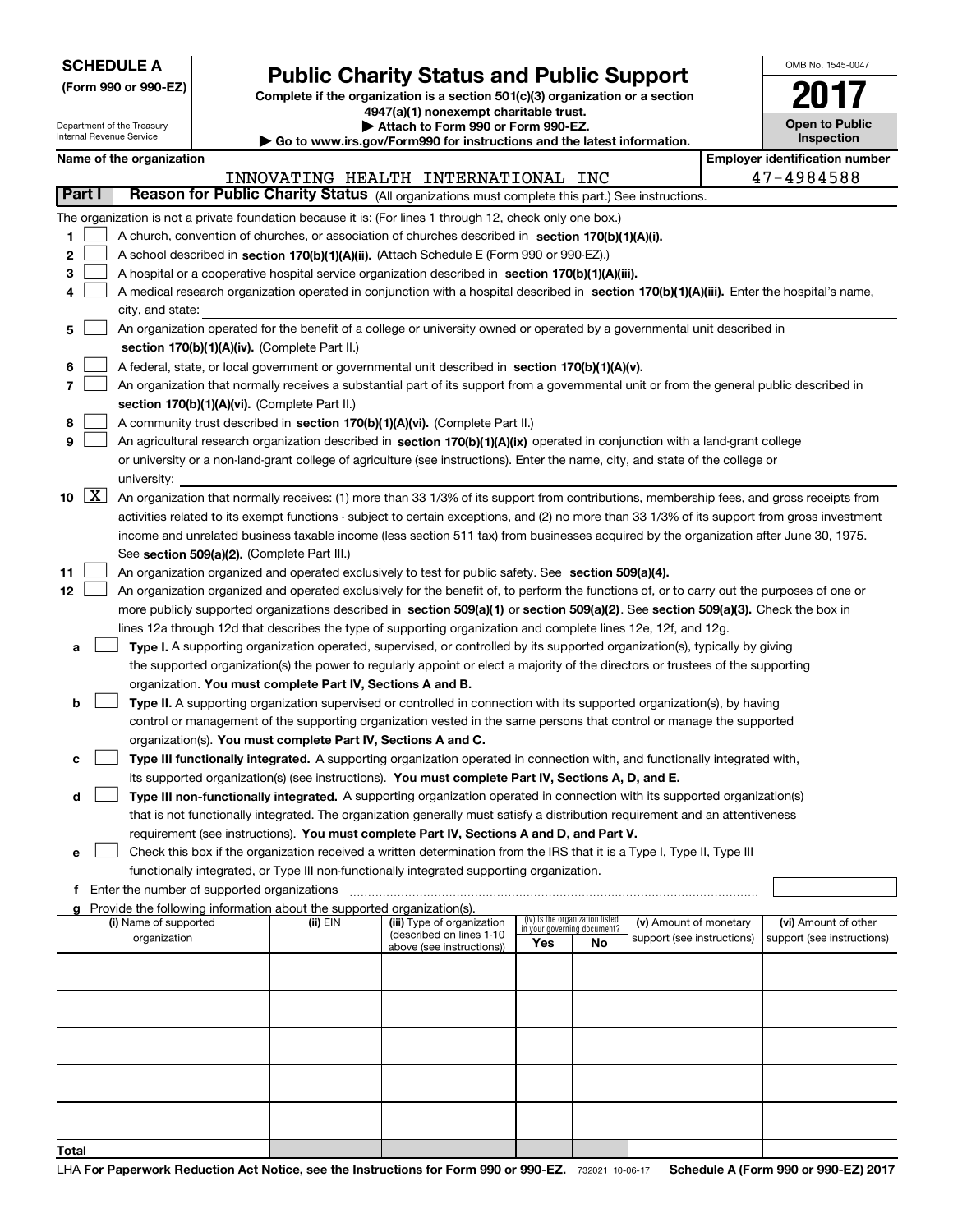**SCHEDULE A**
**(Form 990 or 990-EZ)**

Department of the Treasury
Internal Revenue Service

# Public Charity Status and Public Support

**Complete if the organization is a section 501(c)(3) organization or a section 4947(a)(1) nonexempt charitable trust.**
**▶ Attach to Form 990 or Form 990-EZ.**
**▶ Go to www.irs.gov/Form990 for instructions and the latest information.**

OMB No. 1545-0047
**2017**
**Open to Public Inspection**

**Name of the organization:** INNOVATING HEALTH INTERNATIONAL INC
**Employer identification number:** 47-4984588

## Part I Reason for Public Charity Status (All organizations must complete this part.) See instructions.

The organization is not a private foundation because it is: (For lines 1 through 12, check only one box.)

1. ☐ A church, convention of churches, or association of churches described in **section 170(b)(1)(A)(i).**
2. ☐ A school described in **section 170(b)(1)(A)(ii).** (Attach Schedule E (Form 990 or 990-EZ).)
3. ☐ A hospital or a cooperative hospital service organization described in **section 170(b)(1)(A)(iii).**
4. ☐ A medical research organization operated in conjunction with a hospital described in **section 170(b)(1)(A)(iii).** Enter the hospital's name, city, and state:
5. ☐ An organization operated for the benefit of a college or university owned or operated by a governmental unit described in **section 170(b)(1)(A)(iv).** (Complete Part II.)
6. ☐ A federal, state, or local government or governmental unit described in **section 170(b)(1)(A)(v).**
7. ☐ An organization that normally receives a substantial part of its support from a governmental unit or from the general public described in **section 170(b)(1)(A)(vi).** (Complete Part II.)
8. ☐ A community trust described in **section 170(b)(1)(A)(vi).** (Complete Part II.)
9. ☐ An agricultural research organization described in **section 170(b)(1)(A)(ix)** operated in conjunction with a land-grant college or university or a non-land-grant college of agriculture (see instructions). Enter the name, city, and state of the college or university:
10. ☒ An organization that normally receives: (1) more than 33 1/3% of its support from contributions, membership fees, and gross receipts from activities related to its exempt functions - subject to certain exceptions, and (2) no more than 33 1/3% of its support from gross investment income and unrelated business taxable income (less section 511 tax) from businesses acquired by the organization after June 30, 1975. See **section 509(a)(2).** (Complete Part III.)
11. ☐ An organization organized and operated exclusively to test for public safety. See **section 509(a)(4).**
12. ☐ An organization organized and operated exclusively for the benefit of, to perform the functions of, or to carry out the purposes of one or more publicly supported organizations described in **section 509(a)(1)** or **section 509(a)(2)**. See **section 509(a)(3).** Check the box in lines 12a through 12d that describes the type of supporting organization and complete lines 12e, 12f, and 12g.
   - **a** ☐ **Type I.** A supporting organization operated, supervised, or controlled by its supported organization(s), typically by giving the supported organization(s) the power to regularly appoint or elect a majority of the directors or trustees of the supporting organization. **You must complete Part IV, Sections A and B.**
   - **b** ☐ **Type II.** A supporting organization supervised or controlled in connection with its supported organization(s), by having control or management of the supporting organization vested in the same persons that control or manage the supported organization(s). **You must complete Part IV, Sections A and C.**
   - **c** ☐ **Type III functionally integrated.** A supporting organization operated in connection with, and functionally integrated with, its supported organization(s) (see instructions). **You must complete Part IV, Sections A, D, and E.**
   - **d** ☐ **Type III non-functionally integrated.** A supporting organization operated in connection with its supported organization(s) that is not functionally integrated. The organization generally must satisfy a distribution requirement and an attentiveness requirement (see instructions). **You must complete Part IV, Sections A and D, and Part V.**
   - **e** ☐ Check this box if the organization received a written determination from the IRS that it is a Type I, Type II, Type III functionally integrated, or Type III non-functionally integrated supporting organization.
   - **f** Enter the number of supported organizations
   - **g** Provide the following information about the supported organization(s).

| (i) Name of supported organization | (ii) EIN | (iii) Type of organization (described on lines 1-10 above (see instructions)) | (iv) Is the organization listed in your governing document? Yes | No | (v) Amount of monetary support (see instructions) | (vi) Amount of other support (see instructions) |
|---|---|---|---|---|---|---|
| | | | | | | |
| | | | | | | |
| | | | | | | |
| | | | | | | |
| | | | | | | |
| **Total** | | | | | | |

LHA **For Paperwork Reduction Act Notice, see the Instructions for Form 990 or 990-EZ.** 732021 10-06-17 **Schedule A (Form 990 or 990-EZ) 2017**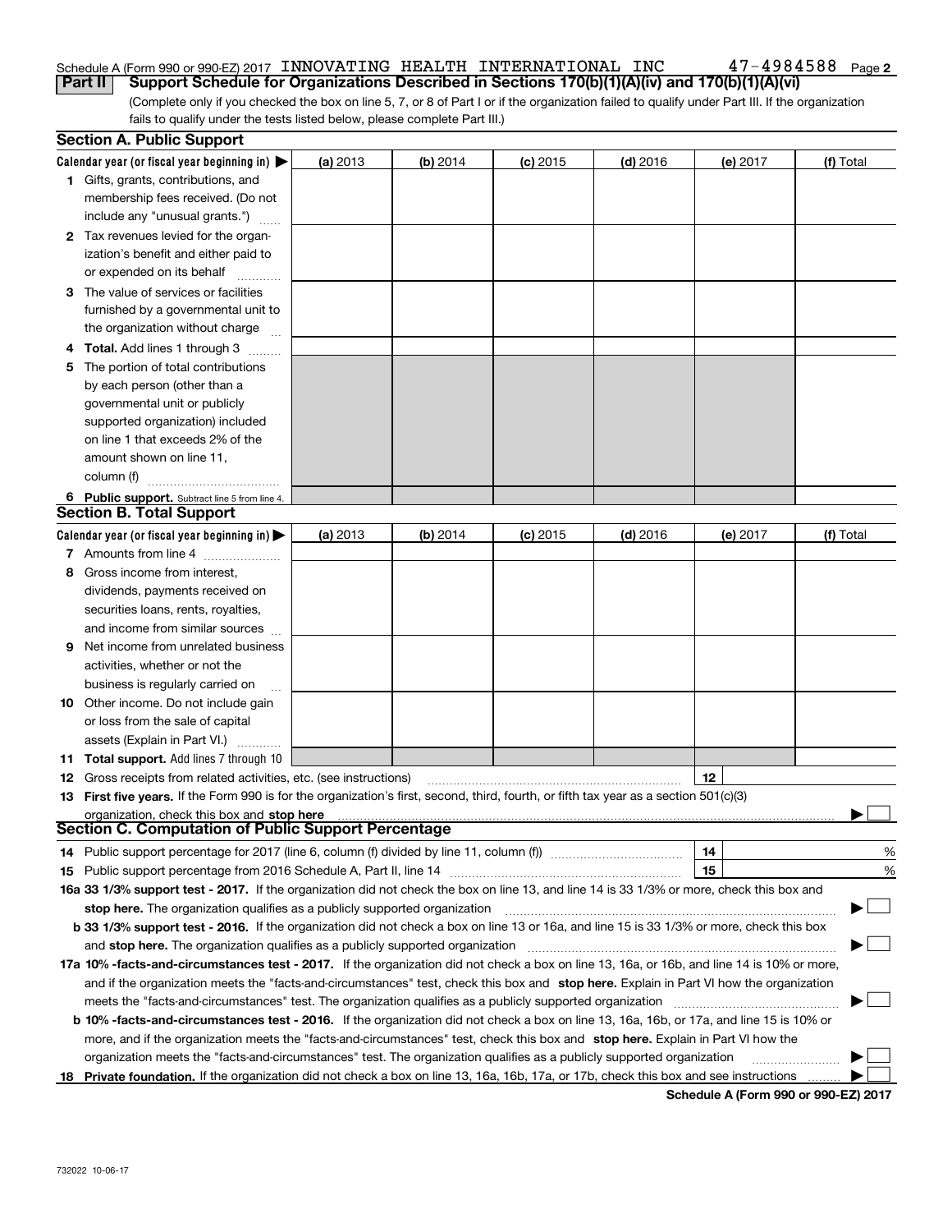Schedule A (Form 990 or 990-EZ) 2017 INNOVATING HEALTH INTERNATIONAL INC 47-4984588 Page 2

**Part II Support Schedule for Organizations Described in Sections 170(b)(1)(A)(iv) and 170(b)(1)(A)(vi)**

(Complete only if you checked the box on line 5, 7, or 8 of Part I or if the organization failed to qualify under Part III. If the organization fails to qualify under the tests listed below, please complete Part III.)

## Section A. Public Support

| Calendar year (or fiscal year beginning in) ▶ | (a) 2013 | (b) 2014 | (c) 2015 | (d) 2016 | (e) 2017 | (f) Total |
|---|---|---|---|---|---|---|
| 1 Gifts, grants, contributions, and membership fees received. (Do not include any "unusual grants.") | | | | | | |
| 2 Tax revenues levied for the organization's benefit and either paid to or expended on its behalf | | | | | | |
| 3 The value of services or facilities furnished by a governmental unit to the organization without charge | | | | | | |
| 4 **Total.** Add lines 1 through 3 | | | | | | |
| 5 The portion of total contributions by each person (other than a governmental unit or publicly supported organization) included on line 1 that exceeds 2% of the amount shown on line 11, column (f) | | | | | | |
| 6 **Public support.** Subtract line 5 from line 4. | | | | | | |

## Section B. Total Support

| Calendar year (or fiscal year beginning in) ▶ | (a) 2013 | (b) 2014 | (c) 2015 | (d) 2016 | (e) 2017 | (f) Total |
|---|---|---|---|---|---|---|
| 7 Amounts from line 4 | | | | | | |
| 8 Gross income from interest, dividends, payments received on securities loans, rents, royalties, and income from similar sources | | | | | | |
| 9 Net income from unrelated business activities, whether or not the business is regularly carried on | | | | | | |
| 10 Other income. Do not include gain or loss from the sale of capital assets (Explain in Part VI.) | | | | | | |
| 11 **Total support.** Add lines 7 through 10 | | | | | | |

12 Gross receipts from related activities, etc. (see instructions) | 12 |

13 **First five years.** If the Form 990 is for the organization's first, second, third, fourth, or fifth tax year as a section 501(c)(3) organization, check this box and **stop here** ▶ ☐

## Section C. Computation of Public Support Percentage

14 Public support percentage for 2017 (line 6, column (f) divided by line 11, column (f)) | 14 | %

15 Public support percentage from 2016 Schedule A, Part II, line 14 | 15 | %

**16a 33 1/3% support test - 2017.** If the organization did not check the box on line 13, and line 14 is 33 1/3% or more, check this box and **stop here.** The organization qualifies as a publicly supported organization ▶ ☐

**b 33 1/3% support test - 2016.** If the organization did not check a box on line 13 or 16a, and line 15 is 33 1/3% or more, check this box and **stop here.** The organization qualifies as a publicly supported organization ▶ ☐

**17a 10% -facts-and-circumstances test - 2017.** If the organization did not check a box on line 13, 16a, or 16b, and line 14 is 10% or more, and if the organization meets the "facts-and-circumstances" test, check this box and **stop here.** Explain in Part VI how the organization meets the "facts-and-circumstances" test. The organization qualifies as a publicly supported organization ▶ ☐

**b 10% -facts-and-circumstances test - 2016.** If the organization did not check a box on line 13, 16a, 16b, or 17a, and line 15 is 10% or more, and if the organization meets the "facts-and-circumstances" test, check this box and **stop here.** Explain in Part VI how the organization meets the "facts-and-circumstances" test. The organization qualifies as a publicly supported organization ▶ ☐

**18 Private foundation.** If the organization did not check a box on line 13, 16a, 16b, 17a, or 17b, check this box and see instructions ▶ ☐

**Schedule A (Form 990 or 990-EZ) 2017**

732022 10-06-17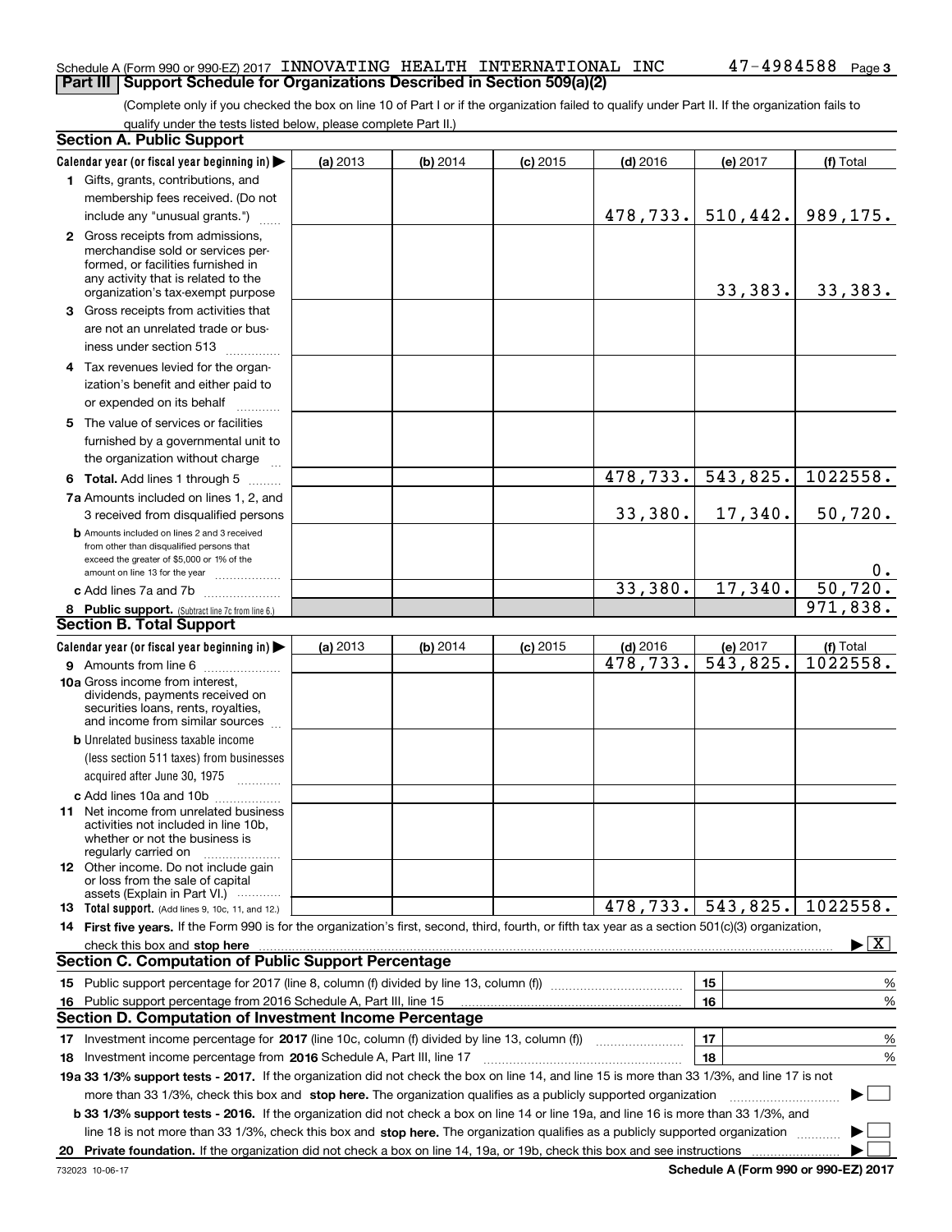Schedule A (Form 990 or 990-EZ) 2017 INNOVATING HEALTH INTERNATIONAL INC 47-4984588 Page 3

## Part III Support Schedule for Organizations Described in Section 509(a)(2)

(Complete only if you checked the box on line 10 of Part I or if the organization failed to qualify under Part II. If the organization fails to qualify under the tests listed below, please complete Part II.)

### Section A. Public Support

| Calendar year (or fiscal year beginning in) ▶ | (a) 2013 | (b) 2014 | (c) 2015 | (d) 2016 | (e) 2017 | (f) Total |
|---|---|---|---|---|---|---|
| 1 Gifts, grants, contributions, and membership fees received. (Do not include any "unusual grants.") | | | | 478,733. | 510,442. | 989,175. |
| 2 Gross receipts from admissions, merchandise sold or services performed, or facilities furnished in any activity that is related to the organization's tax-exempt purpose | | | | | 33,383. | 33,383. |
| 3 Gross receipts from activities that are not an unrelated trade or business under section 513 | | | | | | |
| 4 Tax revenues levied for the organization's benefit and either paid to or expended on its behalf | | | | | | |
| 5 The value of services or facilities furnished by a governmental unit to the organization without charge | | | | | | |
| 6 Total. Add lines 1 through 5 | | | | 478,733. | 543,825. | 1022558. |
| 7a Amounts included on lines 1, 2, and 3 received from disqualified persons | | | | 33,380. | 17,340. | 50,720. |
| b Amounts included on lines 2 and 3 received from other than disqualified persons that exceed the greater of $5,000 or 1% of the amount on line 13 for the year | | | | | | 0. |
| c Add lines 7a and 7b | | | | 33,380. | 17,340. | 50,720. |
| 8 Public support. (Subtract line 7c from line 6.) | | | | | | 971,838. |

### Section B. Total Support

| Calendar year (or fiscal year beginning in) ▶ | (a) 2013 | (b) 2014 | (c) 2015 | (d) 2016 | (e) 2017 | (f) Total |
|---|---|---|---|---|---|---|
| 9 Amounts from line 6 | | | | 478,733. | 543,825. | 1022558. |
| 10a Gross income from interest, dividends, payments received on securities loans, rents, royalties, and income from similar sources | | | | | | |
| b Unrelated business taxable income (less section 511 taxes) from businesses acquired after June 30, 1975 | | | | | | |
| c Add lines 10a and 10b | | | | | | |
| 11 Net income from unrelated business activities not included in line 10b, whether or not the business is regularly carried on | | | | | | |
| 12 Other income. Do not include gain or loss from the sale of capital assets (Explain in Part VI.) | | | | | | |
| 13 Total support. (Add lines 9, 10c, 11, and 12.) | | | | 478,733. | 543,825. | 1022558. |

14 **First five years.** If the Form 990 is for the organization's first, second, third, fourth, or fifth tax year as a section 501(c)(3) organization, check this box and **stop here** ▶ [X]

### Section C. Computation of Public Support Percentage

| | | |
|---|---|---|
| 15 Public support percentage for 2017 (line 8, column (f) divided by line 13, column (f)) | 15 | % |
| 16 Public support percentage from 2016 Schedule A, Part III, line 15 | 16 | % |

### Section D. Computation of Investment Income Percentage

| | | |
|---|---|---|
| 17 Investment income percentage for **2017** (line 10c, column (f) divided by line 13, column (f)) | 17 | % |
| 18 Investment income percentage from **2016** Schedule A, Part III, line 17 | 18 | % |

**19a 33 1/3% support tests - 2017.** If the organization did not check the box on line 14, and line 15 is more than 33 1/3%, and line 17 is not more than 33 1/3%, check this box and **stop here.** The organization qualifies as a publicly supported organization ▶ [ ]

**b 33 1/3% support tests - 2016.** If the organization did not check a box on line 14 or line 19a, and line 16 is more than 33 1/3%, and line 18 is not more than 33 1/3%, check this box and **stop here.** The organization qualifies as a publicly supported organization ▶ [ ]

**20 Private foundation.** If the organization did not check a box on line 14, 19a, or 19b, check this box and see instructions ▶ [ ]

732023 10-06-17 **Schedule A (Form 990 or 990-EZ) 2017**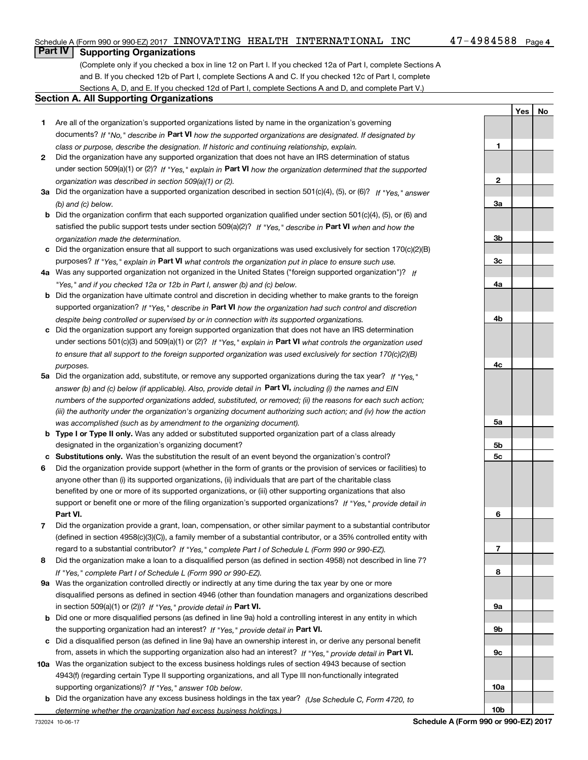Schedule A (Form 990 or 990-EZ) 2017 INNOVATING HEALTH INTERNATIONAL INC 47-4984588 Page 4

## Part IV Supporting Organizations

(Complete only if you checked a box in line 12 on Part I. If you checked 12a of Part I, complete Sections A and B. If you checked 12b of Part I, complete Sections A and C. If you checked 12c of Part I, complete Sections A, D, and E. If you checked 12d of Part I, complete Sections A and D, and complete Part V.)

### Section A. All Supporting Organizations

| | | | Yes | No |
|---|---|---|---|---|
| **1** | Are all of the organization's supported organizations listed by name in the organization's governing documents? *If "No," describe in* **Part VI** *how the supported organizations are designated. If designated by class or purpose, describe the designation. If historic and continuing relationship, explain.* | **1** | | |
| **2** | Did the organization have any supported organization that does not have an IRS determination of status under section 509(a)(1) or (2)? *If "Yes," explain in* **Part VI** *how the organization determined that the supported organization was described in section 509(a)(1) or (2).* | **2** | | |
| **3a** | Did the organization have a supported organization described in section 501(c)(4), (5), or (6)? *If "Yes," answer (b) and (c) below.* | **3a** | | |
| **b** | Did the organization confirm that each supported organization qualified under section 501(c)(4), (5), or (6) and satisfied the public support tests under section 509(a)(2)? *If "Yes," describe in* **Part VI** *when and how the organization made the determination.* | **3b** | | |
| **c** | Did the organization ensure that all support to such organizations was used exclusively for section 170(c)(2)(B) purposes? *If "Yes," explain in* **Part VI** *what controls the organization put in place to ensure such use.* | **3c** | | |
| **4a** | Was any supported organization not organized in the United States ("foreign supported organization")? *If "Yes," and if you checked 12a or 12b in Part I, answer (b) and (c) below.* | **4a** | | |
| **b** | Did the organization have ultimate control and discretion in deciding whether to make grants to the foreign supported organization? *If "Yes," describe in* **Part VI** *how the organization had such control and discretion despite being controlled or supervised by or in connection with its supported organizations.* | **4b** | | |
| **c** | Did the organization support any foreign supported organization that does not have an IRS determination under sections 501(c)(3) and 509(a)(1) or (2)? *If "Yes," explain in* **Part VI** *what controls the organization used to ensure that all support to the foreign supported organization was used exclusively for section 170(c)(2)(B) purposes.* | **4c** | | |
| **5a** | Did the organization add, substitute, or remove any supported organizations during the tax year? *If "Yes," answer (b) and (c) below (if applicable). Also, provide detail in* **Part VI,** *including (i) the names and EIN numbers of the supported organizations added, substituted, or removed; (ii) the reasons for each such action; (iii) the authority under the organization's organizing document authorizing such action; and (iv) how the action was accomplished (such as by amendment to the organizing document).* | **5a** | | |
| **b** | **Type I or Type II only.** Was any added or substituted supported organization part of a class already designated in the organization's organizing document? | **5b** | | |
| **c** | **Substitutions only.** Was the substitution the result of an event beyond the organization's control? | **5c** | | |
| **6** | Did the organization provide support (whether in the form of grants or the provision of services or facilities) to anyone other than (i) its supported organizations, (ii) individuals that are part of the charitable class benefited by one or more of its supported organizations, or (iii) other supporting organizations that also support or benefit one or more of the filing organization's supported organizations? *If "Yes," provide detail in* **Part VI.** | **6** | | |
| **7** | Did the organization provide a grant, loan, compensation, or other similar payment to a substantial contributor (defined in section 4958(c)(3)(C)), a family member of a substantial contributor, or a 35% controlled entity with regard to a substantial contributor? *If "Yes," complete Part I of Schedule L (Form 990 or 990-EZ).* | **7** | | |
| **8** | Did the organization make a loan to a disqualified person (as defined in section 4958) not described in line 7? *If "Yes," complete Part I of Schedule L (Form 990 or 990-EZ).* | **8** | | |
| **9a** | Was the organization controlled directly or indirectly at any time during the tax year by one or more disqualified persons as defined in section 4946 (other than foundation managers and organizations described in section 509(a)(1) or (2))? *If "Yes," provide detail in* **Part VI.** | **9a** | | |
| **b** | Did one or more disqualified persons (as defined in line 9a) hold a controlling interest in any entity in which the supporting organization had an interest? *If "Yes," provide detail in* **Part VI.** | **9b** | | |
| **c** | Did a disqualified person (as defined in line 9a) have an ownership interest in, or derive any personal benefit from, assets in which the supporting organization also had an interest? *If "Yes," provide detail in* **Part VI.** | **9c** | | |
| **10a** | Was the organization subject to the excess business holdings rules of section 4943 because of section 4943(f) (regarding certain Type II supporting organizations, and all Type III non-functionally integrated supporting organizations)? *If "Yes," answer 10b below.* | **10a** | | |
| **b** | Did the organization have any excess business holdings in the tax year? *(Use Schedule C, Form 4720, to determine whether the organization had excess business holdings.)* | **10b** | | |

732024 10-06-17 **Schedule A (Form 990 or 990-EZ) 2017**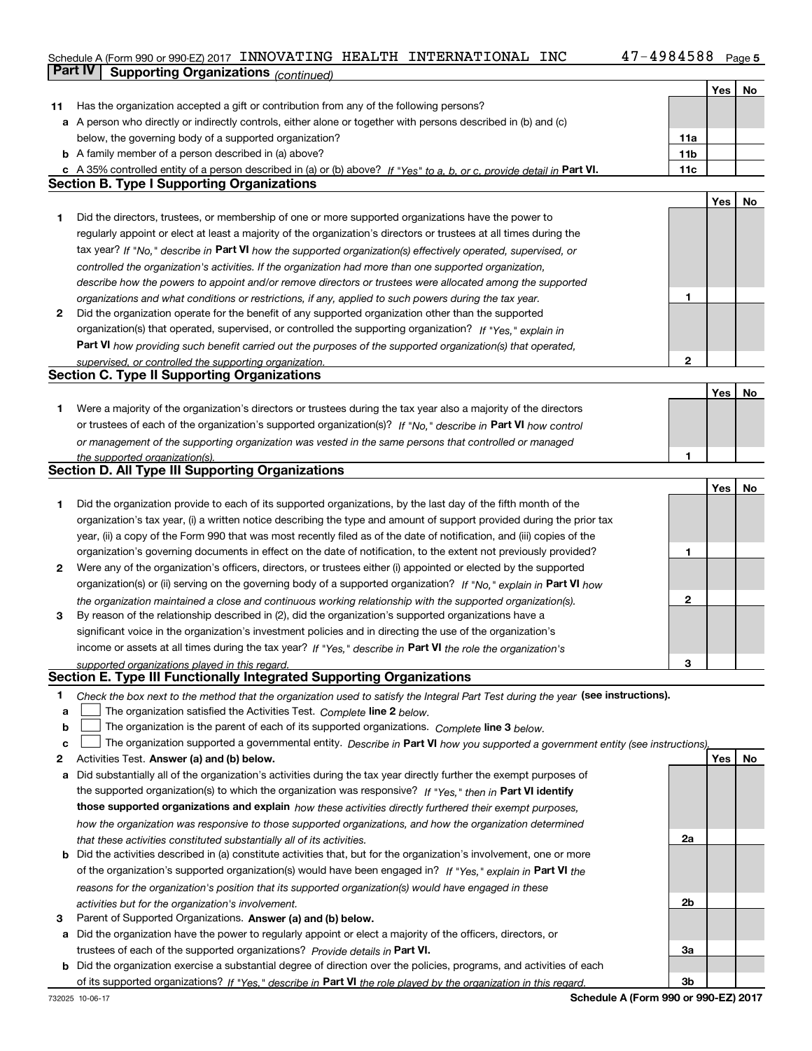Schedule A (Form 990 or 990-EZ) 2017 INNOVATING HEALTH INTERNATIONAL INC 47-4984588 Page 5

## Part IV Supporting Organizations *(continued)*

| | | | Yes | No |
|---|---|---|---|---|
| **11** | Has the organization accepted a gift or contribution from any of the following persons? | | | |
| **a** | A person who directly or indirectly controls, either alone or together with persons described in (b) and (c) below, the governing body of a supported organization? | **11a** | | |
| **b** | A family member of a person described in (a) above? | **11b** | | |
| **c** | A 35% controlled entity of a person described in (a) or (b) above? *If "Yes" to a, b, or c, provide detail in* **Part VI.** | **11c** | | |

### Section B. Type I Supporting Organizations

| | | | Yes | No |
|---|---|---|---|---|
| **1** | Did the directors, trustees, or membership of one or more supported organizations have the power to regularly appoint or elect at least a majority of the organization's directors or trustees at all times during the tax year? *If "No," describe in* **Part VI** *how the supported organization(s) effectively operated, supervised, or controlled the organization's activities. If the organization had more than one supported organization, describe how the powers to appoint and/or remove directors or trustees were allocated among the supported organizations and what conditions or restrictions, if any, applied to such powers during the tax year.* | **1** | | |
| **2** | Did the organization operate for the benefit of any supported organization other than the supported organization(s) that operated, supervised, or controlled the supporting organization? *If "Yes," explain in* **Part VI** *how providing such benefit carried out the purposes of the supported organization(s) that operated, supervised, or controlled the supporting organization.* | **2** | | |

### Section C. Type II Supporting Organizations

| | | | Yes | No |
|---|---|---|---|---|
| **1** | Were a majority of the organization's directors or trustees during the tax year also a majority of the directors or trustees of each of the organization's supported organization(s)? *If "No," describe in* **Part VI** *how control or management of the supporting organization was vested in the same persons that controlled or managed the supported organization(s).* | **1** | | |

### Section D. All Type III Supporting Organizations

| | | | Yes | No |
|---|---|---|---|---|
| **1** | Did the organization provide to each of its supported organizations, by the last day of the fifth month of the organization's tax year, (i) a written notice describing the type and amount of support provided during the prior tax year, (ii) a copy of the Form 990 that was most recently filed as of the date of notification, and (iii) copies of the organization's governing documents in effect on the date of notification, to the extent not previously provided? | **1** | | |
| **2** | Were any of the organization's officers, directors, or trustees either (i) appointed or elected by the supported organization(s) or (ii) serving on the governing body of a supported organization? *If "No," explain in* **Part VI** *how the organization maintained a close and continuous working relationship with the supported organization(s).* | **2** | | |
| **3** | By reason of the relationship described in (2), did the organization's supported organizations have a significant voice in the organization's investment policies and in directing the use of the organization's income or assets at all times during the tax year? *If "Yes," describe in* **Part VI** *the role the organization's supported organizations played in this regard.* | **3** | | |

### Section E. Type III Functionally Integrated Supporting Organizations

**1** *Check the box next to the method that the organization used to satisfy the Integral Part Test during the year* **(see instructions).**

- **a** ☐ The organization satisfied the Activities Test. *Complete* **line 2** *below.*
- **b** ☐ The organization is the parent of each of its supported organizations. *Complete* **line 3** *below.*
- **c** ☐ The organization supported a governmental entity. *Describe in* **Part VI** *how you supported a government entity (see instructions).*

| | | | Yes | No |
|---|---|---|---|---|
| **2** | Activities Test. **Answer (a) and (b) below.** | | | |
| **a** | Did substantially all of the organization's activities during the tax year directly further the exempt purposes of the supported organization(s) to which the organization was responsive? *If "Yes," then in* **Part VI identify those supported organizations and explain** *how these activities directly furthered their exempt purposes, how the organization was responsive to those supported organizations, and how the organization determined that these activities constituted substantially all of its activities.* | **2a** | | |
| **b** | Did the activities described in (a) constitute activities that, but for the organization's involvement, one or more of the organization's supported organization(s) would have been engaged in? *If "Yes," explain in* **Part VI** *the reasons for the organization's position that its supported organization(s) would have engaged in these activities but for the organization's involvement.* | **2b** | | |
| **3** | Parent of Supported Organizations. **Answer (a) and (b) below.** | | | |
| **a** | Did the organization have the power to regularly appoint or elect a majority of the officers, directors, or trustees of each of the supported organizations? *Provide details in* **Part VI.** | **3a** | | |
| **b** | Did the organization exercise a substantial degree of direction over the policies, programs, and activities of each of its supported organizations? *If "Yes," describe in* **Part VI** *the role played by the organization in this regard.* | **3b** | | |

732025 10-06-17 **Schedule A (Form 990 or 990-EZ) 2017**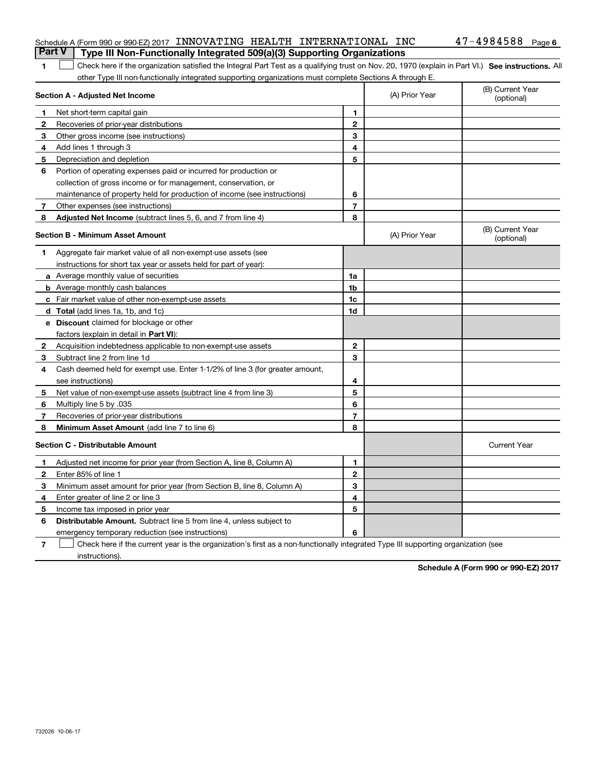Schedule A (Form 990 or 990-EZ) 2017 INNOVATING HEALTH INTERNATIONAL INC 47-4984588 Page 6

## Part V Type III Non-Functionally Integrated 509(a)(3) Supporting Organizations

1 ☐ Check here if the organization satisfied the Integral Part Test as a qualifying trust on Nov. 20, 1970 (explain in Part VI.) **See instructions.** All other Type III non-functionally integrated supporting organizations must complete Sections A through E.

| **Section A - Adjusted Net Income** | | | (A) Prior Year | (B) Current Year (optional) |
|---|---|---|---|---|
| 1 | Net short-term capital gain | 1 | | |
| 2 | Recoveries of prior-year distributions | 2 | | |
| 3 | Other gross income (see instructions) | 3 | | |
| 4 | Add lines 1 through 3 | 4 | | |
| 5 | Depreciation and depletion | 5 | | |
| 6 | Portion of operating expenses paid or incurred for production or collection of gross income or for management, conservation, or maintenance of property held for production of income (see instructions) | 6 | | |
| 7 | Other expenses (see instructions) | 7 | | |
| 8 | **Adjusted Net Income** (subtract lines 5, 6, and 7 from line 4) | 8 | | |

| **Section B - Minimum Asset Amount** | | | (A) Prior Year | (B) Current Year (optional) |
|---|---|---|---|---|
| 1 | Aggregate fair market value of all non-exempt-use assets (see instructions for short tax year or assets held for part of year): | | | |
| a | Average monthly value of securities | 1a | | |
| b | Average monthly cash balances | 1b | | |
| c | Fair market value of other non-exempt-use assets | 1c | | |
| d | **Total** (add lines 1a, 1b, and 1c) | 1d | | |
| e | **Discount** claimed for blockage or other factors (explain in detail in **Part VI**): | | | |
| 2 | Acquisition indebtedness applicable to non-exempt-use assets | 2 | | |
| 3 | Subtract line 2 from line 1d | 3 | | |
| 4 | Cash deemed held for exempt use. Enter 1-1/2% of line 3 (for greater amount, see instructions) | 4 | | |
| 5 | Net value of non-exempt-use assets (subtract line 4 from line 3) | 5 | | |
| 6 | Multiply line 5 by .035 | 6 | | |
| 7 | Recoveries of prior-year distributions | 7 | | |
| 8 | **Minimum Asset Amount** (add line 7 to line 6) | 8 | | |

| **Section C - Distributable Amount** | | | | Current Year |
|---|---|---|---|---|
| 1 | Adjusted net income for prior year (from Section A, line 8, Column A) | 1 | | |
| 2 | Enter 85% of line 1 | 2 | | |
| 3 | Minimum asset amount for prior year (from Section B, line 8, Column A) | 3 | | |
| 4 | Enter greater of line 2 or line 3 | 4 | | |
| 5 | Income tax imposed in prior year | 5 | | |
| 6 | **Distributable Amount.** Subtract line 5 from line 4, unless subject to emergency temporary reduction (see instructions) | 6 | | |

7 ☐ Check here if the current year is the organization's first as a non-functionally integrated Type III supporting organization (see instructions).

**Schedule A (Form 990 or 990-EZ) 2017**

732026 10-06-17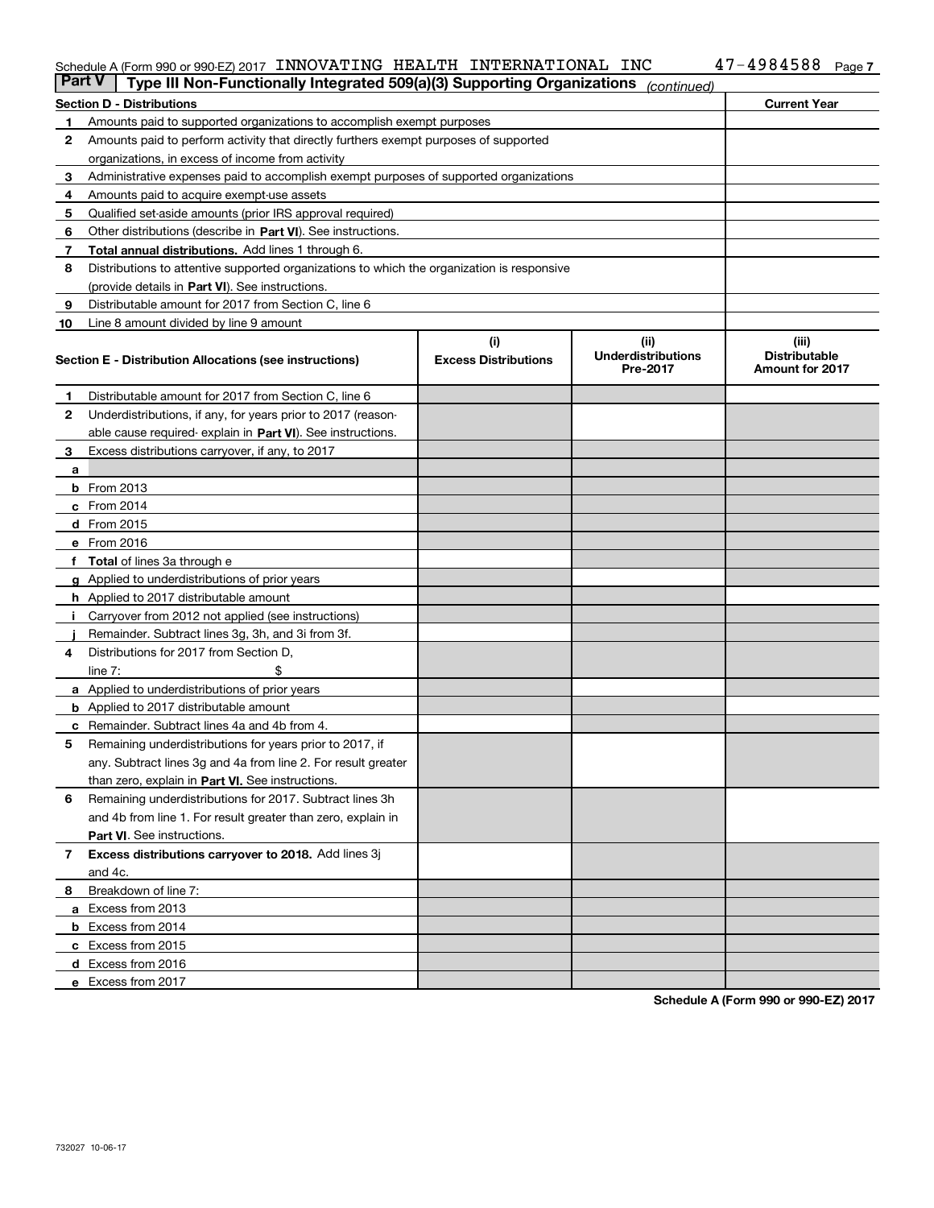Schedule A (Form 990 or 990-EZ) 2017 INNOVATING HEALTH INTERNATIONAL INC 47-4984588

## Part V | Type III Non-Functionally Integrated 509(a)(3) Supporting Organizations *(continued)*

| Section D - Distributions | | Current Year |
|---|---|---|
| 1 | Amounts paid to supported organizations to accomplish exempt purposes | |
| 2 | Amounts paid to perform activity that directly furthers exempt purposes of supported organizations, in excess of income from activity | |
| 3 | Administrative expenses paid to accomplish exempt purposes of supported organizations | |
| 4 | Amounts paid to acquire exempt-use assets | |
| 5 | Qualified set-aside amounts (prior IRS approval required) | |
| 6 | Other distributions (describe in **Part VI**). See instructions. | |
| 7 | **Total annual distributions.** Add lines 1 through 6. | |
| 8 | Distributions to attentive supported organizations to which the organization is responsive (provide details in **Part VI**). See instructions. | |
| 9 | Distributable amount for 2017 from Section C, line 6 | |
| 10 | Line 8 amount divided by line 9 amount | |

| | Section E - Distribution Allocations (see instructions) | (i) Excess Distributions | (ii) Underdistributions Pre-2017 | (iii) Distributable Amount for 2017 |
|---|---|---|---|---|
| 1 | Distributable amount for 2017 from Section C, line 6 | | | |
| 2 | Underdistributions, if any, for years prior to 2017 (reasonable cause required- explain in **Part VI**). See instructions. | | | |
| 3 | Excess distributions carryover, if any, to 2017 | | | |
| a | | | | |
| b | From 2013 | | | |
| c | From 2014 | | | |
| d | From 2015 | | | |
| e | From 2016 | | | |
| f | **Total** of lines 3a through e | | | |
| g | Applied to underdistributions of prior years | | | |
| h | Applied to 2017 distributable amount | | | |
| i | Carryover from 2012 not applied (see instructions) | | | |
| j | Remainder. Subtract lines 3g, 3h, and 3i from 3f. | | | |
| 4 | Distributions for 2017 from Section D, line 7: $ | | | |
| a | Applied to underdistributions of prior years | | | |
| b | Applied to 2017 distributable amount | | | |
| c | Remainder. Subtract lines 4a and 4b from 4. | | | |
| 5 | Remaining underdistributions for years prior to 2017, if any. Subtract lines 3g and 4a from line 2. For result greater than zero, explain in **Part VI.** See instructions. | | | |
| 6 | Remaining underdistributions for 2017. Subtract lines 3h and 4b from line 1. For result greater than zero, explain in **Part VI**. See instructions. | | | |
| 7 | **Excess distributions carryover to 2018.** Add lines 3j and 4c. | | | |
| 8 | Breakdown of line 7: | | | |
| a | Excess from 2013 | | | |
| b | Excess from 2014 | | | |
| c | Excess from 2015 | | | |
| d | Excess from 2016 | | | |
| e | Excess from 2017 | | | |

**Schedule A (Form 990 or 990-EZ) 2017**

732027 10-06-17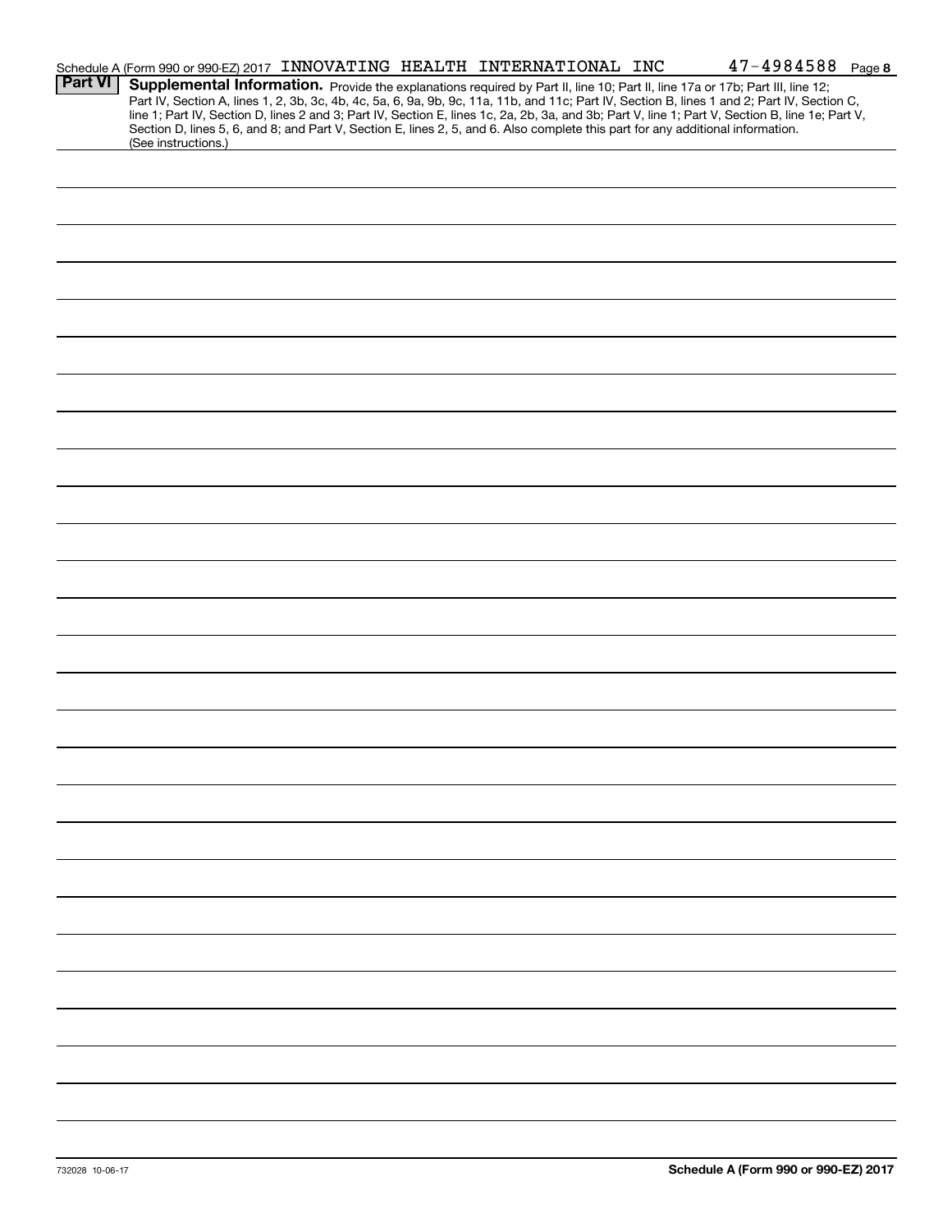Schedule A (Form 990 or 990-EZ) 2017 INNOVATING HEALTH INTERNATIONAL INC 47-4984588 Page 8

## Part VI Supplemental Information.

Provide the explanations required by Part II, line 10; Part II, line 17a or 17b; Part III, line 12; Part IV, Section A, lines 1, 2, 3b, 3c, 4b, 4c, 5a, 6, 9a, 9b, 9c, 11a, 11b, and 11c; Part IV, Section B, lines 1 and 2; Part IV, Section C, line 1; Part IV, Section D, lines 2 and 3; Part IV, Section E, lines 1c, 2a, 2b, 3a, and 3b; Part V, line 1; Part V, Section B, line 1e; Part V, Section D, lines 5, 6, and 8; and Part V, Section E, lines 2, 5, and 6. Also complete this part for any additional information. (See instructions.)

732028 10-06-17

Schedule A (Form 990 or 990-EZ) 2017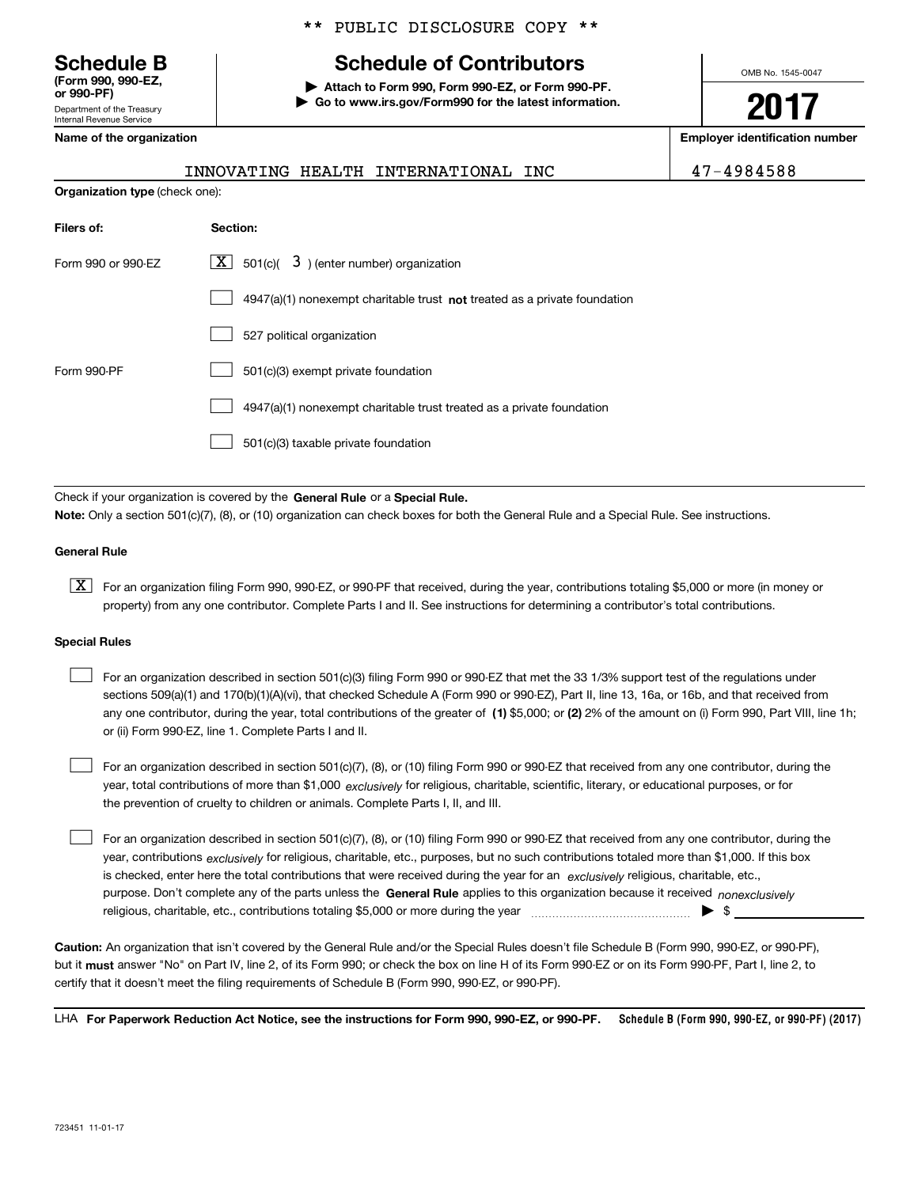** PUBLIC DISCLOSURE COPY **

**Schedule B**
**(Form 990, 990-EZ, or 990-PF)**
Department of the Treasury
Internal Revenue Service

# Schedule of Contributors

▶ **Attach to Form 990, Form 990-EZ, or Form 990-PF.**
▶ **Go to www.irs.gov/Form990 for the latest information.**

OMB No. 1545-0047

**2017**

**Name of the organization**: INNOVATING HEALTH INTERNATIONAL INC

**Employer identification number**: 47-4984588

**Organization type** (check one):

| Filers of: | Section: |
|---|---|
| Form 990 or 990-EZ | [X] 501(c)( 3 ) (enter number) organization |
| | [ ] 4947(a)(1) nonexempt charitable trust **not** treated as a private foundation |
| | [ ] 527 political organization |
| Form 990-PF | [ ] 501(c)(3) exempt private foundation |
| | [ ] 4947(a)(1) nonexempt charitable trust treated as a private foundation |
| | [ ] 501(c)(3) taxable private foundation |

Check if your organization is covered by the **General Rule** or a **Special Rule.**

**Note:** Only a section 501(c)(7), (8), or (10) organization can check boxes for both the General Rule and a Special Rule. See instructions.

**General Rule**

[X] For an organization filing Form 990, 990-EZ, or 990-PF that received, during the year, contributions totaling $5,000 or more (in money or property) from any one contributor. Complete Parts I and II. See instructions for determining a contributor's total contributions.

**Special Rules**

[ ] For an organization described in section 501(c)(3) filing Form 990 or 990-EZ that met the 33 1/3% support test of the regulations under sections 509(a)(1) and 170(b)(1)(A)(vi), that checked Schedule A (Form 990 or 990-EZ), Part II, line 13, 16a, or 16b, and that received from any one contributor, during the year, total contributions of the greater of **(1)** $5,000; or **(2)** 2% of the amount on (i) Form 990, Part VIII, line 1h; or (ii) Form 990-EZ, line 1. Complete Parts I and II.

[ ] For an organization described in section 501(c)(7), (8), or (10) filing Form 990 or 990-EZ that received from any one contributor, during the year, total contributions of more than $1,000 *exclusively* for religious, charitable, scientific, literary, or educational purposes, or for the prevention of cruelty to children or animals. Complete Parts I, II, and III.

[ ] For an organization described in section 501(c)(7), (8), or (10) filing Form 990 or 990-EZ that received from any one contributor, during the year, contributions *exclusively* for religious, charitable, etc., purposes, but no such contributions totaled more than $1,000. If this box is checked, enter here the total contributions that were received during the year for an *exclusively* religious, charitable, etc., purpose. Don't complete any of the parts unless the **General Rule** applies to this organization because it received *nonexclusively* religious, charitable, etc., contributions totaling $5,000 or more during the year ▶ $

**Caution:** An organization that isn't covered by the General Rule and/or the Special Rules doesn't file Schedule B (Form 990, 990-EZ, or 990-PF), but it **must** answer "No" on Part IV, line 2, of its Form 990; or check the box on line H of its Form 990-EZ or on its Form 990-PF, Part I, line 2, to certify that it doesn't meet the filing requirements of Schedule B (Form 990, 990-EZ, or 990-PF).

LHA **For Paperwork Reduction Act Notice, see the instructions for Form 990, 990-EZ, or 990-PF.** **Schedule B (Form 990, 990-EZ, or 990-PF) (2017)**

723451 11-01-17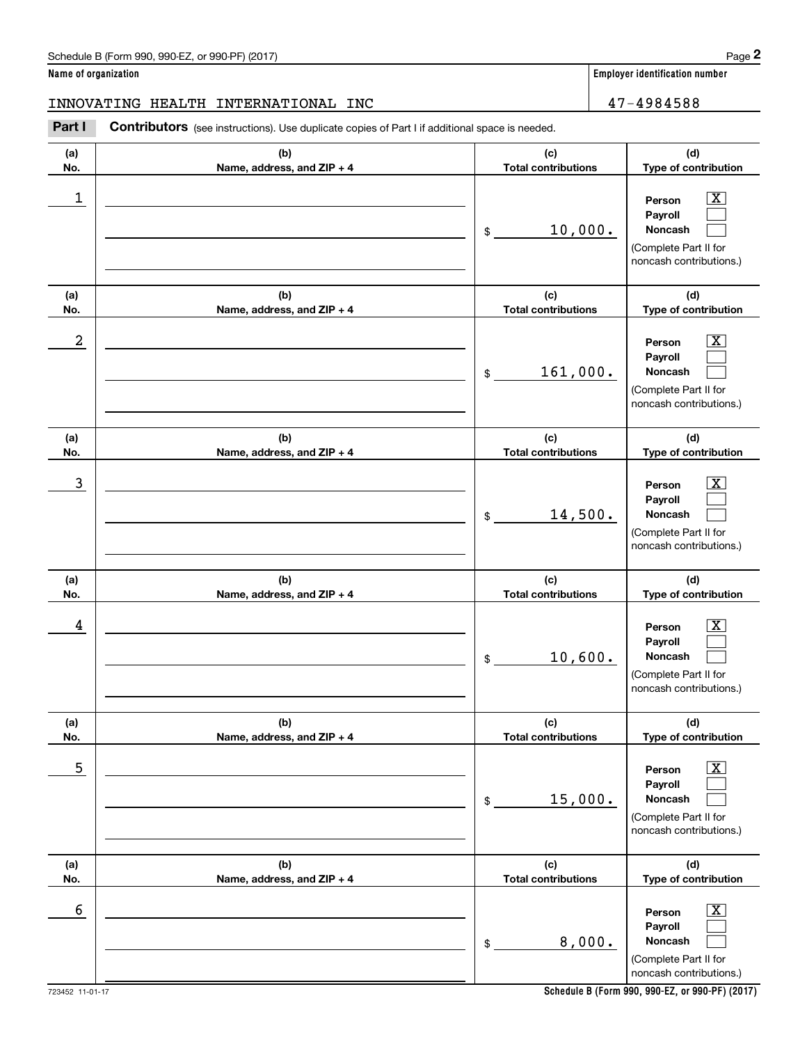Schedule B (Form 990, 990-EZ, or 990-PF) (2017)

**Name of organization**

INNOVATING HEALTH INTERNATIONAL INC

**Employer identification number**

47-4984588

**Part I** **Contributors** (see instructions). Use duplicate copies of Part I if additional space is needed.

| (a) No. | (b) Name, address, and ZIP + 4 | (c) Total contributions | (d) Type of contribution |
|---|---|---|---|
| 1 | | $ 10,000. | Person [X] Payroll [ ] Noncash [ ] (Complete Part II for noncash contributions.) |
| 2 | | $ 161,000. | Person [X] Payroll [ ] Noncash [ ] (Complete Part II for noncash contributions.) |
| 3 | | $ 14,500. | Person [X] Payroll [ ] Noncash [ ] (Complete Part II for noncash contributions.) |
| 4 | | $ 10,600. | Person [X] Payroll [ ] Noncash [ ] (Complete Part II for noncash contributions.) |
| 5 | | $ 15,000. | Person [X] Payroll [ ] Noncash [ ] (Complete Part II for noncash contributions.) |
| 6 | | $ 8,000. | Person [X] Payroll [ ] Noncash [ ] (Complete Part II for noncash contributions.) |

723452 11-01-17

**Schedule B (Form 990, 990-EZ, or 990-PF) (2017)**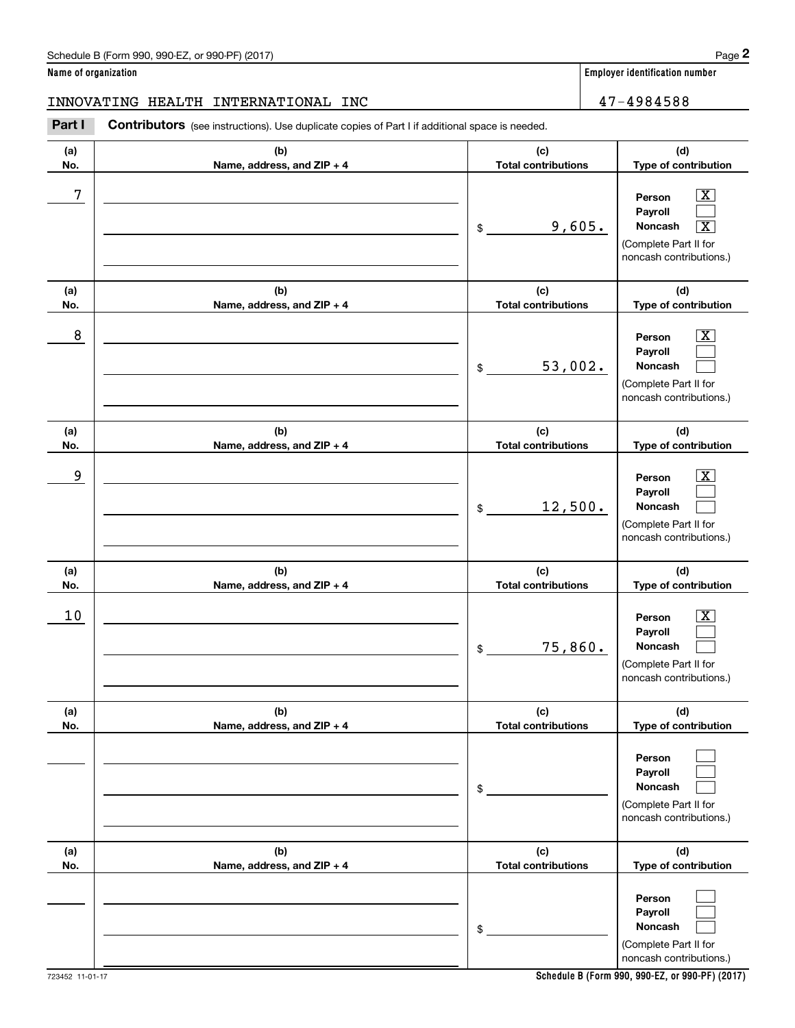Schedule B (Form 990, 990-EZ, or 990-PF) (2017)

**Name of organization**

INNOVATING HEALTH INTERNATIONAL INC

**Employer identification number**

47-4984588

**Part I** **Contributors** (see instructions). Use duplicate copies of Part I if additional space is needed.

| (a) No. | (b) Name, address, and ZIP + 4 | (c) Total contributions | (d) Type of contribution |
|---|---|---|---|
| 7 | | $ 9,605. | Person [X] Payroll [ ] Noncash [X] (Complete Part II for noncash contributions.) |
| 8 | | $ 53,002. | Person [X] Payroll [ ] Noncash [ ] (Complete Part II for noncash contributions.) |
| 9 | | $ 12,500. | Person [X] Payroll [ ] Noncash [ ] (Complete Part II for noncash contributions.) |
| 10 | | $ 75,860. | Person [X] Payroll [ ] Noncash [ ] (Complete Part II for noncash contributions.) |
| | | $ | Person [ ] Payroll [ ] Noncash [ ] (Complete Part II for noncash contributions.) |
| | | $ | Person [ ] Payroll [ ] Noncash [ ] (Complete Part II for noncash contributions.) |

723452 11-01-17

**Schedule B (Form 990, 990-EZ, or 990-PF) (2017)**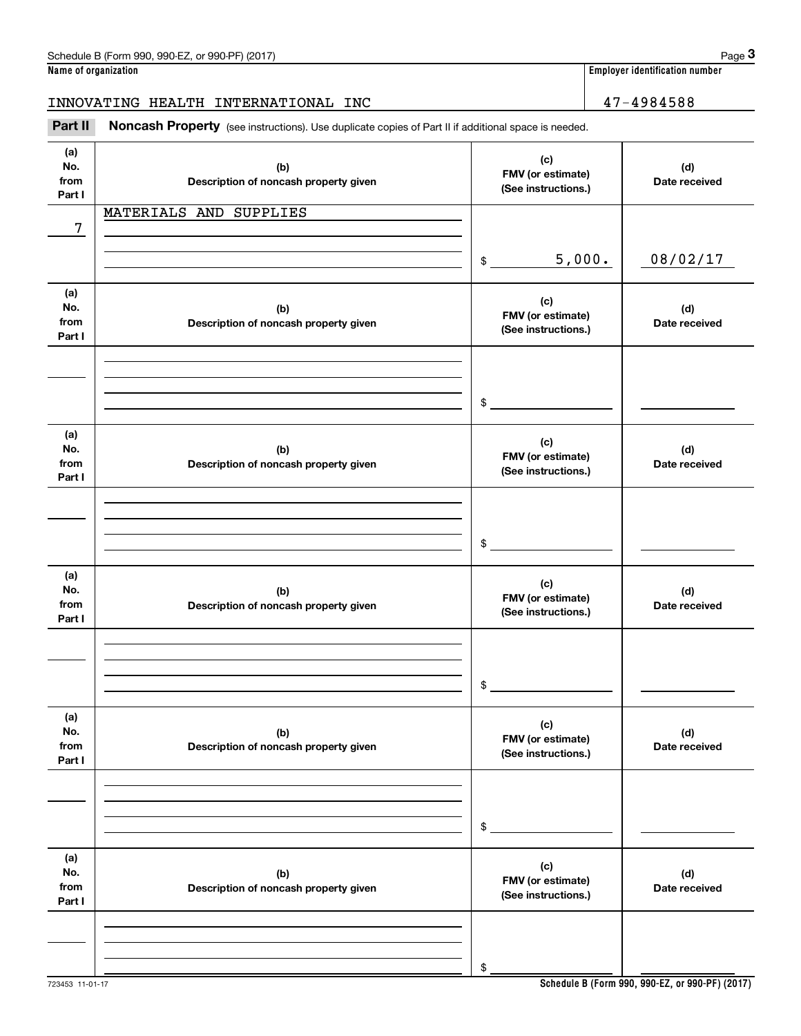Schedule B (Form 990, 990-EZ, or 990-PF) (2017)

**Name of organization**

INNOVATING HEALTH INTERNATIONAL INC

**Employer identification number**

47-4984588

**Part II** **Noncash Property** (see instructions). Use duplicate copies of Part II if additional space is needed.

| (a) No. from Part I | (b) Description of noncash property given | (c) FMV (or estimate) (See instructions.) | (d) Date received |
|---|---|---|---|
| 7 | MATERIALS AND SUPPLIES | $ 5,000. | 08/02/17 |

| (a) No. from Part I | (b) Description of noncash property given | (c) FMV (or estimate) (See instructions.) | (d) Date received |
|---|---|---|---|
| | | $ | |

| (a) No. from Part I | (b) Description of noncash property given | (c) FMV (or estimate) (See instructions.) | (d) Date received |
|---|---|---|---|
| | | $ | |

| (a) No. from Part I | (b) Description of noncash property given | (c) FMV (or estimate) (See instructions.) | (d) Date received |
|---|---|---|---|
| | | $ | |

| (a) No. from Part I | (b) Description of noncash property given | (c) FMV (or estimate) (See instructions.) | (d) Date received |
|---|---|---|---|
| | | $ | |

| (a) No. from Part I | (b) Description of noncash property given | (c) FMV (or estimate) (See instructions.) | (d) Date received |
|---|---|---|---|
| | | $ | |

723453 11-01-17 **Schedule B (Form 990, 990-EZ, or 990-PF) (2017)**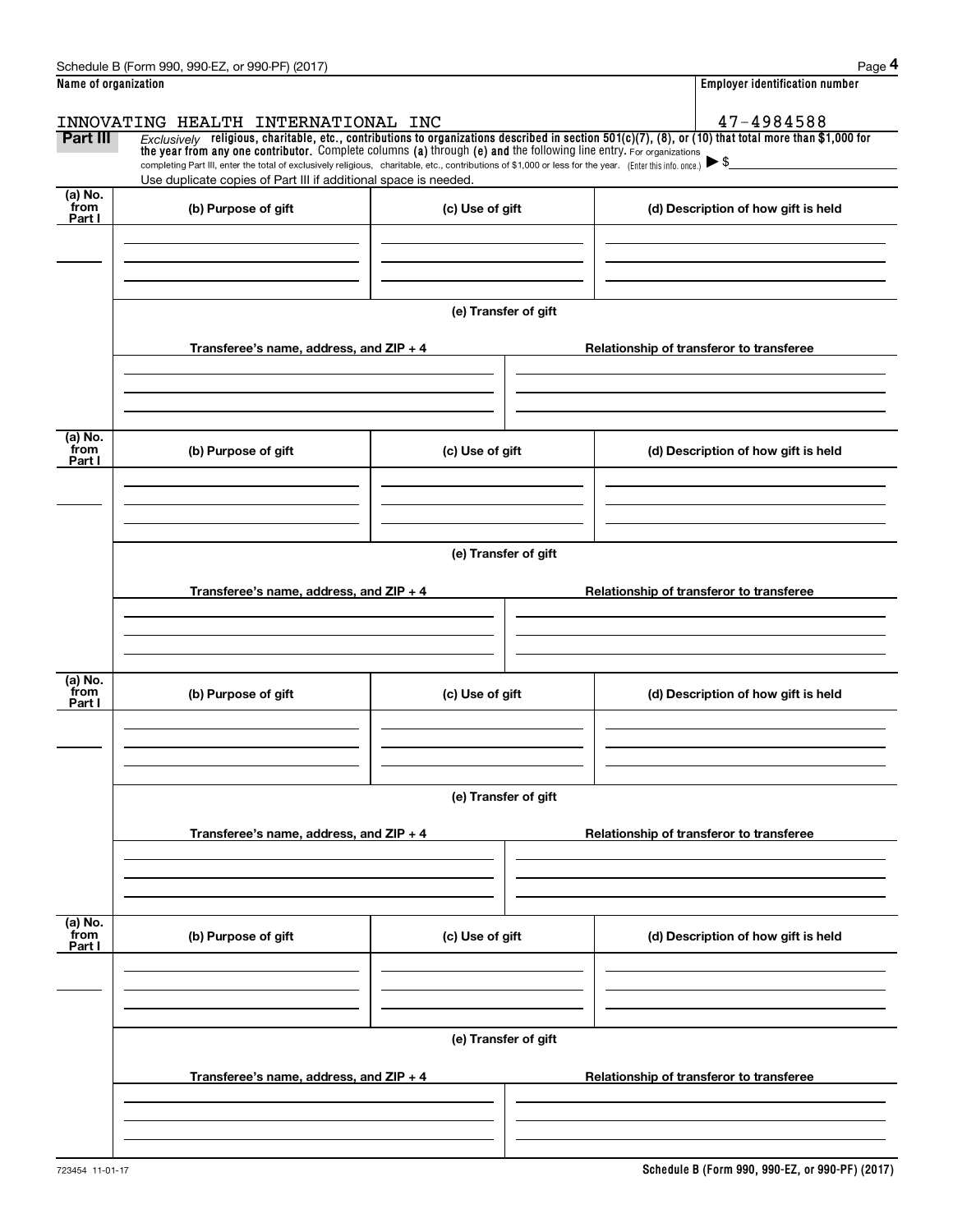Schedule B (Form 990, 990-EZ, or 990-PF) (2017)

**Name of organization**

INNOVATING HEALTH INTERNATIONAL INC

**Employer identification number**

47-4984588

**Part III** *Exclusively* **religious, charitable, etc., contributions to organizations described in section 501(c)(7), (8), or (10) that total more than $1,000 for the year from any one contributor.** Complete columns **(a)** through **(e) and** the following line entry. For organizations completing Part III, enter the total of exclusively religious, charitable, etc., contributions of $1,000 or less for the year. (Enter this info. once.) ▶ $

Use duplicate copies of Part III if additional space is needed.

| (a) No. from Part I | (b) Purpose of gift | (c) Use of gift | (d) Description of how gift is held |
|---|---|---|---|
| | | | |

(e) Transfer of gift

| Transferee's name, address, and ZIP + 4 | Relationship of transferor to transferee |
|---|---|
| | |

| (a) No. from Part I | (b) Purpose of gift | (c) Use of gift | (d) Description of how gift is held |
|---|---|---|---|
| | | | |

(e) Transfer of gift

| Transferee's name, address, and ZIP + 4 | Relationship of transferor to transferee |
|---|---|
| | |

| (a) No. from Part I | (b) Purpose of gift | (c) Use of gift | (d) Description of how gift is held |
|---|---|---|---|
| | | | |

(e) Transfer of gift

| Transferee's name, address, and ZIP + 4 | Relationship of transferor to transferee |
|---|---|
| | |

| (a) No. from Part I | (b) Purpose of gift | (c) Use of gift | (d) Description of how gift is held |
|---|---|---|---|
| | | | |

(e) Transfer of gift

| Transferee's name, address, and ZIP + 4 | Relationship of transferor to transferee |
|---|---|
| | |

723454 11-01-17

**Schedule B (Form 990, 990-EZ, or 990-PF) (2017)**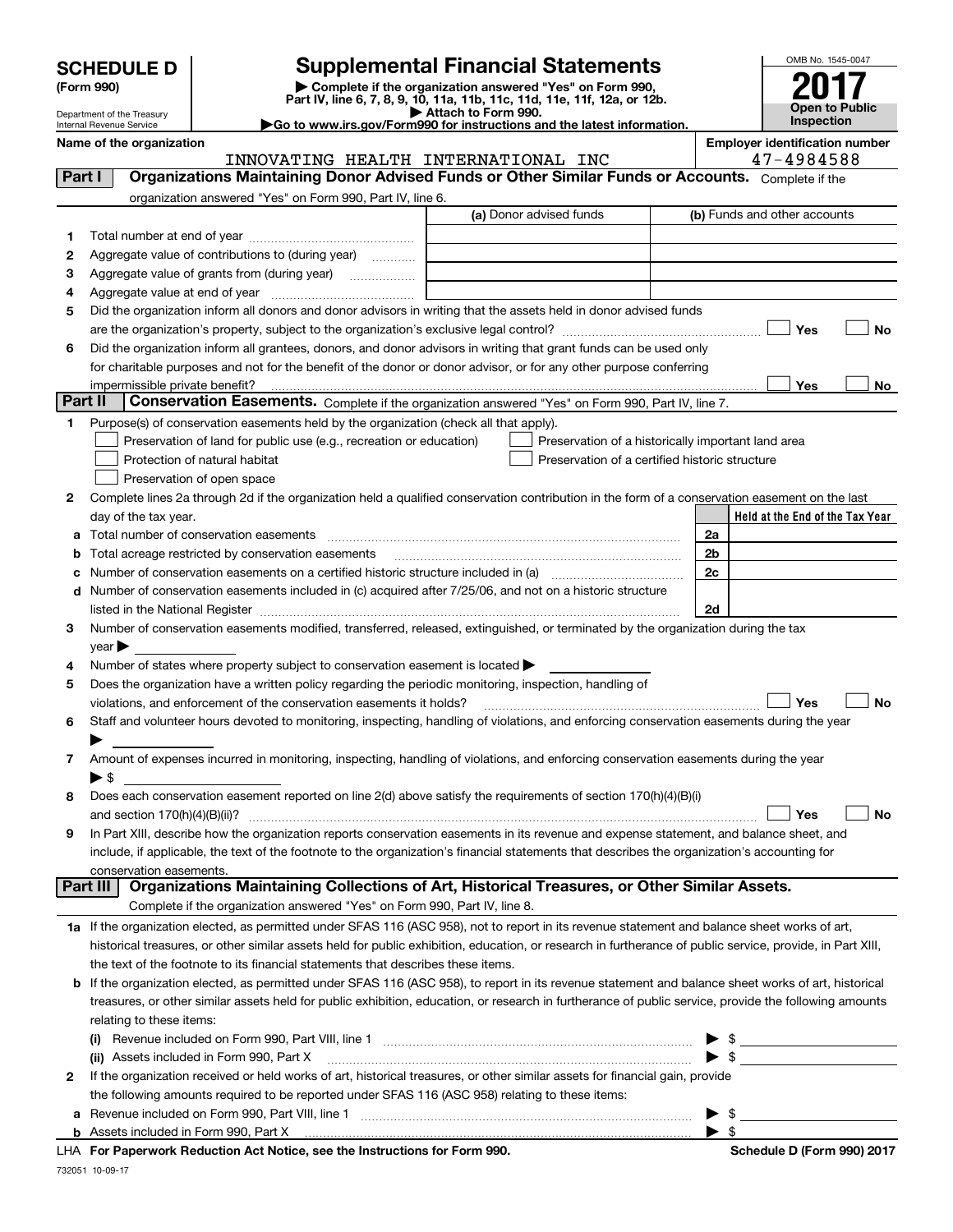# SCHEDULE D (Form 990)

Department of the Treasury
Internal Revenue Service

# Supplemental Financial Statements

▶ Complete if the organization answered "Yes" on Form 990, Part IV, line 6, 7, 8, 9, 10, 11a, 11b, 11c, 11d, 11e, 11f, 12a, or 12b.
▶ Attach to Form 990.
▶Go to www.irs.gov/Form990 for instructions and the latest information.

OMB No. 1545-0047

**2017**

**Open to Public Inspection**

**Name of the organization:** INNOVATING HEALTH INTERNATIONAL INC

**Employer identification number:** 47-4984588

## Part I Organizations Maintaining Donor Advised Funds or Other Similar Funds or Accounts.

Complete if the organization answered "Yes" on Form 990, Part IV, line 6.

| | | (a) Donor advised funds | (b) Funds and other accounts |
|---|---|---|---|
| 1 | Total number at end of year | | |
| 2 | Aggregate value of contributions to (during year) | | |
| 3 | Aggregate value of grants from (during year) | | |
| 4 | Aggregate value at end of year | | |

5 Did the organization inform all donors and donor advisors in writing that the assets held in donor advised funds are the organization's property, subject to the organization's exclusive legal control? ☐ Yes ☐ No

6 Did the organization inform all grantees, donors, and donor advisors in writing that grant funds can be used only for charitable purposes and not for the benefit of the donor or donor advisor, or for any other purpose conferring impermissible private benefit? ☐ Yes ☐ No

## Part II Conservation Easements.

Complete if the organization answered "Yes" on Form 990, Part IV, line 7.

1 Purpose(s) of conservation easements held by the organization (check all that apply).

- ☐ Preservation of land for public use (e.g., recreation or education)
- ☐ Protection of natural habitat
- ☐ Preservation of open space
- ☐ Preservation of a historically important land area
- ☐ Preservation of a certified historic structure

2 Complete lines 2a through 2d if the organization held a qualified conservation contribution in the form of a conservation easement on the last day of the tax year.

| | | | Held at the End of the Tax Year |
|---|---|---|---|
| a | Total number of conservation easements | 2a | |
| b | Total acreage restricted by conservation easements | 2b | |
| c | Number of conservation easements on a certified historic structure included in (a) | 2c | |
| d | Number of conservation easements included in (c) acquired after 7/25/06, and not on a historic structure listed in the National Register | 2d | |

3 Number of conservation easements modified, transferred, released, extinguished, or terminated by the organization during the tax year ▶

4 Number of states where property subject to conservation easement is located ▶

5 Does the organization have a written policy regarding the periodic monitoring, inspection, handling of violations, and enforcement of the conservation easements it holds? ☐ Yes ☐ No

6 Staff and volunteer hours devoted to monitoring, inspecting, handling of violations, and enforcing conservation easements during the year ▶

7 Amount of expenses incurred in monitoring, inspecting, handling of violations, and enforcing conservation easements during the year ▶ $

8 Does each conservation easement reported on line 2(d) above satisfy the requirements of section 170(h)(4)(B)(i) and section 170(h)(4)(B)(ii)? ☐ Yes ☐ No

9 In Part XIII, describe how the organization reports conservation easements in its revenue and expense statement, and balance sheet, and include, if applicable, the text of the footnote to the organization's financial statements that describes the organization's accounting for conservation easements.

## Part III Organizations Maintaining Collections of Art, Historical Treasures, or Other Similar Assets.

Complete if the organization answered "Yes" on Form 990, Part IV, line 8.

1a If the organization elected, as permitted under SFAS 116 (ASC 958), not to report in its revenue statement and balance sheet works of art, historical treasures, or other similar assets held for public exhibition, education, or research in furtherance of public service, provide, in Part XIII, the text of the footnote to its financial statements that describes these items.

b If the organization elected, as permitted under SFAS 116 (ASC 958), to report in its revenue statement and balance sheet works of art, historical treasures, or other similar assets held for public exhibition, education, or research in furtherance of public service, provide the following amounts relating to these items:

(i) Revenue included on Form 990, Part VIII, line 1 ▶ $

(ii) Assets included in Form 990, Part X ▶ $

2 If the organization received or held works of art, historical treasures, or other similar assets for financial gain, provide the following amounts required to be reported under SFAS 116 (ASC 958) relating to these items:

a Revenue included on Form 990, Part VIII, line 1 ▶ $

b Assets included in Form 990, Part X ▶ $

LHA For Paperwork Reduction Act Notice, see the Instructions for Form 990. Schedule D (Form 990) 2017

732051 10-09-17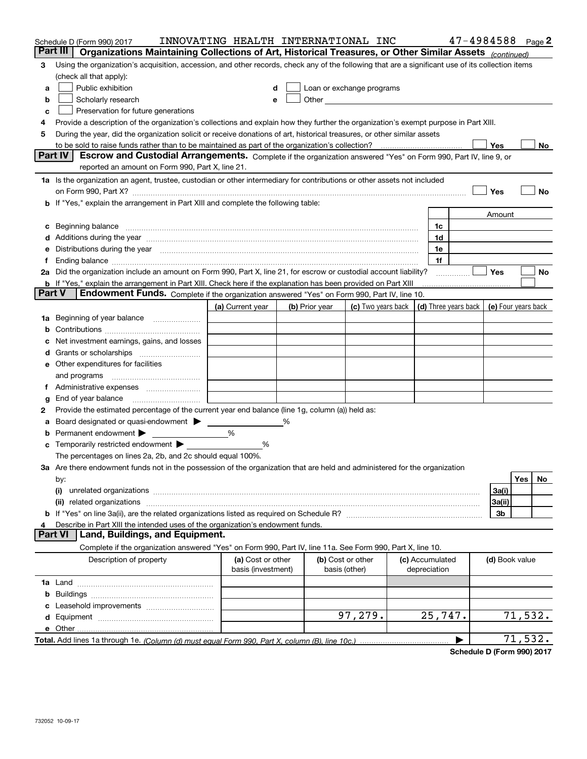Schedule D (Form 990) 2017 INNOVATING HEALTH INTERNATIONAL INC 47-4984588 Page 2

## Part III | Organizations Maintaining Collections of Art, Historical Treasures, or Other Similar Assets *(continued)*

3 Using the organization's acquisition, accession, and other records, check any of the following that are a significant use of its collection items (check all that apply):

a ☐ Public exhibition
b ☐ Scholarly research
c ☐ Preservation for future generations
d ☐ Loan or exchange programs
e ☐ Other

4 Provide a description of the organization's collections and explain how they further the organization's exempt purpose in Part XIII.

5 During the year, did the organization solicit or receive donations of art, historical treasures, or other similar assets to be sold to raise funds rather than to be maintained as part of the organization's collection? ☐ Yes ☐ No

## Part IV | Escrow and Custodial Arrangements.

Complete if the organization answered "Yes" on Form 990, Part IV, line 9, or reported an amount on Form 990, Part X, line 21.

1a Is the organization an agent, trustee, custodian or other intermediary for contributions or other assets not included on Form 990, Part X? ☐ Yes ☐ No

b If "Yes," explain the arrangement in Part XIII and complete the following table:

| | | Amount |
|---|---|---|
| c Beginning balance | 1c | |
| d Additions during the year | 1d | |
| e Distributions during the year | 1e | |
| f Ending balance | 1f | |

2a Did the organization include an amount on Form 990, Part X, line 21, for escrow or custodial account liability? ☐ Yes ☐ No

b If "Yes," explain the arrangement in Part XIII. Check here if the explanation has been provided on Part XIII ☐

## Part V | Endowment Funds.

Complete if the organization answered "Yes" on Form 990, Part IV, line 10.

| | (a) Current year | (b) Prior year | (c) Two years back | (d) Three years back | (e) Four years back |
|---|---|---|---|---|---|
| 1a Beginning of year balance | | | | | |
| b Contributions | | | | | |
| c Net investment earnings, gains, and losses | | | | | |
| d Grants or scholarships | | | | | |
| e Other expenditures for facilities and programs | | | | | |
| f Administrative expenses | | | | | |
| g End of year balance | | | | | |

2 Provide the estimated percentage of the current year end balance (line 1g, column (a)) held as:

a Board designated or quasi-endowment ▶ ____ %
b Permanent endowment ▶ ____ %
c Temporarily restricted endowment ▶ ____ %

The percentages on lines 2a, 2b, and 2c should equal 100%.

3a Are there endowment funds not in the possession of the organization that are held and administered for the organization by:

| | | Yes | No |
|---|---|---|---|
| (i) unrelated organizations | 3a(i) | | |
| (ii) related organizations | 3a(ii) | | |
| b If "Yes" on line 3a(ii), are the related organizations listed as required on Schedule R? | 3b | | |

4 Describe in Part XIII the intended uses of the organization's endowment funds.

## Part VI | Land, Buildings, and Equipment.

Complete if the organization answered "Yes" on Form 990, Part IV, line 11a. See Form 990, Part X, line 10.

| Description of property | (a) Cost or other basis (investment) | (b) Cost or other basis (other) | (c) Accumulated depreciation | (d) Book value |
|---|---|---|---|---|
| 1a Land | | | | |
| b Buildings | | | | |
| c Leasehold improvements | | | | |
| d Equipment | | 97,279. | 25,747. | 71,532. |
| e Other | | | | |
| **Total.** Add lines 1a through 1e. *(Column (d) must equal Form 990, Part X, column (B), line 10c.)* ▶ | | | | 71,532. |

**Schedule D (Form 990) 2017**

732052 10-09-17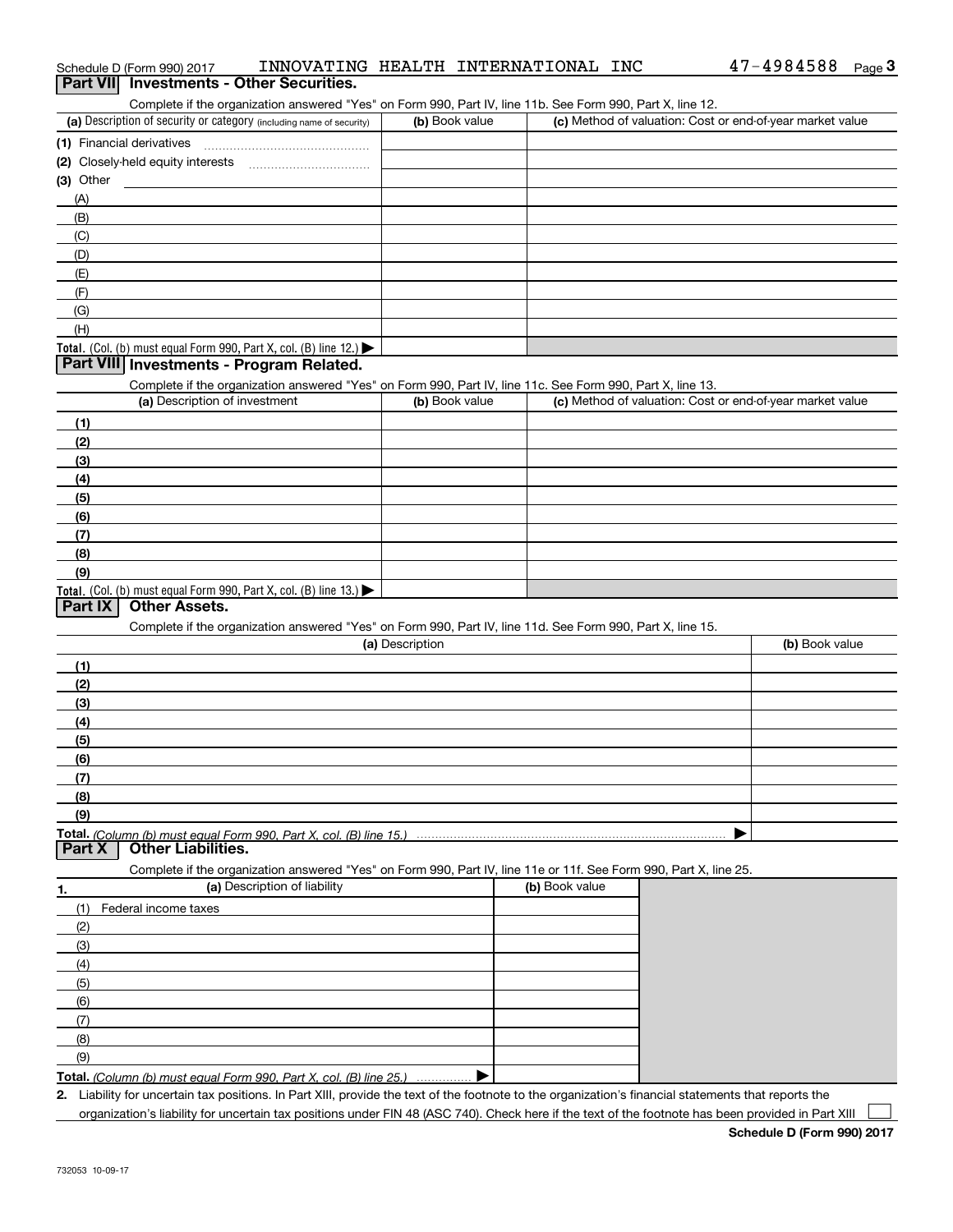Schedule D (Form 990) 2017 INNOVATING HEALTH INTERNATIONAL INC 47-4984588 Page **3**

## Part VII Investments - Other Securities.

Complete if the organization answered "Yes" on Form 990, Part IV, line 11b. See Form 990, Part X, line 12.

| (a) Description of security or category (including name of security) | (b) Book value | (c) Method of valuation: Cost or end-of-year market value |
|---|---|---|
| (1) Financial derivatives | | |
| (2) Closely-held equity interests | | |
| (3) Other | | |
| (A) | | |
| (B) | | |
| (C) | | |
| (D) | | |
| (E) | | |
| (F) | | |
| (G) | | |
| (H) | | |
| **Total.** (Col. (b) must equal Form 990, Part X, col. (B) line 12.) ▶ | | |

## Part VIII Investments - Program Related.

Complete if the organization answered "Yes" on Form 990, Part IV, line 11c. See Form 990, Part X, line 13.

| (a) Description of investment | (b) Book value | (c) Method of valuation: Cost or end-of-year market value |
|---|---|---|
| (1) | | |
| (2) | | |
| (3) | | |
| (4) | | |
| (5) | | |
| (6) | | |
| (7) | | |
| (8) | | |
| (9) | | |
| **Total.** (Col. (b) must equal Form 990, Part X, col. (B) line 13.) ▶ | | |

## Part IX Other Assets.

Complete if the organization answered "Yes" on Form 990, Part IV, line 11d. See Form 990, Part X, line 15.

| (a) Description | (b) Book value |
|---|---|
| (1) | |
| (2) | |
| (3) | |
| (4) | |
| (5) | |
| (6) | |
| (7) | |
| (8) | |
| (9) | |
| **Total.** *(Column (b) must equal Form 990, Part X, col. (B) line 15.)* ▶ | |

## Part X Other Liabilities.

Complete if the organization answered "Yes" on Form 990, Part IV, line 11e or 11f. See Form 990, Part X, line 25.

| 1. (a) Description of liability | (b) Book value |
|---|---|
| (1) Federal income taxes | |
| (2) | |
| (3) | |
| (4) | |
| (5) | |
| (6) | |
| (7) | |
| (8) | |
| (9) | |
| **Total.** *(Column (b) must equal Form 990, Part X, col. (B) line 25.)* ▶ | |

**2.** Liability for uncertain tax positions. In Part XIII, provide the text of the footnote to the organization's financial statements that reports the organization's liability for uncertain tax positions under FIN 48 (ASC 740). Check here if the text of the footnote has been provided in Part XIII ☐

**Schedule D (Form 990) 2017**

732053 10-09-17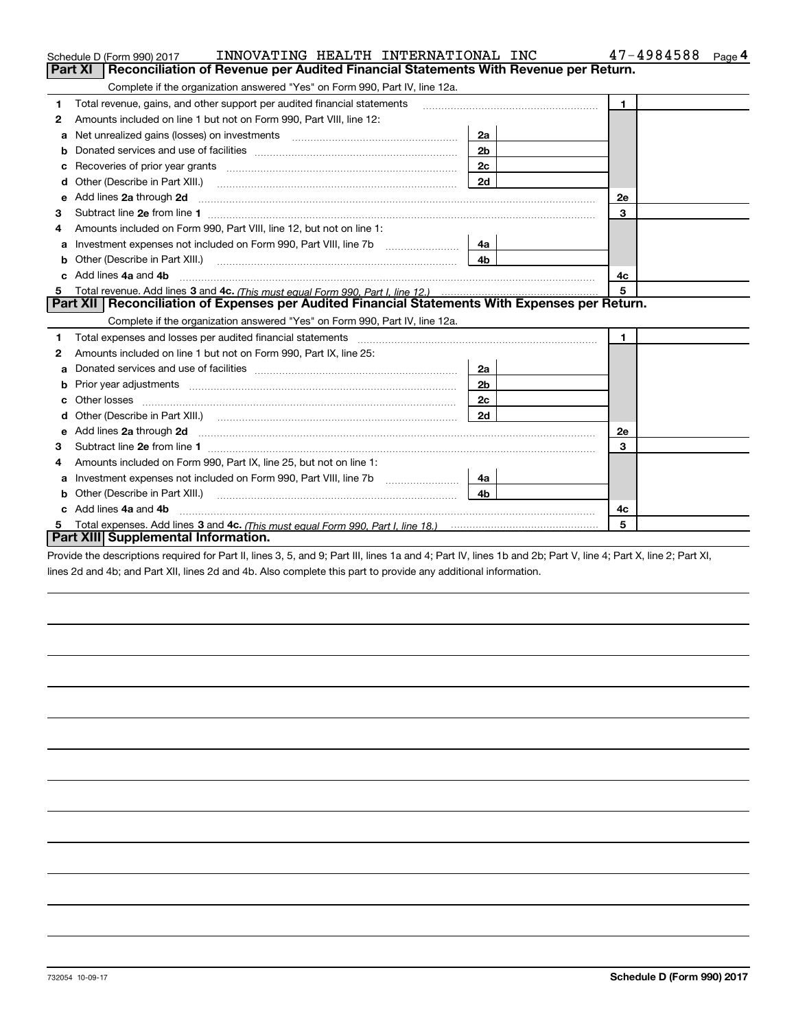Schedule D (Form 990) 2017 INNOVATING HEALTH INTERNATIONAL INC 47-4984588

## Part XI Reconciliation of Revenue per Audited Financial Statements With Revenue per Return.

Complete if the organization answered "Yes" on Form 990, Part IV, line 12a.

| | | | | | |
|---|---|---|---|---|---|
| 1 | Total revenue, gains, and other support per audited financial statements | | | 1 | |
| 2 | Amounts included on line 1 but not on Form 990, Part VIII, line 12: | | | | |
| a | Net unrealized gains (losses) on investments | 2a | | | |
| b | Donated services and use of facilities | 2b | | | |
| c | Recoveries of prior year grants | 2c | | | |
| d | Other (Describe in Part XIII.) | 2d | | | |
| e | Add lines **2a** through **2d** | | | 2e | |
| 3 | Subtract line **2e** from line **1** | | | 3 | |
| 4 | Amounts included on Form 990, Part VIII, line 12, but not on line 1: | | | | |
| a | Investment expenses not included on Form 990, Part VIII, line 7b | 4a | | | |
| b | Other (Describe in Part XIII.) | 4b | | | |
| c | Add lines **4a** and **4b** | | | 4c | |
| 5 | Total revenue. Add lines **3** and **4c.** *(This must equal Form 990, Part I, line 12.)* | | | 5 | |

## Part XII Reconciliation of Expenses per Audited Financial Statements With Expenses per Return.

Complete if the organization answered "Yes" on Form 990, Part IV, line 12a.

| | | | | | |
|---|---|---|---|---|---|
| 1 | Total expenses and losses per audited financial statements | | | 1 | |
| 2 | Amounts included on line 1 but not on Form 990, Part IX, line 25: | | | | |
| a | Donated services and use of facilities | 2a | | | |
| b | Prior year adjustments | 2b | | | |
| c | Other losses | 2c | | | |
| d | Other (Describe in Part XIII.) | 2d | | | |
| e | Add lines **2a** through **2d** | | | 2e | |
| 3 | Subtract line **2e** from line **1** | | | 3 | |
| 4 | Amounts included on Form 990, Part IX, line 25, but not on line 1: | | | | |
| a | Investment expenses not included on Form 990, Part VIII, line 7b | 4a | | | |
| b | Other (Describe in Part XIII.) | 4b | | | |
| c | Add lines **4a** and **4b** | | | 4c | |
| 5 | Total expenses. Add lines **3** and **4c.** *(This must equal Form 990, Part I, line 18.)* | | | 5 | |

## Part XIII Supplemental Information.

Provide the descriptions required for Part II, lines 3, 5, and 9; Part III, lines 1a and 4; Part IV, lines 1b and 2b; Part V, line 4; Part X, line 2; Part XI, lines 2d and 4b; and Part XII, lines 2d and 4b. Also complete this part to provide any additional information.

732054 10-09-17 **Schedule D (Form 990) 2017**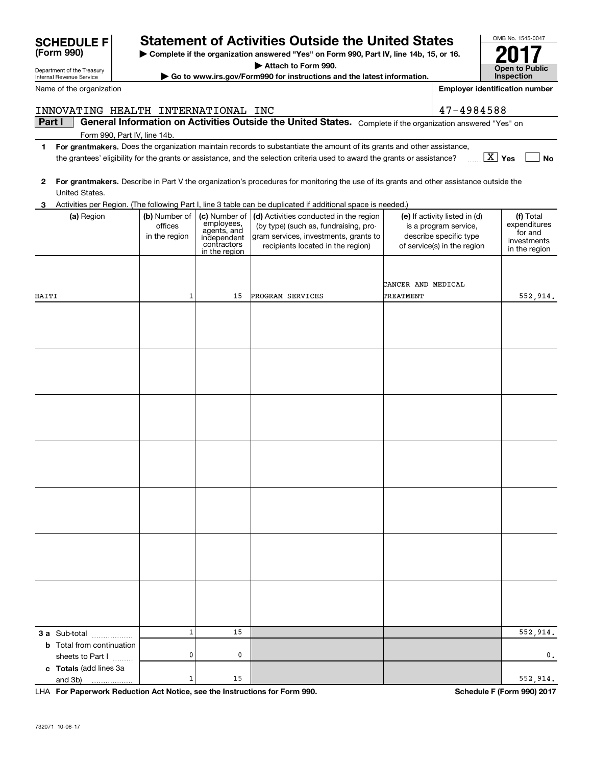# SCHEDULE F (Form 990)

Department of the Treasury
Internal Revenue Service

## Statement of Activities Outside the United States

▶ Complete if the organization answered "Yes" on Form 990, Part IV, line 14b, 15, or 16.
▶ Attach to Form 990.
▶ Go to www.irs.gov/Form990 for instructions and the latest information.

OMB No. 1545-0047
**2017**
**Open to Public Inspection**

Name of the organization: INNOVATING HEALTH INTERNATIONAL INC

Employer identification number: 47-4984588

**Part I** **General Information on Activities Outside the United States.** Complete if the organization answered "Yes" on Form 990, Part IV, line 14b.

**1** **For grantmakers.** Does the organization maintain records to substantiate the amount of its grants and other assistance, the grantees' eligibility for the grants or assistance, and the selection criteria used to award the grants or assistance? ...... [X] Yes [ ] No

**2** **For grantmakers.** Describe in Part V the organization's procedures for monitoring the use of its grants and other assistance outside the United States.

**3** Activities per Region. (The following Part I, line 3 table can be duplicated if additional space is needed.)

| (a) Region | (b) Number of offices in the region | (c) Number of employees, agents, and independent contractors in the region | (d) Activities conducted in the region (by type) (such as, fundraising, program services, investments, grants to recipients located in the region) | (e) If activity listed in (d) is a program service, describe specific type of service(s) in the region | (f) Total expenditures for and investments in the region |
|---|---|---|---|---|---|
| HAITI | 1 | 15 | PROGRAM SERVICES | CANCER AND MEDICAL TREATMENT | 552,914. |
| | | | | | |
| | | | | | |
| | | | | | |
| | | | | | |
| | | | | | |
| | | | | | |
| | | | | | |
| **3 a** Sub-total | 1 | 15 | | | 552,914. |
| **b** Total from continuation sheets to Part I | 0 | 0 | | | 0. |
| **c Totals** (add lines 3a and 3b) | 1 | 15 | | | 552,914. |

LHA **For Paperwork Reduction Act Notice, see the Instructions for Form 990.** **Schedule F (Form 990) 2017**

732071 10-06-17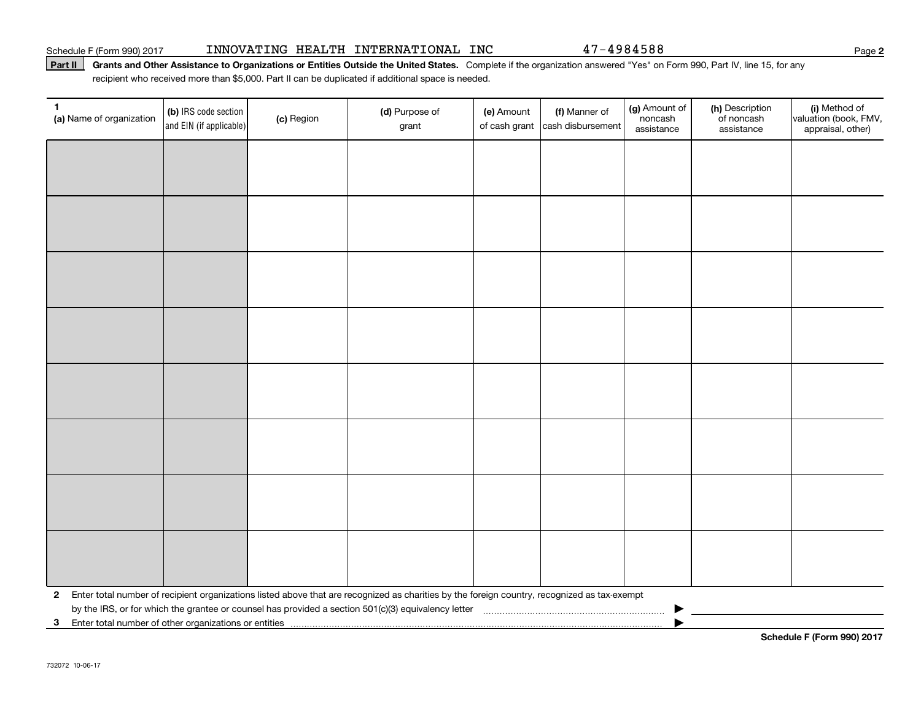Schedule F (Form 990) 2017 INNOVATING HEALTH INTERNATIONAL INC 47-4984588 Page **2**

**Part II** **Grants and Other Assistance to Organizations or Entities Outside the United States.** Complete if the organization answered "Yes" on Form 990, Part IV, line 15, for any recipient who received more than $5,000. Part II can be duplicated if additional space is needed.

| 1 (a) Name of organization | (b) IRS code section and EIN (if applicable) | (c) Region | (d) Purpose of grant | (e) Amount of cash grant | (f) Manner of cash disbursement | (g) Amount of noncash assistance | (h) Description of noncash assistance | (i) Method of valuation (book, FMV, appraisal, other) |
|---|---|---|---|---|---|---|---|---|
| | | | | | | | | |
| | | | | | | | | |
| | | | | | | | | |
| | | | | | | | | |
| | | | | | | | | |
| | | | | | | | | |
| | | | | | | | | |
| | | | | | | | | |

**2** Enter total number of recipient organizations listed above that are recognized as charities by the foreign country, recognized as tax-exempt by the IRS, or for which the grantee or counsel has provided a section 501(c)(3) equivalency letter ▶

**3** Enter total number of other organizations or entities ▶

**Schedule F (Form 990) 2017**

732072 10-06-17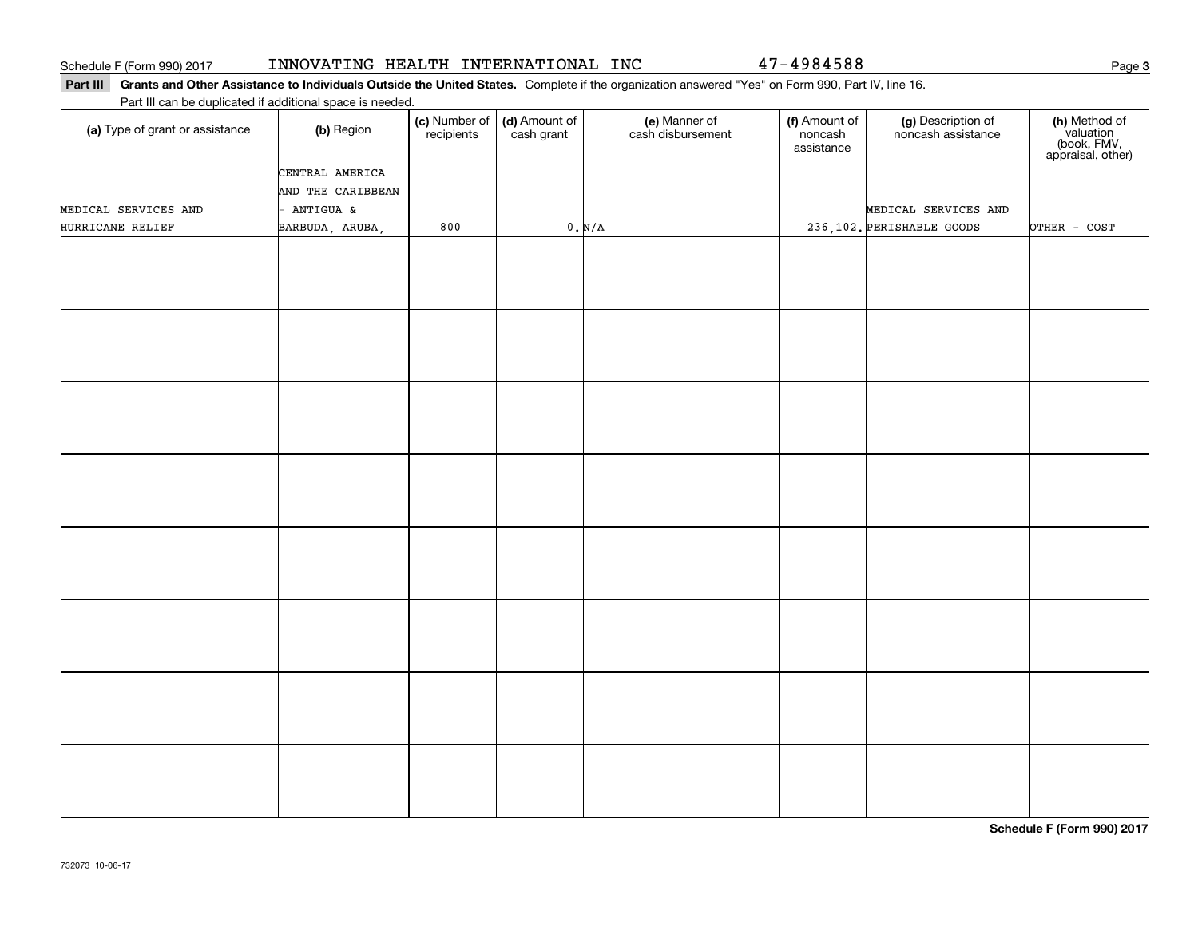Schedule F (Form 990) 2017 INNOVATING HEALTH INTERNATIONAL INC 47-4984588

**Part III Grants and Other Assistance to Individuals Outside the United States.** Complete if the organization answered "Yes" on Form 990, Part IV, line 16.

Part III can be duplicated if additional space is needed.

| (a) Type of grant or assistance | (b) Region | (c) Number of recipients | (d) Amount of cash grant | (e) Manner of cash disbursement | (f) Amount of noncash assistance | (g) Description of noncash assistance | (h) Method of valuation (book, FMV, appraisal, other) |
|---|---|---|---|---|---|---|---|
| MEDICAL SERVICES AND HURRICANE RELIEF | CENTRAL AMERICA AND THE CARIBBEAN - ANTIGUA & BARBUDA, ARUBA, | 800 | 0. | N/A | 236,102. | MEDICAL SERVICES AND PERISHABLE GOODS | OTHER - COST |
| | | | | | | | |
| | | | | | | | |
| | | | | | | | |
| | | | | | | | |
| | | | | | | | |
| | | | | | | | |
| | | | | | | | |
| | | | | | | | |

**Schedule F (Form 990) 2017**

732073 10-06-17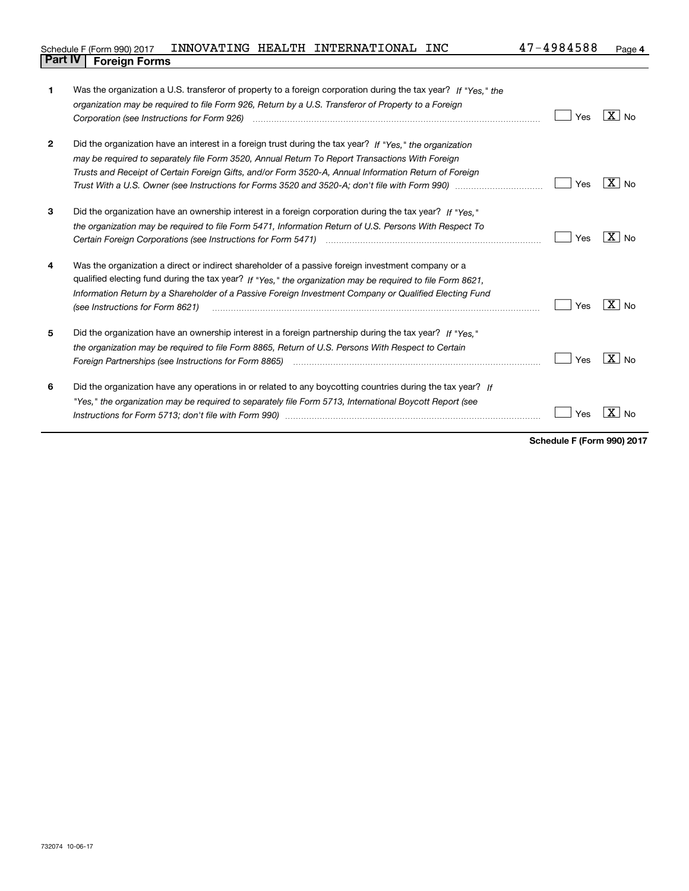Schedule F (Form 990) 2017 INNOVATING HEALTH INTERNATIONAL INC 47-4984588 Page 4

## Part IV Foreign Forms

| | | Yes | No |
|---|---|---|---|
| **1** | Was the organization a U.S. transferor of property to a foreign corporation during the tax year? *If "Yes," the organization may be required to file Form 926, Return by a U.S. Transferor of Property to a Foreign Corporation (see Instructions for Form 926)* | | X |
| **2** | Did the organization have an interest in a foreign trust during the tax year? *If "Yes," the organization may be required to separately file Form 3520, Annual Return To Report Transactions With Foreign Trusts and Receipt of Certain Foreign Gifts, and/or Form 3520-A, Annual Information Return of Foreign Trust With a U.S. Owner (see Instructions for Forms 3520 and 3520-A; don't file with Form 990)* | | X |
| **3** | Did the organization have an ownership interest in a foreign corporation during the tax year? *If "Yes," the organization may be required to file Form 5471, Information Return of U.S. Persons With Respect To Certain Foreign Corporations (see Instructions for Form 5471)* | | X |
| **4** | Was the organization a direct or indirect shareholder of a passive foreign investment company or a qualified electing fund during the tax year? *If "Yes," the organization may be required to file Form 8621, Information Return by a Shareholder of a Passive Foreign Investment Company or Qualified Electing Fund (see Instructions for Form 8621)* | | X |
| **5** | Did the organization have an ownership interest in a foreign partnership during the tax year? *If "Yes," the organization may be required to file Form 8865, Return of U.S. Persons With Respect to Certain Foreign Partnerships (see Instructions for Form 8865)* | | X |
| **6** | Did the organization have any operations in or related to any boycotting countries during the tax year? *If "Yes," the organization may be required to separately file Form 5713, International Boycott Report (see Instructions for Form 5713; don't file with Form 990)* | | X |

**Schedule F (Form 990) 2017**

732074 10-06-17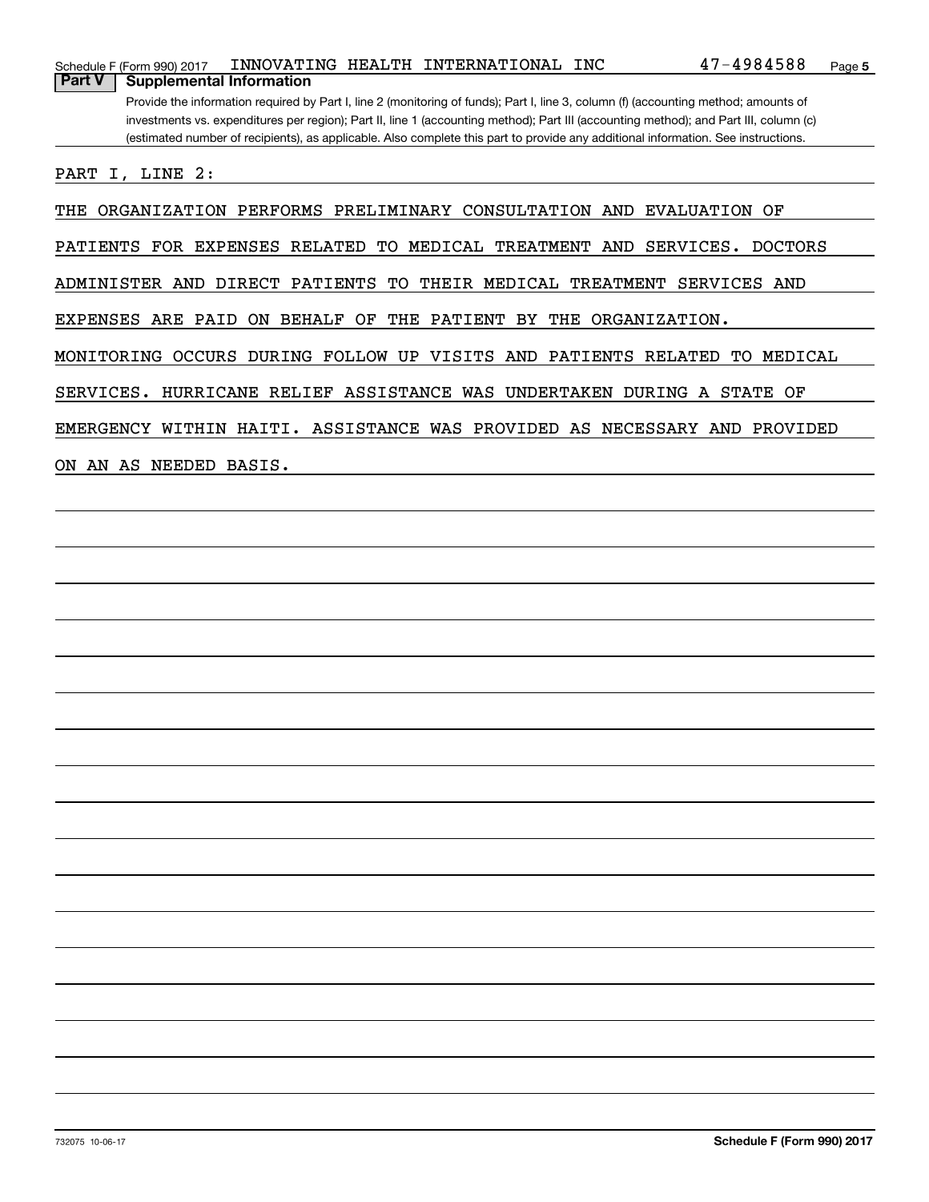Schedule F (Form 990) 2017 INNOVATING HEALTH INTERNATIONAL INC 47-4984588

## Part V Supplemental Information

Provide the information required by Part I, line 2 (monitoring of funds); Part I, line 3, column (f) (accounting method; amounts of investments vs. expenditures per region); Part II, line 1 (accounting method); Part III (accounting method); and Part III, column (c) (estimated number of recipients), as applicable. Also complete this part to provide any additional information. See instructions.

PART I, LINE 2:

THE ORGANIZATION PERFORMS PRELIMINARY CONSULTATION AND EVALUATION OF PATIENTS FOR EXPENSES RELATED TO MEDICAL TREATMENT AND SERVICES. DOCTORS ADMINISTER AND DIRECT PATIENTS TO THEIR MEDICAL TREATMENT SERVICES AND EXPENSES ARE PAID ON BEHALF OF THE PATIENT BY THE ORGANIZATION. MONITORING OCCURS DURING FOLLOW UP VISITS AND PATIENTS RELATED TO MEDICAL SERVICES. HURRICANE RELIEF ASSISTANCE WAS UNDERTAKEN DURING A STATE OF EMERGENCY WITHIN HAITI. ASSISTANCE WAS PROVIDED AS NECESSARY AND PROVIDED ON AN AS NEEDED BASIS.

732075 10-06-17 **Schedule F (Form 990) 2017**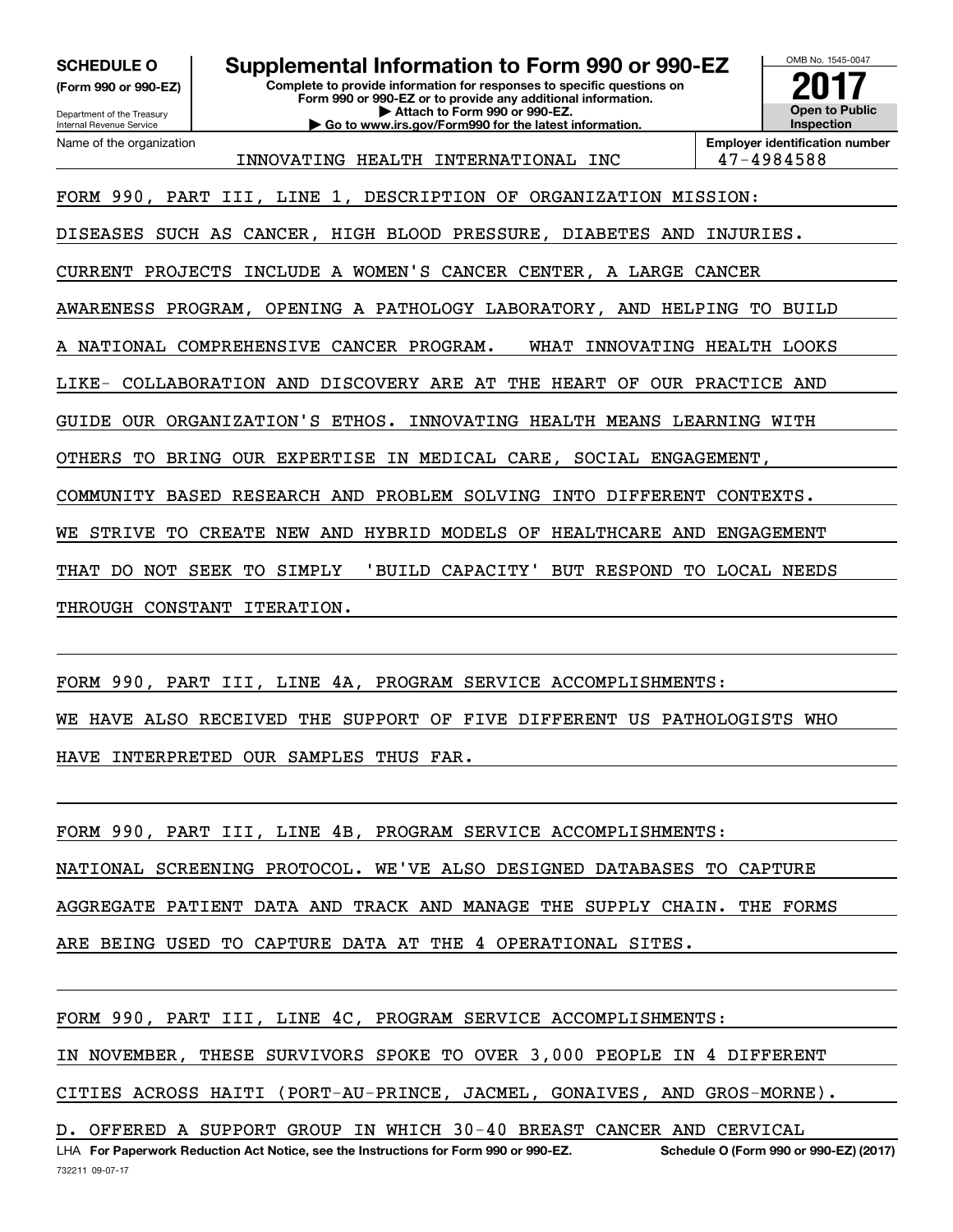**SCHEDULE O**
**(Form 990 or 990-EZ)**

Department of the Treasury
Internal Revenue Service

# Supplemental Information to Form 990 or 990-EZ

**Complete to provide information for responses to specific questions on Form 990 or 990-EZ or to provide any additional information.**
**▶ Attach to Form 990 or 990-EZ.**
**▶ Go to www.irs.gov/Form990 for the latest information.**

OMB No. 1545-0047
**2017**
**Open to Public Inspection**

Name of the organization: INNOVATING HEALTH INTERNATIONAL INC
**Employer identification number:** 47-4984588

FORM 990, PART III, LINE 1, DESCRIPTION OF ORGANIZATION MISSION:
DISEASES SUCH AS CANCER, HIGH BLOOD PRESSURE, DIABETES AND INJURIES. CURRENT PROJECTS INCLUDE A WOMEN'S CANCER CENTER, A LARGE CANCER AWARENESS PROGRAM, OPENING A PATHOLOGY LABORATORY, AND HELPING TO BUILD A NATIONAL COMPREHENSIVE CANCER PROGRAM. WHAT INNOVATING HEALTH LOOKS LIKE- COLLABORATION AND DISCOVERY ARE AT THE HEART OF OUR PRACTICE AND GUIDE OUR ORGANIZATION'S ETHOS. INNOVATING HEALTH MEANS LEARNING WITH OTHERS TO BRING OUR EXPERTISE IN MEDICAL CARE, SOCIAL ENGAGEMENT, COMMUNITY BASED RESEARCH AND PROBLEM SOLVING INTO DIFFERENT CONTEXTS. WE STRIVE TO CREATE NEW AND HYBRID MODELS OF HEALTHCARE AND ENGAGEMENT THAT DO NOT SEEK TO SIMPLY 'BUILD CAPACITY' BUT RESPOND TO LOCAL NEEDS THROUGH CONSTANT ITERATION.

FORM 990, PART III, LINE 4A, PROGRAM SERVICE ACCOMPLISHMENTS:
WE HAVE ALSO RECEIVED THE SUPPORT OF FIVE DIFFERENT US PATHOLOGISTS WHO HAVE INTERPRETED OUR SAMPLES THUS FAR.

FORM 990, PART III, LINE 4B, PROGRAM SERVICE ACCOMPLISHMENTS:
NATIONAL SCREENING PROTOCOL. WE'VE ALSO DESIGNED DATABASES TO CAPTURE AGGREGATE PATIENT DATA AND TRACK AND MANAGE THE SUPPLY CHAIN. THE FORMS ARE BEING USED TO CAPTURE DATA AT THE 4 OPERATIONAL SITES.

FORM 990, PART III, LINE 4C, PROGRAM SERVICE ACCOMPLISHMENTS:
IN NOVEMBER, THESE SURVIVORS SPOKE TO OVER 3,000 PEOPLE IN 4 DIFFERENT CITIES ACROSS HAITI (PORT-AU-PRINCE, JACMEL, GONAIVES, AND GROS-MORNE). D. OFFERED A SUPPORT GROUP IN WHICH 30-40 BREAST CANCER AND CERVICAL

LHA **For Paperwork Reduction Act Notice, see the Instructions for Form 990 or 990-EZ.** **Schedule O (Form 990 or 990-EZ) (2017)**
732211 09-07-17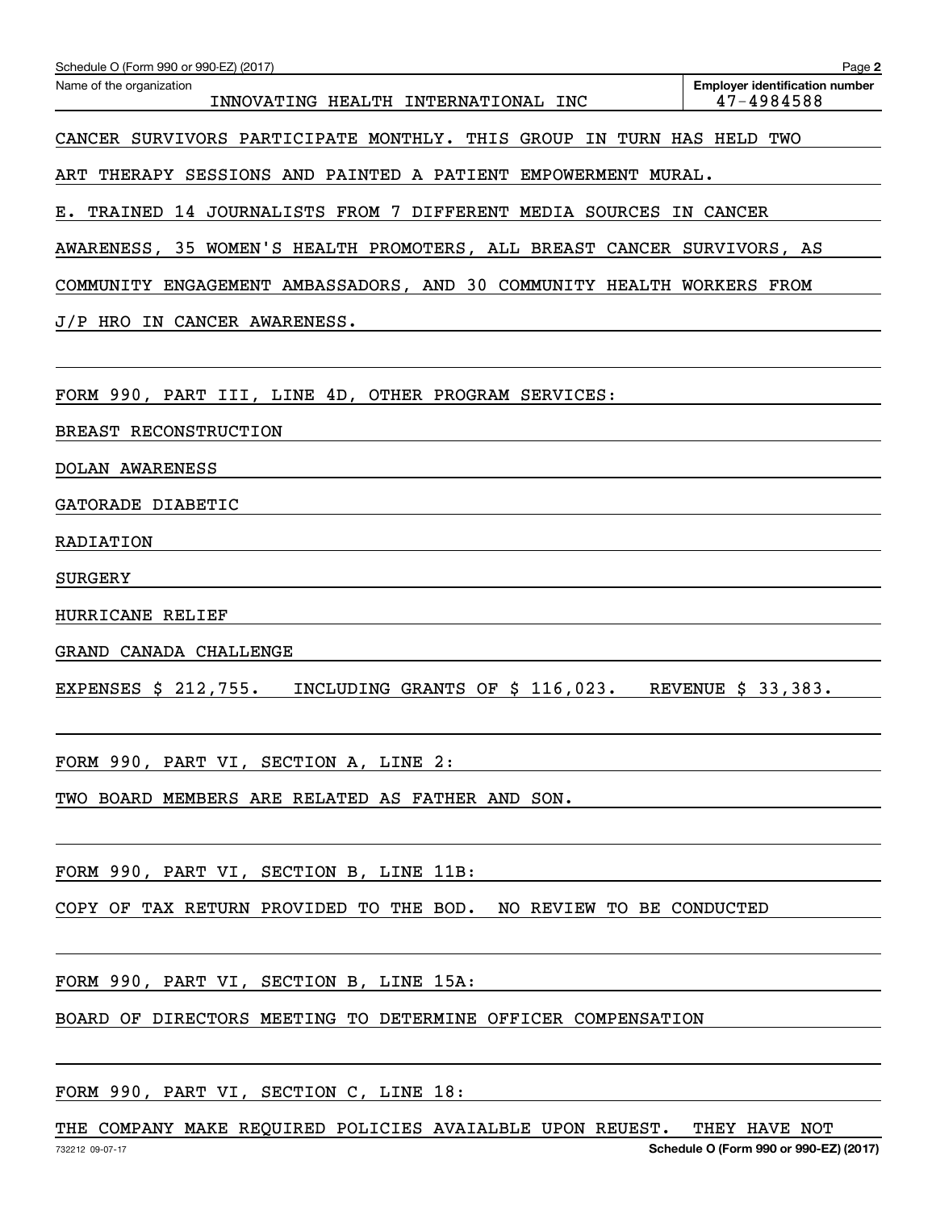Name of the organization: INNOVATING HEALTH INTERNATIONAL INC

Employer identification number: 47-4984588

CANCER SURVIVORS PARTICIPATE MONTHLY. THIS GROUP IN TURN HAS HELD TWO ART THERAPY SESSIONS AND PAINTED A PATIENT EMPOWERMENT MURAL.

E. TRAINED 14 JOURNALISTS FROM 7 DIFFERENT MEDIA SOURCES IN CANCER AWARENESS, 35 WOMEN'S HEALTH PROMOTERS, ALL BREAST CANCER SURVIVORS, AS COMMUNITY ENGAGEMENT AMBASSADORS, AND 30 COMMUNITY HEALTH WORKERS FROM J/P HRO IN CANCER AWARENESS.

FORM 990, PART III, LINE 4D, OTHER PROGRAM SERVICES:

BREAST RECONSTRUCTION

DOLAN AWARENESS

GATORADE DIABETIC

RADIATION

SURGERY

HURRICANE RELIEF

GRAND CANADA CHALLENGE

EXPENSES $ 212,755. INCLUDING GRANTS OF $ 116,023. REVENUE $ 33,383.

FORM 990, PART VI, SECTION A, LINE 2:

TWO BOARD MEMBERS ARE RELATED AS FATHER AND SON.

FORM 990, PART VI, SECTION B, LINE 11B:

COPY OF TAX RETURN PROVIDED TO THE BOD. NO REVIEW TO BE CONDUCTED

FORM 990, PART VI, SECTION B, LINE 15A:

BOARD OF DIRECTORS MEETING TO DETERMINE OFFICER COMPENSATION

FORM 990, PART VI, SECTION C, LINE 18:

THE COMPANY MAKE REQUIRED POLICIES AVAIALBLE UPON REUEST. THEY HAVE NOT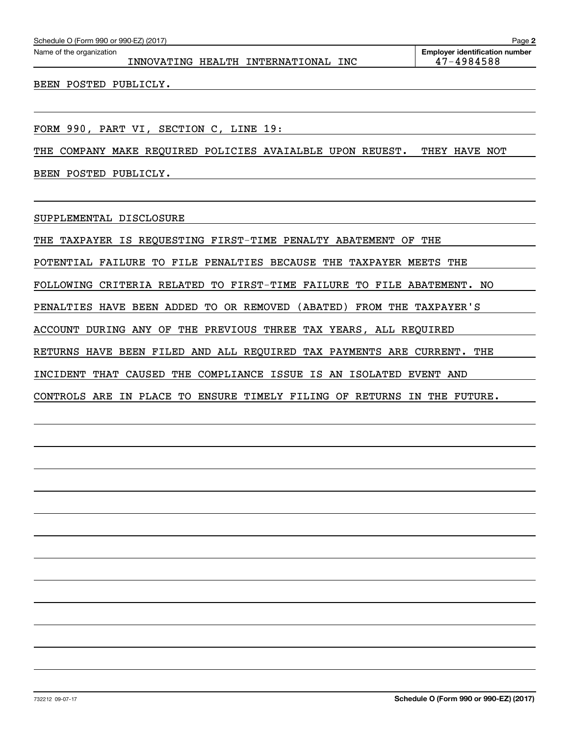Name of the organization: INNOVATING HEALTH INTERNATIONAL INC

Employer identification number: 47-4984588

BEEN POSTED PUBLICLY.

FORM 990, PART VI, SECTION C, LINE 19:

THE COMPANY MAKE REQUIRED POLICIES AVAIALBLE UPON REUEST. THEY HAVE NOT BEEN POSTED PUBLICLY.

SUPPLEMENTAL DISCLOSURE

THE TAXPAYER IS REQUESTING FIRST-TIME PENALTY ABATEMENT OF THE POTENTIAL FAILURE TO FILE PENALTIES BECAUSE THE TAXPAYER MEETS THE FOLLOWING CRITERIA RELATED TO FIRST-TIME FAILURE TO FILE ABATEMENT. NO PENALTIES HAVE BEEN ADDED TO OR REMOVED (ABATED) FROM THE TAXPAYER'S ACCOUNT DURING ANY OF THE PREVIOUS THREE TAX YEARS, ALL REQUIRED RETURNS HAVE BEEN FILED AND ALL REQUIRED TAX PAYMENTS ARE CURRENT. THE INCIDENT THAT CAUSED THE COMPLIANCE ISSUE IS AN ISOLATED EVENT AND CONTROLS ARE IN PLACE TO ENSURE TIMELY FILING OF RETURNS IN THE FUTURE.